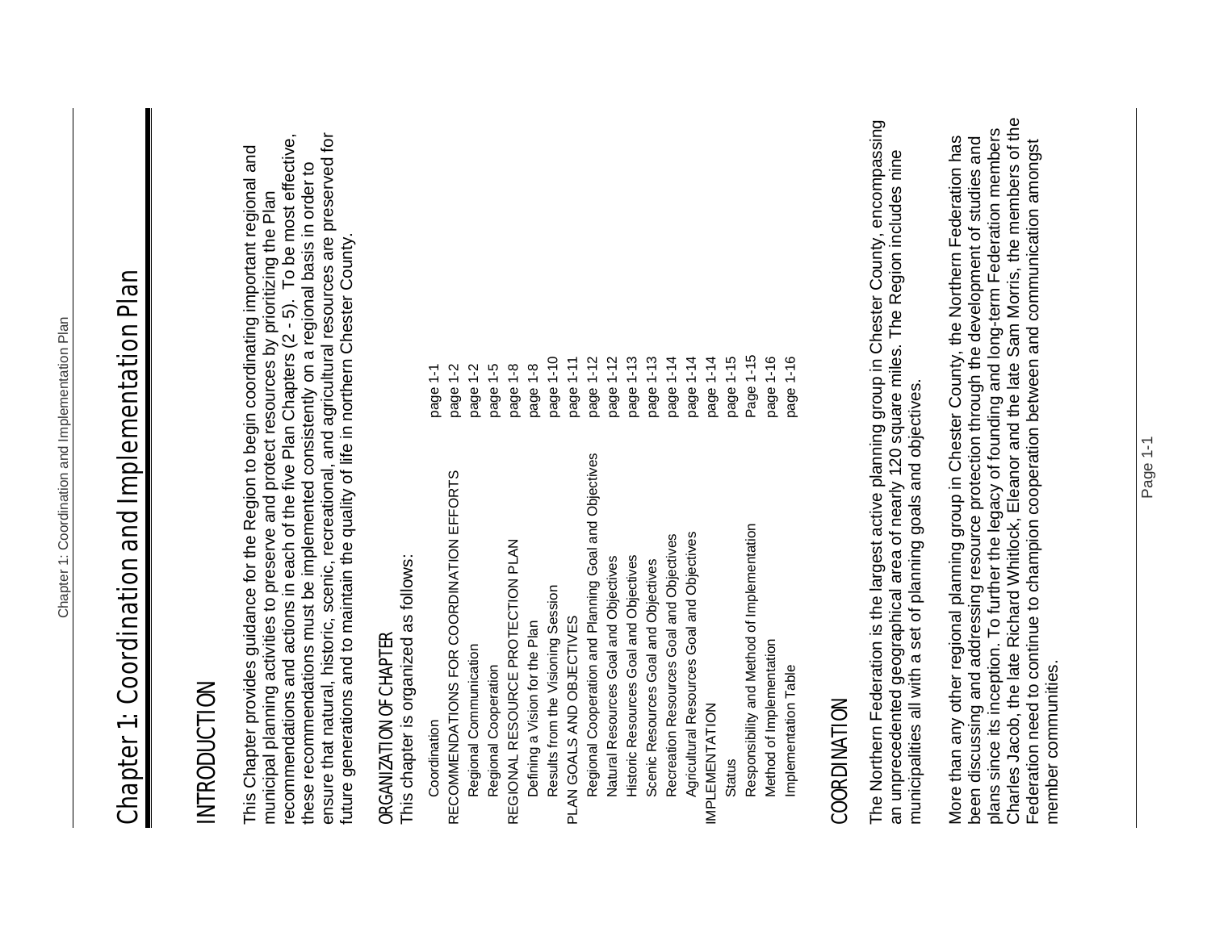# Chapter 1: Coordination and Implementation Plan

## INTRODUCTION

This Chapter provides guidance for the Region to begin coordinating important regional and municipal planning activities to preserve and protect resources by prioritizing the Plan recommendations and actions in each of the five Plan Chapters (2 - 5). To be most effective, these recommendations must be implemented consistently on a regional basis in order to ensure that natural, historic, scenic, recreational, and agricultural resources are preserved for future generations and to maintain the quality of life in northern Chester County.

### ORGANIZATION OF CHAPTER

This chapter is organized as follows:

| | |
|---|---|
| Coordination | page 1-1 |
| RECOMMENDATIONS FOR COORDINATION EFFORTS | page 1-2 |
| Regional Communication | page 1-2 |
| Regional Cooperation | page 1-5 |
| REGIONAL RESOURCE PROTECTION PLAN | page 1-8 |
| Defining a Vision for the Plan | page 1-8 |
| Results from the Visioning Session | page 1-10 |
| PLAN GOALS AND OBJECTIVES | page 1-11 |
| Regional Cooperation and Planning Goal and Objectives | page 1-12 |
| Natural Resources Goal and Objectives | page 1-12 |
| Historic Resources Goal and Objectives | page 1-13 |
| Scenic Resources Goal and Objectives | page 1-13 |
| Recreation Resources Goal and Objectives | page 1-14 |
| Agricultural Resources Goal and Objectives | page 1-14 |
| IMPLEMENTATION | page 1-14 |
| Status | page 1-15 |
| Responsibility and Method of Implementation | Page 1-15 |
| Method of Implementation | page 1-16 |
| Implementation Table | page 1-16 |

## COORDINATION

The Northern Federation is the largest active planning group in Chester County, encompassing an unprecedented geographical area of nearly 120 square miles. The Region includes nine municipalities all with a set of planning goals and objectives.

More than any other regional planning group in Chester County, the Northern Federation has been discussing and addressing resource protection through the development of studies and plans since its inception. To further the legacy of founding and long-term Federation members Charles Jacob, the late Richard Whitlock, Eleanor and the late Sam Morris, the members of the Federation need to continue to champion cooperation between and communication amongst member communities.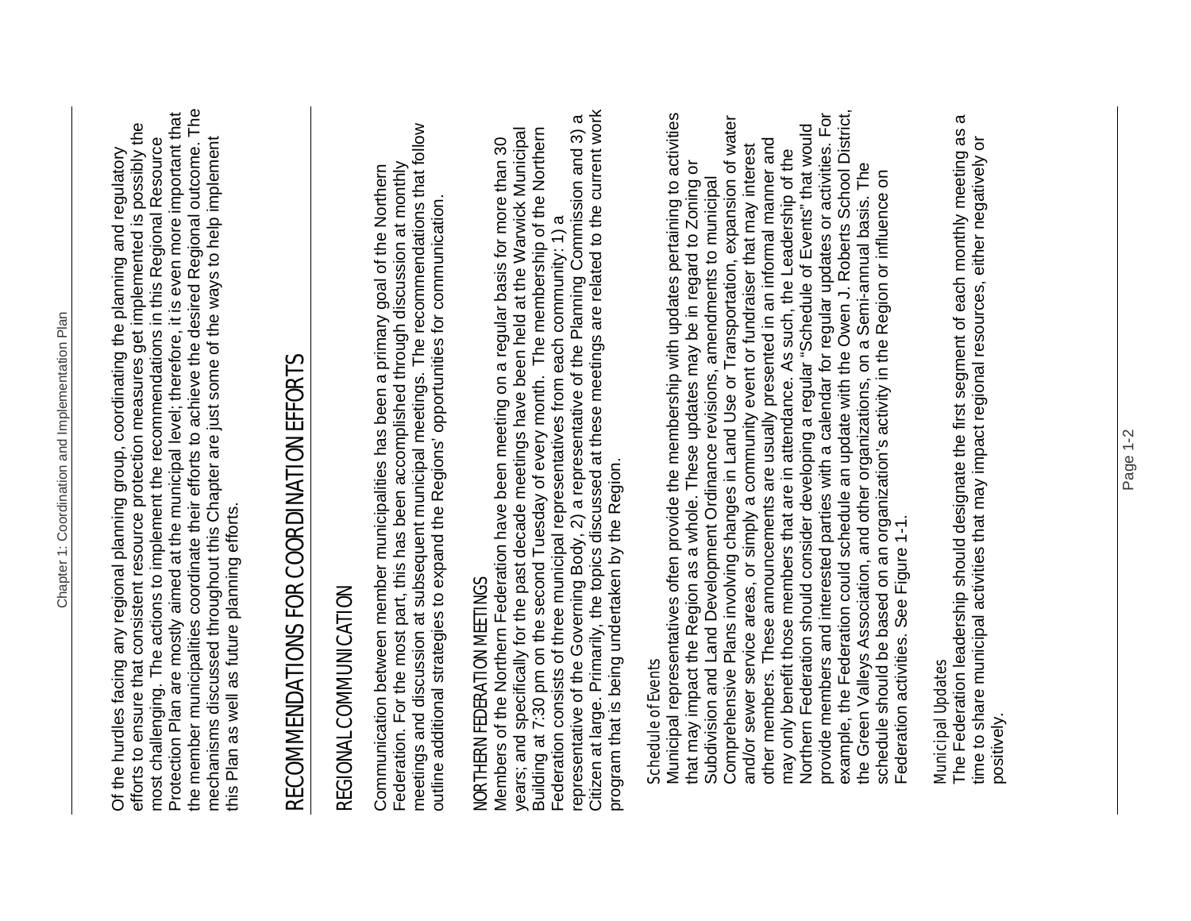Of the hurdles facing any regional planning group, coordinating the planning and regulatory efforts to ensure that consistent resource protection measures get implemented is possibly the most challenging. The actions to implement the recommendations in this Regional Resource Protection Plan are mostly aimed at the municipal level; therefore, it is even more important that the member municipalities coordinate their efforts to achieve the desired Regional outcome. The mechanisms discussed throughout this Chapter are just some of the ways to help implement this Plan as well as future planning efforts.

# RECOMMENDATIONS FOR COORDINATION EFFORTS

## REGIONAL COMMUNICATION

Communication between member municipalities has been a primary goal of the Northern Federation. For the most part, this has been accomplished through discussion at monthly meetings and discussion at subsequent municipal meetings. The recommendations that follow outline additional strategies to expand the Regions' opportunities for communication.

### NORTHERN FEDERATION MEETINGS

Members of the Northern Federation have been meeting on a regular basis for more than 30 years; and specifically for the past decade meetings have been held at the Warwick Municipal Building at 7:30 pm on the second Tuesday of every month. The membership of the Northern Federation consists of three municipal representatives from each community: 1) a representative of the Governing Body, 2) a representative of the Planning Commission and 3) a Citizen at large. Primarily, the topics discussed at these meetings are related to the current work program that is being undertaken by the Region.

#### Schedule of Events

Municipal representatives often provide the membership with updates pertaining to activities that may impact the Region as a whole. These updates may be in regard to Zoning or Subdivision and Land Development Ordinance revisions, amendments to municipal Comprehensive Plans involving changes in Land Use or Transportation, expansion of water and/or sewer service areas, or simply a community event or fundraiser that may interest other members. These announcements are usually presented in an informal manner and may only benefit those members that are in attendance. As such, the Leadership of the Northern Federation should consider developing a regular "Schedule of Events" that would provide members and interested parties with a calendar for regular updates or activities. For example, the Federation could schedule an update with the Owen J. Roberts School District, the Green Valleys Association, and other organizations, on a Semi-annual basis. The schedule should be based on an organization's activity in the Region or influence on Federation activities. See Figure 1-1.

#### Municipal Updates

The Federation leadership should designate the first segment of each monthly meeting as a time to share municipal activities that may impact regional resources, either negatively or positively.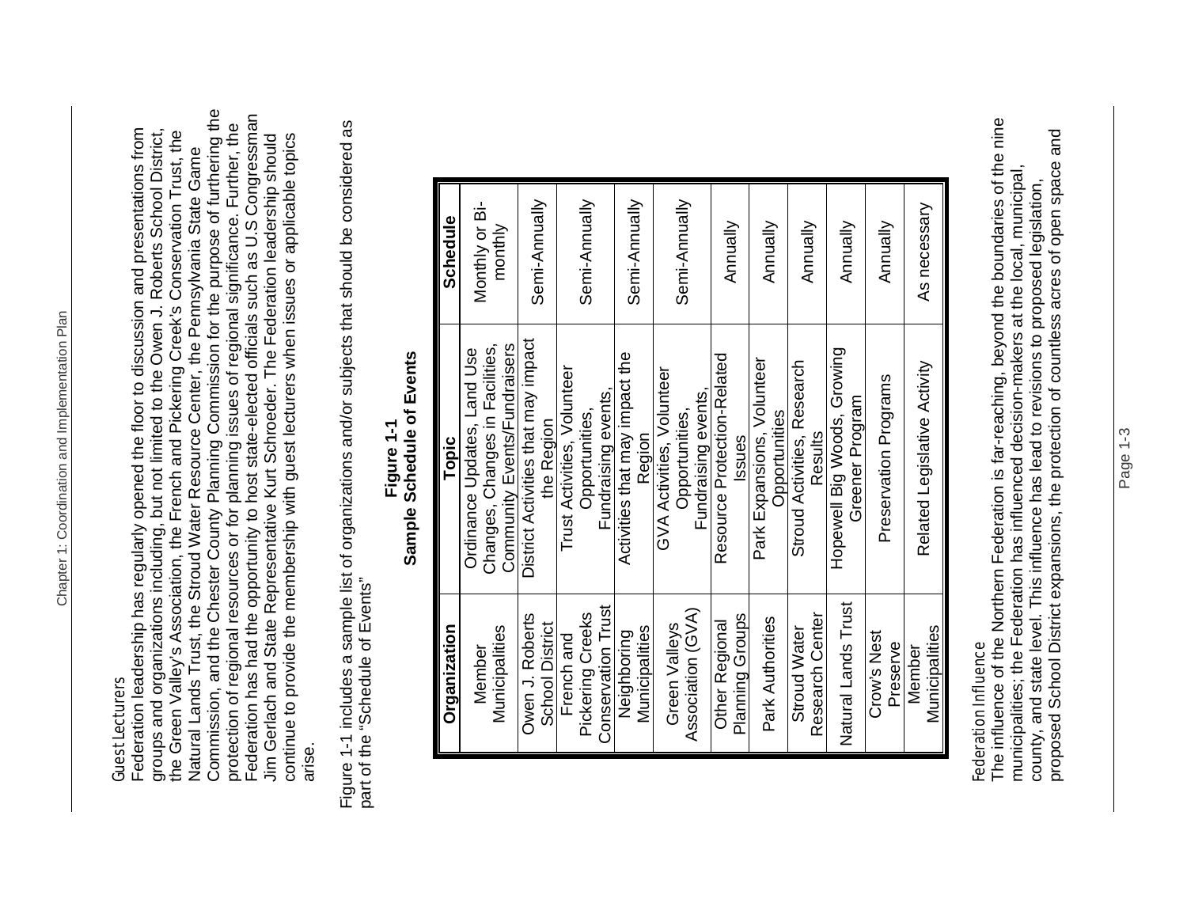### Guest Lecturers

Federation leadership has regularly opened the floor to discussion and presentations from groups and organizations including, but not limited to the Owen J. Roberts School District, the Green Valley's Association, the French and Pickering Creek's Conservation Trust, the Natural Lands Trust, the Stroud Water Resource Center, the Pennsylvania State Game Commission, and the Chester County Planning Commission for the purpose of furthering the protection of regional resources or for planning issues of regional significance. Further, the Federation has had the opportunity to host state-elected officials such as U.S Congressman Jim Gerlach and State Representative Kurt Schroeder. The Federation leadership should continue to provide the membership with guest lecturers when issues or applicable topics arise.

Figure 1-1 includes a sample list of organizations and/or subjects that should be considered as part of the "Schedule of Events"

**Figure 1-1**
**Sample Schedule of Events**

| Organization | Topic | Schedule |
| --- | --- | --- |
| Member Municipalities | Ordinance Updates, Land Use Changes, Changes in Facilities, Community Events/Fundraisers | Monthly or Bi-monthly |
| Owen J. Roberts School District | District Activities that may impact the Region | Semi-Annually |
| French and Pickering Creeks Conservation Trust | Trust Activities, Volunteer Opportunities, Fundraising events, | Semi-Annually |
| Neighboring Municipalities | Activities that may impact the Region | Semi-Annually |
| Green Valleys Association (GVA) | GVA Activities, Volunteer Opportunities, Fundraising events, | Semi-Annually |
| Other Regional Planning Groups | Resource Protection-Related Issues | Annually |
| Park Authorities | Park Expansions, Volunteer Opportunities | Annually |
| Stroud Water Research Center | Stroud Activities, Research Results | Annually |
| Natural Lands Trust | Hopewell Big Woods, Growing Greener Program | Annually |
| Crow's Nest Preserve | Preservation Programs | Annually |
| Member Municipalities | Related Legislative Activity | As necessary |

### Federation Influence

The influence of the Northern Federation is far-reaching, beyond the boundaries of the nine municipalities; the Federation has influenced decision-makers at the local, municipal, county, and state level. This influence has lead to revisions to proposed legislation, proposed School District expansions, the protection of countless acres of open space and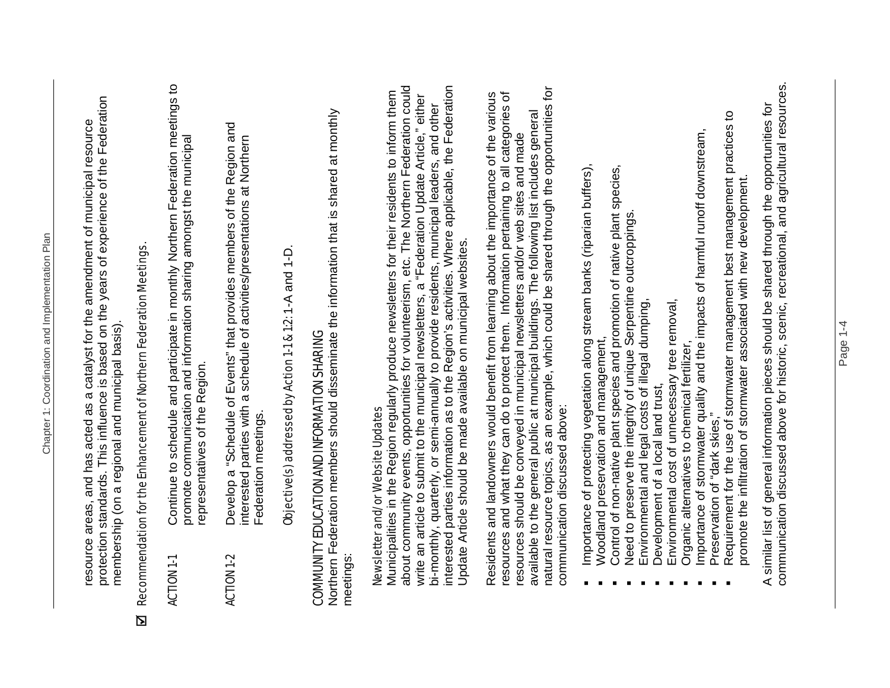resource areas, and has acted as a catalyst for the amendment of municipal resource protection standards. This influence is based on the years of experience of the Federation membership (on a regional and municipal basis).

☒ Recommendation for the Enhancement of Northern Federation Meetings.

ACTION 1-1 Continue to schedule and participate in monthly Northern Federation meetings to promote communication and information sharing amongst the municipal representatives of the Region.

ACTION 1-2 Develop a "Schedule of Events" that provides members of the Region and interested parties with a schedule of activities/presentations at Northern Federation meetings.

Objective(s) addressed by Action 1-1 & 1-2: 1-A and 1-D.

### COMMUNITY EDUCATION AND INFORMATION SHARING

Northern Federation members should disseminate the information that is shared at monthly meetings:

#### Newsletter and/or Website Updates

Municipalities in the Region regularly produce newsletters for their residents to inform them about community events, opportunities for volunteerism, etc. The Northern Federation could write an article to submit to the municipal newsletters, a "Federation Update Article," either bi-monthly, quarterly, or semi-annually to provide residents, municipal leaders, and other interested parties information as to the Region's activities. Where applicable, the Federation Update Article should be made available on municipal websites.

Residents and landowners would benefit from learning about the importance of the various resources and what they can do to protect them. Information pertaining to all categories of resources should be conveyed in municipal newsletters and/or web sites and made available to the general public at municipal buildings. The following list includes general natural resource topics, as an example, which could be shared through the opportunities for communication discussed above:

- Importance of protecting vegetation along stream banks (riparian buffers),
- Woodland preservation and management,
- Control of non-native plant species and promotion of native plant species,
- Need to preserve the integrity of unique Serpentine outcroppings.
- Environmental and legal costs of illegal dumping,
- Development of a local land trust,
- Environmental cost of unnecessary tree removal,
- Organic alternatives to chemical fertilizer,
- Importance of stormwater quality and the impacts of harmful runoff downstream,
- Preservation of "dark skies,"
- Requirement for the use of stormwater management best management practices to promote the infiltration of stormwater associated with new development.

A similar list of general information pieces should be shared through the opportunities for communication discussed above for historic, scenic, recreational, and agricultural resources.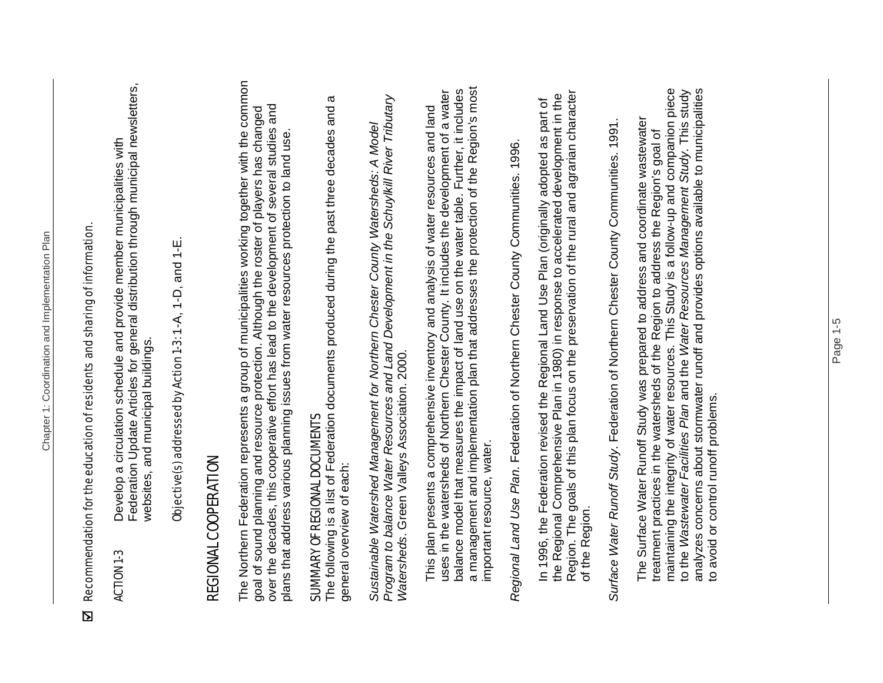☑ Recommendation for the education of residents and sharing of information.

ACTION 1-3 Develop a circulation schedule and provide member municipalities with Federation Update Articles for general distribution through municipal newsletters, websites, and municipal buildings.

Objective(s) addressed by Action 1-3: 1-A, 1-D, and 1-E.

## REGIONAL COOPERATION

The Northern Federation represents a group of municipalities working together with the common goal of sound planning and resource protection. Although the roster of players has changed over the decades, this cooperative effort has lead to the development of several studies and plans that address various planning issues from water resources protection to land use.

### SUMMARY OF REGIONAL DOCUMENTS

The following is a list of Federation documents produced during the past three decades and a general overview of each:

*Sustainable Watershed Management for Northern Chester County Watersheds: A Model Program to balance Water Resources and Land Development in the Schuylkill River Tributary Watersheds*. Green Valleys Association. 2000.

This plan presents a comprehensive inventory and analysis of water resources and land uses in the watersheds of Northern Chester County. It includes the development of a water balance model that measures the impact of land use on the water table. Further, it includes a management and implementation plan that addresses the protection of the Region's most important resource, water.

*Regional Land Use Plan*. Federation of Northern Chester County Communities. 1996.

In 1996, the Federation revised the Regional Land Use Plan (originally adopted as part of the Regional Comprehensive Plan in 1980) in response to accelerated development in the Region. The goals of this plan focus on the preservation of the rural and agrarian character of the Region.

*Surface Water Runoff Study*. Federation of Northern Chester County Communities. 1991.

The Surface Water Runoff Study was prepared to address and coordinate wastewater treatment practices in the watersheds of the Region to address the Region's goal of maintaining the integrity of water resources. This Study is a follow-up and companion piece to the *Wastewater Facilities Plan* and the *Water Resources Management Study*. This study analyzes concerns about stormwater runoff and provides options available to municipalities to avoid or control runoff problems.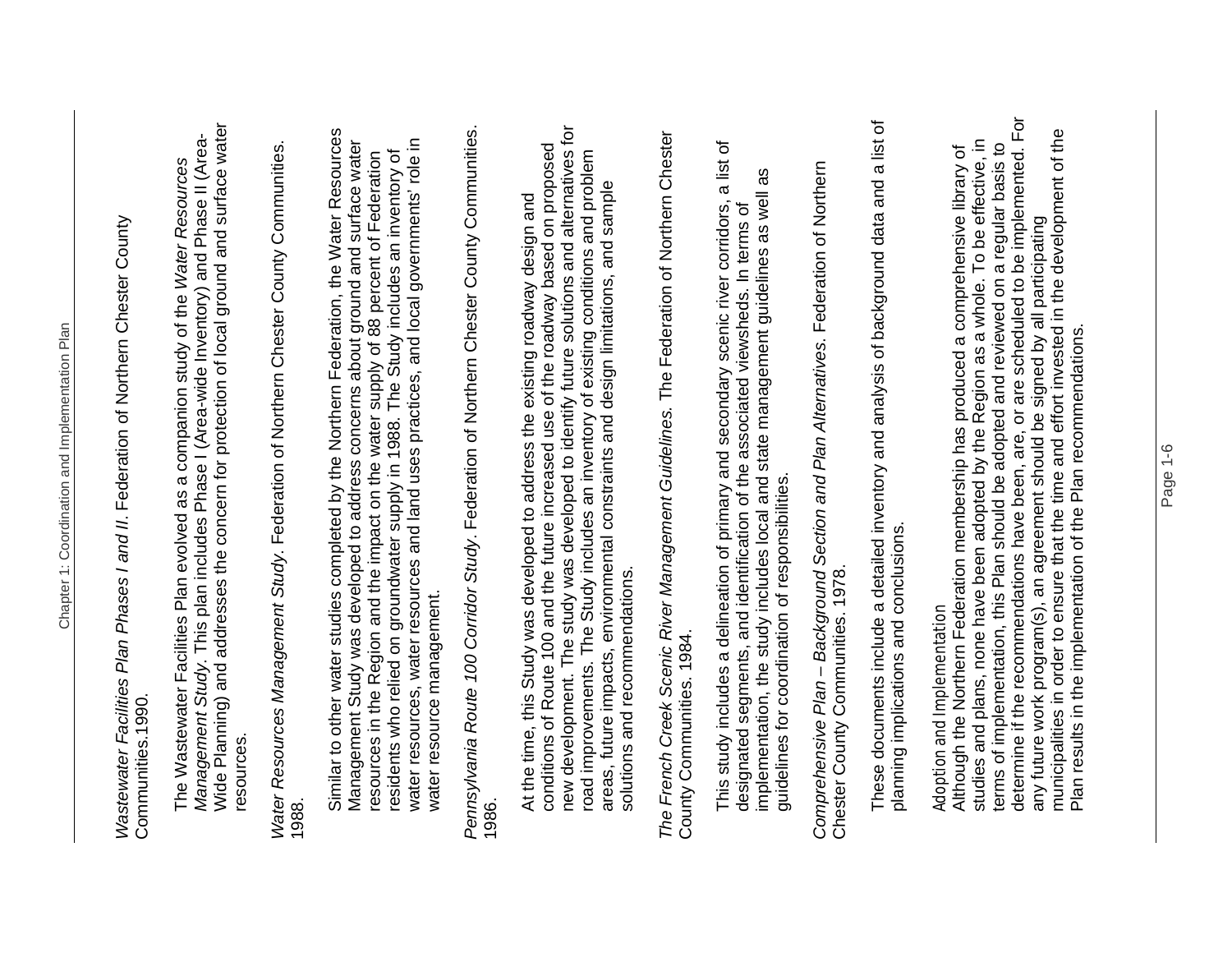*Wastewater Facilities Plan Phases I and II*. Federation of Northern Chester County Communities.1990.

The Wastewater Facilities Plan evolved as a companion study of the *Water Resources Management Study*. This plan includes Phase I (Area-wide Inventory) and Phase II (Area-Wide Planning) and addresses the concern for protection of local ground and surface water resources.

*Water Resources Management Study*. Federation of Northern Chester County Communities. 1988.

Similar to other water studies completed by the Northern Federation, the Water Resources Management Study was developed to address concerns about ground and surface water resources in the Region and the impact on the water supply of 88 percent of Federation residents who relied on groundwater supply in 1988. The Study includes an inventory of water resources, water resources and land uses practices, and local governments' role in water resource management.

*Pennsylvania Route 100 Corridor Study*. Federation of Northern Chester County Communities. 1986.

At the time, this Study was developed to address the existing roadway design and conditions of Route 100 and the future increased use of the roadway based on proposed new development. The study was developed to identify future solutions and alternatives for road improvements. The Study includes an inventory of existing conditions and problem areas, future impacts, environmental constraints and design limitations, and sample solutions and recommendations.

*The French Creek Scenic River Management Guidelines*. The Federation of Northern Chester County Communities. 1984.

This study includes a delineation of primary and secondary scenic river corridors, a list of designated segments, and identification of the associated viewsheds. In terms of implementation, the study includes local and state management guidelines as well as guidelines for coordination of responsibilities.

*Comprehensive Plan – Background Section and Plan Alternatives*. Federation of Northern Chester County Communities. 1978.

These documents include a detailed inventory and analysis of background data and a list of planning implications and conclusions.

Adoption and Implementation

Although the Northern Federation membership has produced a comprehensive library of studies and plans, none have been adopted by the Region as a whole. To be effective, in terms of implementation, this Plan should be adopted and reviewed on a regular basis to determine if the recommendations have been, are, or are scheduled to be implemented. For any future work program(s), an agreement should be signed by all participating municipalities in order to ensure that the time and effort invested in the development of the Plan results in the implementation of the Plan recommendations.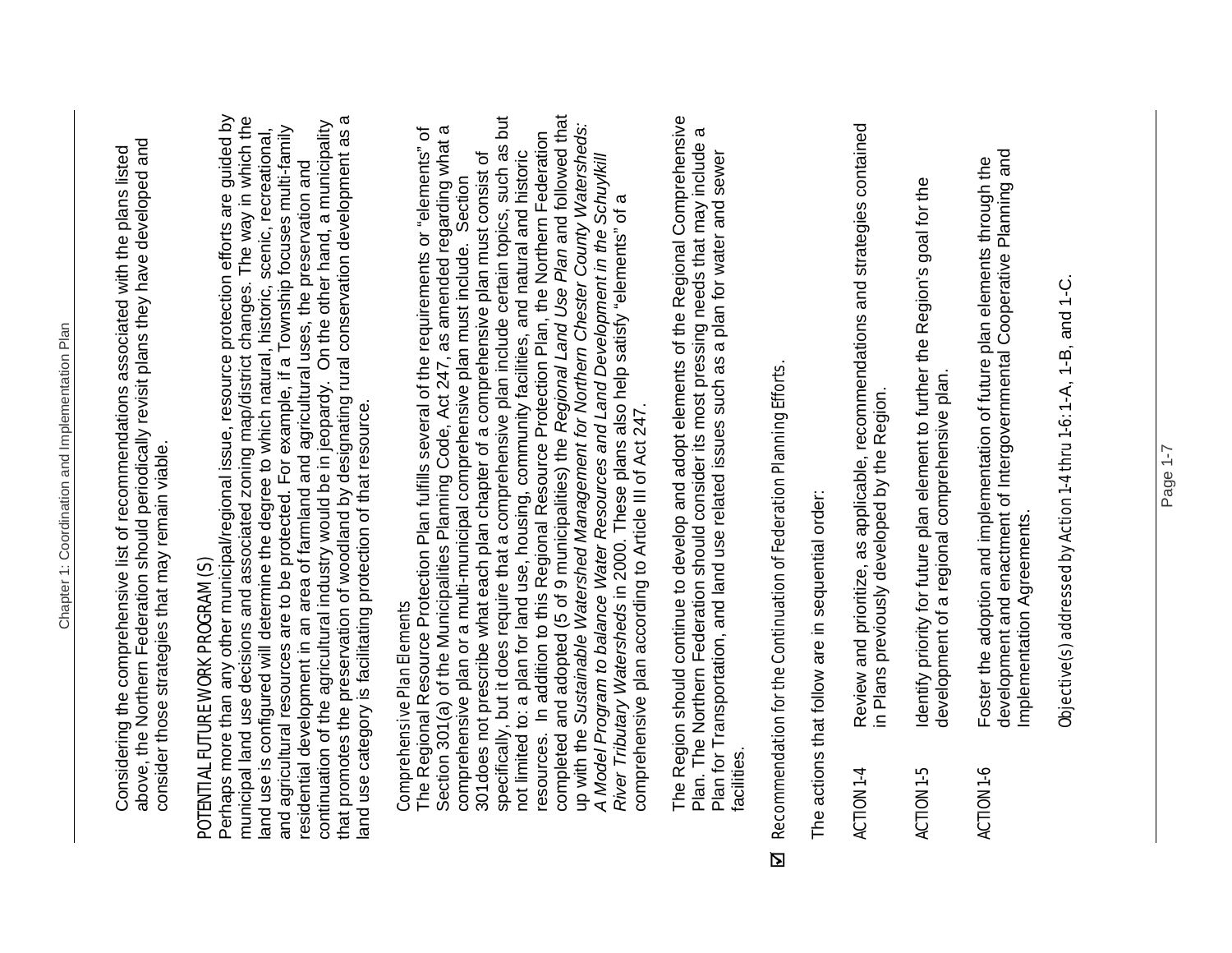Considering the comprehensive list of recommendations associated with the plans listed above, the Northern Federation should periodically revisit plans they have developed and consider those strategies that may remain viable.

POTENTIAL FUTURE WORK PROGRAM (S)

Perhaps more than any other municipal/regional issue, resource protection efforts are guided by municipal land use decisions and associated zoning map/district changes. The way in which the land use is configured will determine the degree to which natural, historic, scenic, recreational, and agricultural resources are to be protected. For example, if a Township focuses multi-family residential development in an area of farmland and agricultural uses, the preservation and continuation of the agricultural industry would be in jeopardy. On the other hand, a municipality that promotes the preservation of woodland by designating rural conservation development as a land use category is facilitating protection of that resource.

Comprehensive Plan Elements

The Regional Resource Protection Plan fulfills several of the requirements or "elements" of Section 301(a) of the Municipalities Planning Code, Act 247, as amended regarding what a comprehensive plan or a multi-municipal comprehensive plan must include. Section 301does not prescribe what each plan chapter of a comprehensive plan must consist of specifically, but it does require that a comprehensive plan include certain topics, such as but not limited to: a plan for land use, housing, community facilities, and natural and historic resources. In addition to this Regional Resource Protection Plan, the Northern Federation completed and adopted (5 of 9 municipalities) the *Regional Land Use Plan* and followed that up with the *Sustainable Watershed Management for Northern Chester County Watersheds: A Model Program to balance Water Resources and Land Development in the Schuylkill River Tributary Watersheds* in 2000. These plans also help satisfy "elements" of a comprehensive plan according to Article III of Act 247.

The Region should continue to develop and adopt elements of the Regional Comprehensive Plan. The Northern Federation should consider its most pressing needs that may include a Plan for Transportation, and land use related issues such as a plan for water and sewer facilities.

☑ Recommendation for the Continuation of Federation Planning Efforts.

The actions that follow are in sequential order:

ACTION 1-4 Review and prioritize, as applicable, recommendations and strategies contained in Plans previously developed by the Region.

ACTION 1-5 Identify priority for future plan element to further the Region's goal for the development of a regional comprehensive plan.

ACTION 1-6 Foster the adoption and implementation of future plan elements through the development and enactment of Intergovernmental Cooperative Planning and Implementation Agreements.

Objective(s) addressed by Action 1-4 thru 1-6: 1-A, 1-B, and 1-C.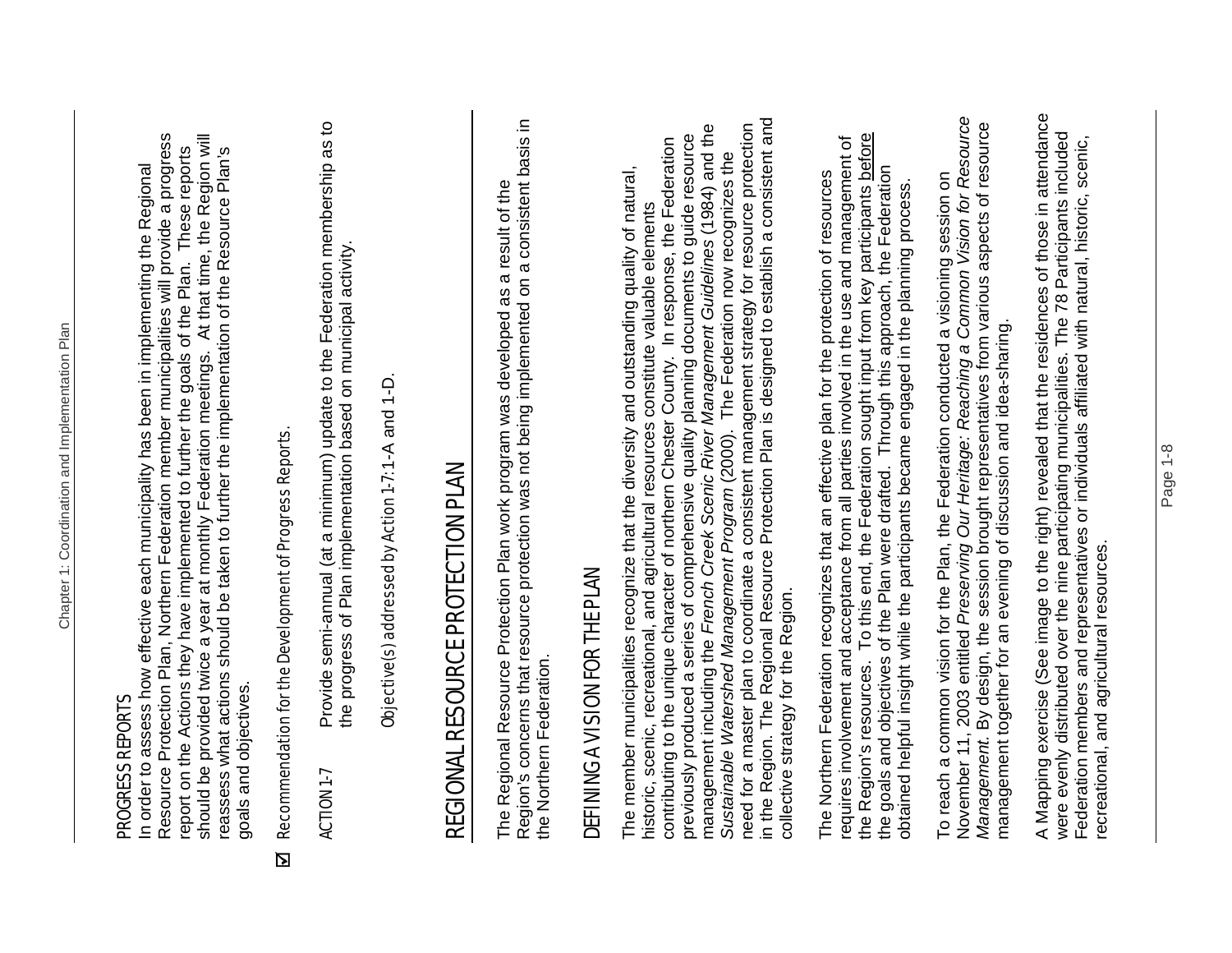### PROGRESS REPORTS

In order to assess how effective each municipality has been in implementing the Regional Resource Protection Plan, Northern Federation member municipalities will provide a progress report on the Actions they have implemented to further the goals of the Plan. These reports should be provided twice a year at monthly Federation meetings. At that time, the Region will reassess what actions should be taken to further the implementation of the Resource Plan's goals and objectives.

☑ Recommendation for the Development of Progress Reports.

ACTION 1-7 Provide semi-annual (at a minimum) update to the Federation membership as to the progress of Plan implementation based on municipal activity.

Objective(s) addressed by Action 1-7: 1-A and 1-D.

## REGIONAL RESOURCE PROTECTION PLAN

The Regional Resource Protection Plan work program was developed as a result of the Region's concerns that resource protection was not being implemented on a consistent basis in the Northern Federation.

### DEFINING A VISION FOR THE PLAN

The member municipalities recognize that the diversity and outstanding quality of natural, historic, scenic, recreational, and agricultural resources constitute valuable elements contributing to the unique character of northern Chester County. In response, the Federation previously produced a series of comprehensive quality planning documents to guide resource management including the *French Creek Scenic River Management Guidelines* (1984) and the *Sustainable Watershed Management Program* (2000). The Federation now recognizes the need for a master plan to coordinate a consistent management strategy for resource protection in the Region. The Regional Resource Protection Plan is designed to establish a consistent and collective strategy for the Region.

The Northern Federation recognizes that an effective plan for the protection of resources requires involvement and acceptance from all parties involved in the use and management of the Region's resources. To this end, the Federation sought input from key participants before the goals and objectives of the Plan were drafted. Through this approach, the Federation obtained helpful insight while the participants became engaged in the planning process.

To reach a common vision for the Plan, the Federation conducted a visioning session on November 11, 2003 entitled *Preserving Our Heritage: Reaching a Common Vision for Resource Management*. By design, the session brought representatives from various aspects of resource management together for an evening of discussion and idea-sharing.

A Mapping exercise (See image to the right) revealed that the residences of those in attendance were evenly distributed over the nine participating municipalities. The 78 Participants included Federation members and representatives or individuals affiliated with natural, historic, scenic, recreational, and agricultural resources.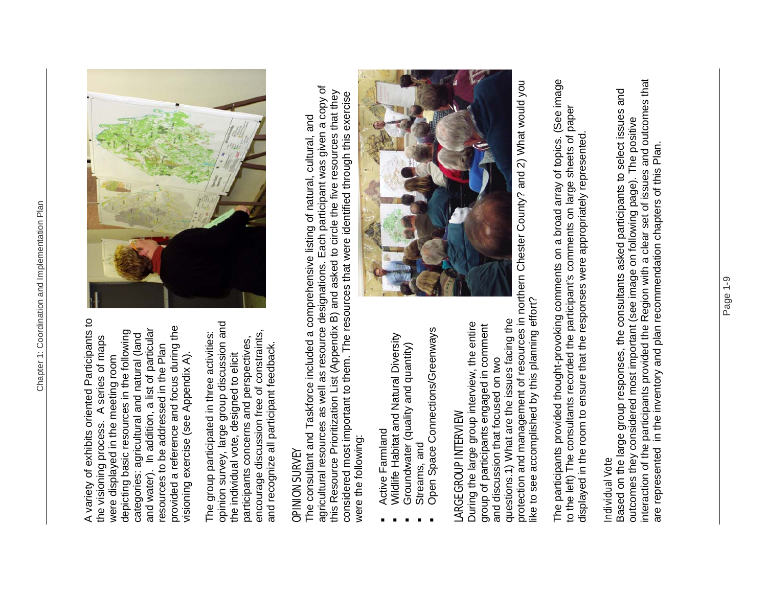A variety of exhibits oriented Participants to the visioning process. A series of maps were displayed in the meeting room depicting basic resources in the following categories: agricultural and natural (land and water). In addition, a list of particular resources to be addressed in the Plan provided a reference and focus during the visioning exercise (see Appendix A).

The group participated in three activities: opinion survey, large group discussion and the individual vote, designed to elicit participants concerns and perspectives, encourage discussion free of constraints, and recognize all participant feedback.

### OPINION SURVEY

The consultant and Taskforce included a comprehensive listing of natural, cultural, and agricultural resources as well as resource designations. Each participant was given a copy of this Resource Prioritization List (Appendix B) and asked to circle the five resources that they considered most important to them. The resources that were identified through this exercise were the following:

- Active Farmland
- Wildlife Habitat and Natural Diversity
- Groundwater (quality and quantity)
- Streams, and
- Open Space Connections/Greenways

### LARGE GROUP INTERVIEW

During the large group interview, the entire group of participants engaged in comment and discussion that focused on two questions.1) What are the issues facing the protection and management of resources in northern Chester County? and 2) What would you like to see accomplished by this planning effort?

The participants provided thought-provoking comments on a broad array of topics. (See image to the left) The consultants recorded the participant's comments on large sheets of paper displayed in the room to ensure that the responses were appropriately represented.

### Individual Vote

Based on the large group responses, the consultants asked participants to select issues and outcomes they considered most important (see image on following page). The positive interaction of the participants provided the Region with a clear set of issues and outcomes that are represented in the inventory and plan recommendation chapters of this Plan.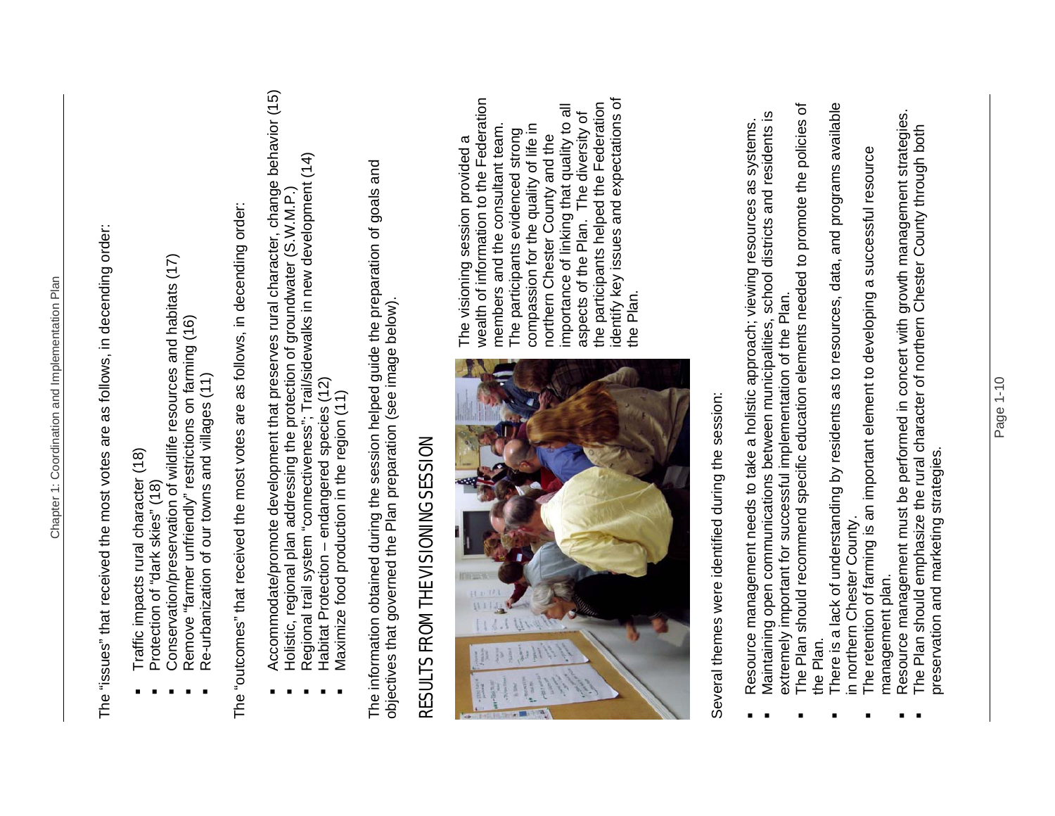The "issues" that received the most votes are as follows, in decending order:

- Traffic impacts rural character (18)
- Protection of "dark skies" (18)
- Conservation/preservation of wildlife resources and habitats (17)
- Remove "farmer unfriendly" restrictions on farming (16)
- Re-urbanization of our towns and villages (11)

The "outcomes" that received the most votes are as follows, in decending order:

- Accommodate/promote development that preserves rural character, change behavior (15)
- Holistic, regional plan addressing the protection of groundwater (S.W.M.P.)
- Regional trail system "connectiveness"; Trail/sidewalks in new development (14)
- Habitat Protection – endangered species (12)
- Maximize food production in the region (11)

The information obtained during the session helped guide the preparation of goals and objectives that governed the Plan preparation (see image below).

## RESULTS FROM THE VISIONING SESSION

The visioning session provided a wealth of information to the Federation members and the consultant team. The participants evidenced strong compassion for the quality of life in northern Chester County and the importance of linking that quality to all aspects of the Plan. The diversity of the participants helped the Federation identify key issues and expectations of the Plan.

Several themes were identified during the session:

- Resource management needs to take a holistic approach; viewing resources as systems.
- Maintaining open communications between municipalities, school districts and residents is extremely important for successful implementation of the Plan.
- The Plan should recommend specific education elements needed to promote the policies of the Plan.
- There is a lack of understanding by residents as to resources, data, and programs available in northern Chester County.
- The retention of farming is an important element to developing a successful resource management plan.
- Resource management must be performed in concert with growth management strategies.
- The Plan should emphasize the rural character of northern Chester County through both preservation and marketing strategies.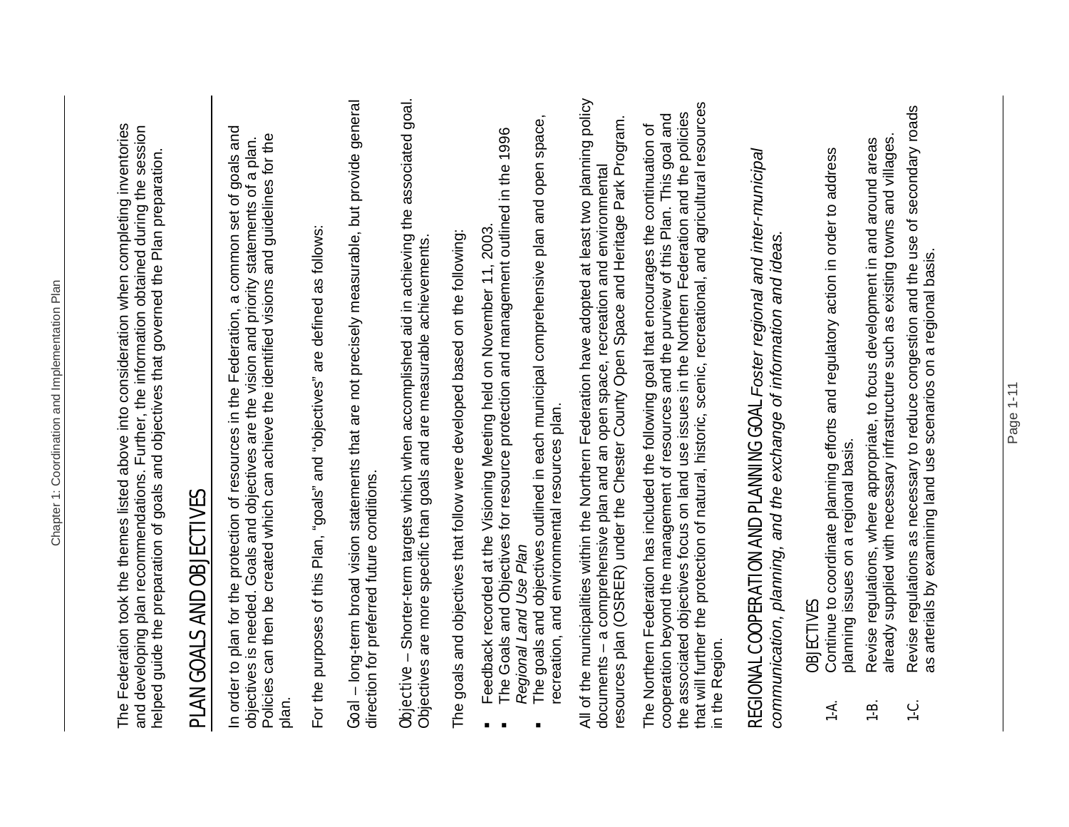The Federation took the themes listed above into consideration when completing inventories and developing plan recommendations. Further, the information obtained during the session helped guide the preparation of goals and objectives that governed the Plan preparation.

## PLAN GOALS AND OBJECTIVES

In order to plan for the protection of resources in the Federation, a common set of goals and objectives is needed. Goals and objectives are the vision and priority statements of a plan. Policies can then be created which can achieve the identified visions and guidelines for the plan.

For the purposes of this Plan, "goals" and "objectives" are defined as follows:

Goal – long-term broad vision statements that are not precisely measurable, but provide general direction for preferred future conditions.

Objective – Shorter-term targets which when accomplished aid in achieving the associated goal. Objectives are more specific than goals and are measurable achievements.

The goals and objectives that follow were developed based on the following:

- Feedback recorded at the Visioning Meeting held on November 11, 2003.
- The Goals and Objectives for resource protection and management outlined in the 1996 *Regional Land Use Plan*
- The goals and objectives outlined in each municipal comprehensive plan and open space, recreation, and environmental resources plan.

All of the municipalities within the Northern Federation have adopted at least two planning policy documents – a comprehensive plan and an open space, recreation and environmental resources plan (OSRER) under the Chester County Open Space and Heritage Park Program.

The Northern Federation has included the following goal that encourages the continuation of cooperation beyond the management of resources and the purview of this Plan. This goal and the associated objectives focus on land use issues in the Northern Federation and the policies that will further the protection of natural, historic, scenic, recreational, and agricultural resources in the Region.

REGIONAL COOPERATION AND PLANNING GOAL *Foster regional and inter-municipal communication, planning, and the exchange of information and ideas.*

OBJECTIVES

1-A. Continue to coordinate planning efforts and regulatory action in order to address planning issues on a regional basis.

1-B. Revise regulations, where appropriate, to focus development in and around areas already supplied with necessary infrastructure such as existing towns and villages.

1-C. Revise regulations as necessary to reduce congestion and the use of secondary roads as arterials by examining land use scenarios on a regional basis.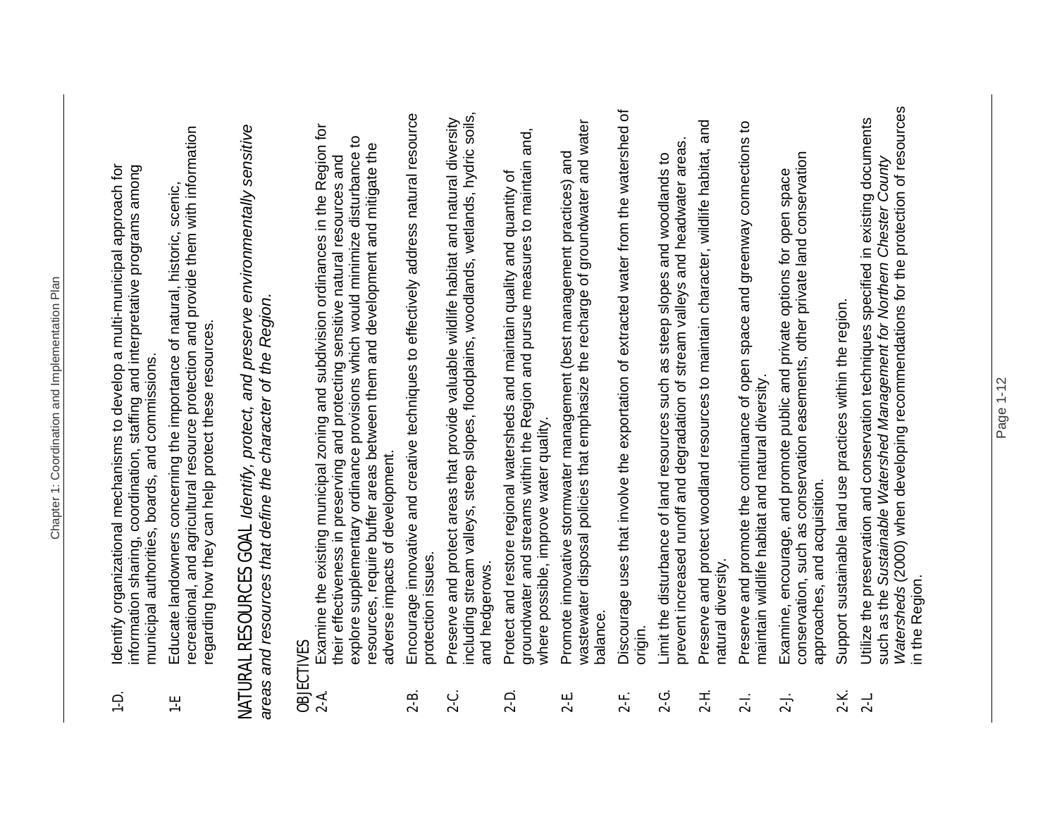1-D. Identify organizational mechanisms to develop a multi-municipal approach for information sharing, coordination, staffing and interpretative programs among municipal authorities, boards, and commissions.

1-E Educate landowners concerning the importance of natural, historic, scenic, recreational, and agricultural resource protection and provide them with information regarding how they can help protect these resources.

NATURAL RESOURCES GOAL *Identify, protect, and preserve environmentally sensitive areas and resources that define the character of the Region.*

OBJECTIVES

2-A. Examine the existing municipal zoning and subdivision ordinances in the Region for their effectiveness in preserving and protecting sensitive natural resources and explore supplementary ordinance provisions which would minimize disturbance to resources, require buffer areas between them and development and mitigate the adverse impacts of development.

2-B. Encourage innovative and creative techniques to effectively address natural resource protection issues.

2-C. Preserve and protect areas that provide valuable wildlife habitat and natural diversity including stream valleys, steep slopes, floodplains, woodlands, wetlands, hydric soils, and hedgerows.

2-D. Protect and restore regional watersheds and maintain quality and quantity of groundwater and streams within the Region and pursue measures to maintain and, where possible, improve water quality.

2-E. Promote innovative stormwater management (best management practices) and wastewater disposal policies that emphasize the recharge of groundwater and water balance.

2-F. Discourage uses that involve the exportation of extracted water from the watershed of origin.

2-G. Limit the disturbance of land resources such as steep slopes and woodlands to prevent increased runoff and degradation of stream valleys and headwater areas.

2-H. Preserve and protect woodland resources to maintain character, wildlife habitat, and natural diversity.

2-I. Preserve and promote the continuance of open space and greenway connections to maintain wildlife habitat and natural diversity.

2-J. Examine, encourage, and promote public and private options for open space conservation, such as conservation easements, other private land conservation approaches, and acquisition.

2-K. Support sustainable land use practices within the region.

2-L Utilize the preservation and conservation techniques specified in existing documents such as the *Sustainable Watershed Management for Northern Chester County Watersheds* (2000) when developing recommendations for the protection of resources in the Region.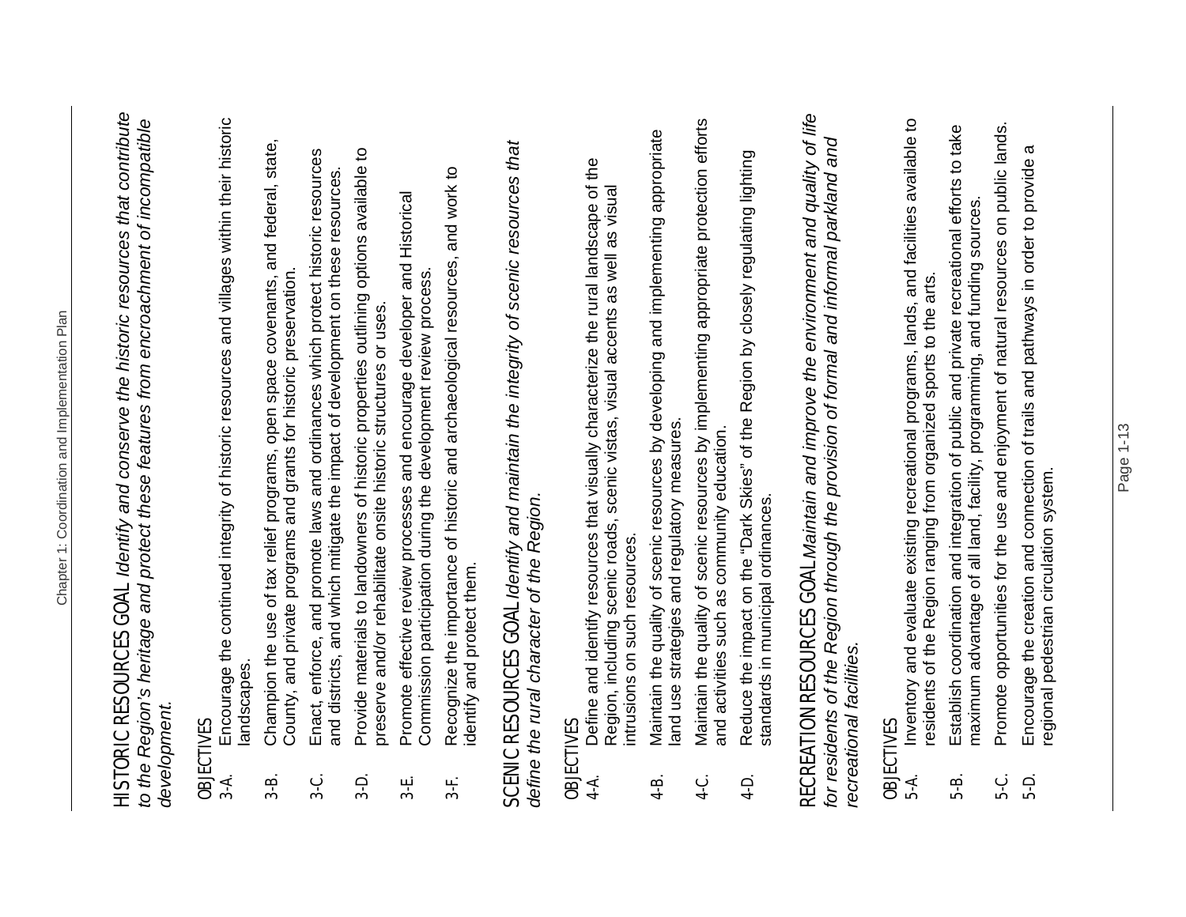**HISTORIC RESOURCES GOAL** *Identify and conserve the historic resources that contribute to the Region's heritage and protect these features from encroachment of incompatible development.*

**OBJECTIVES**

3-A. Encourage the continued integrity of historic resources and villages within their historic landscapes.

3-B. Champion the use of tax relief programs, open space covenants, and federal, state, County, and private programs and grants for historic preservation.

3-C. Enact, enforce, and promote laws and ordinances which protect historic resources and districts, and which mitigate the impact of development on these resources.

3-D. Provide materials to landowners of historic properties outlining options available to preserve and/or rehabilitate onsite historic structures or uses.

3-E. Promote effective review processes and encourage developer and Historical Commission participation during the development review process.

3-F. Recognize the importance of historic and archaeological resources, and work to identify and protect them.

**SCENIC RESOURCES GOAL** *Identify and maintain the integrity of scenic resources that define the rural character of the Region.*

**OBJECTIVES**

4-A. Define and identify resources that visually characterize the rural landscape of the Region, including scenic roads, scenic vistas, visual accents as well as visual intrusions on such resources.

4-B. Maintain the quality of scenic resources by developing and implementing appropriate land use strategies and regulatory measures.

4-C. Maintain the quality of scenic resources by implementing appropriate protection efforts and activities such as community education.

4-D. Reduce the impact on the "Dark Skies" of the Region by closely regulating lighting standards in municipal ordinances.

**RECREATION RESOURCES GOAL** *Maintain and improve the environment and quality of life for residents of the Region through the provision of formal and informal parkland and recreational facilities.*

**OBJECTIVES**

5-A. Inventory and evaluate existing recreational programs, lands, and facilities available to residents of the Region ranging from organized sports to the arts.

5-B. Establish coordination and integration of public and private recreational efforts to take maximum advantage of all land, facility, programming, and funding sources.

5-C. Promote opportunities for the use and enjoyment of natural resources on public lands.

5-D. Encourage the creation and connection of trails and pathways in order to provide a regional pedestrian circulation system.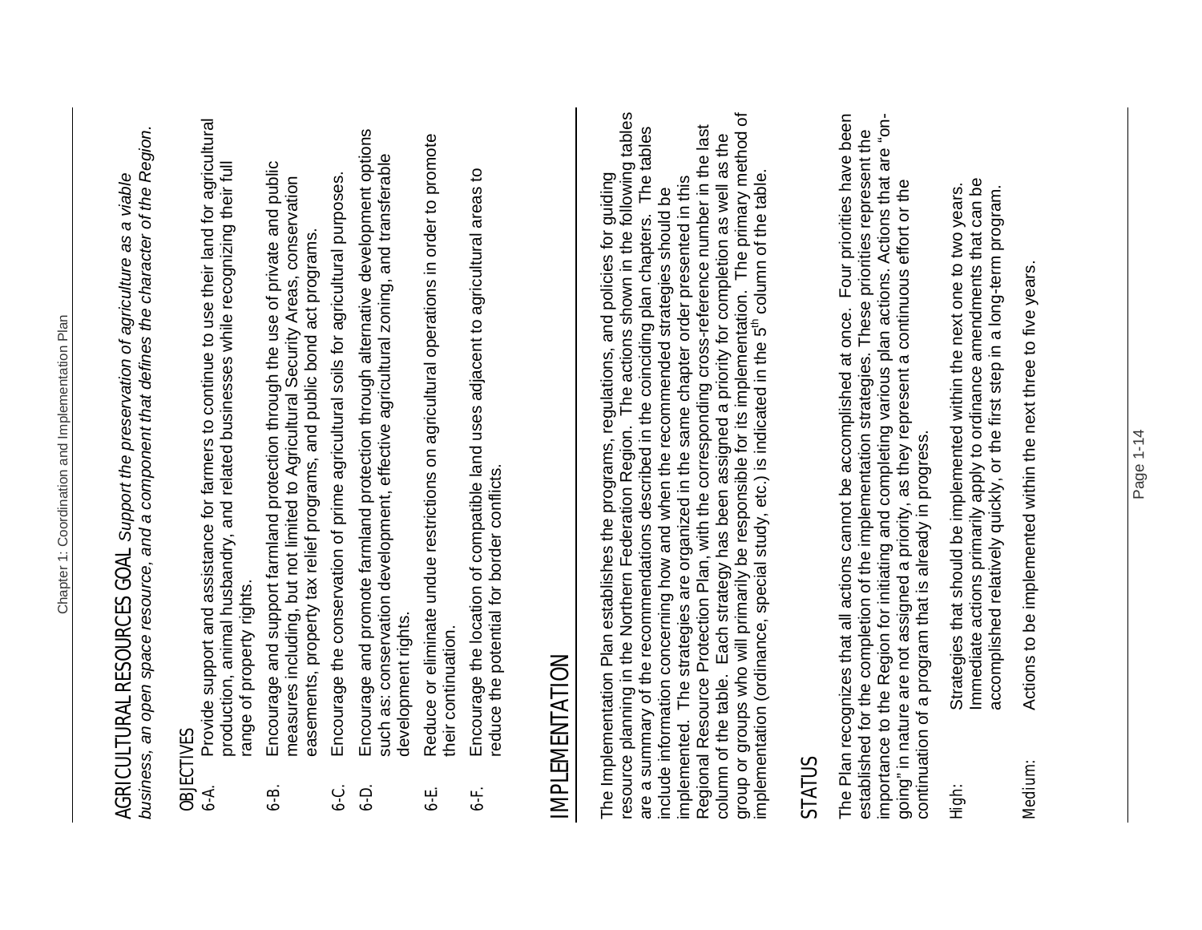**AGRICULTURAL RESOURCES GOAL** *Support the preservation of agriculture as a viable business, an open space resource, and a component that defines the character of the Region.*

OBJECTIVES

6-A. Provide support and assistance for farmers to continue to use their land for agricultural production, animal husbandry, and related businesses while recognizing their full range of property rights.

6-B. Encourage and support farmland protection through the use of private and public measures including, but not limited to Agricultural Security Areas, conservation easements, property tax relief programs, and public bond act programs.

6-C. Encourage the conservation of prime agricultural soils for agricultural purposes.

6-D. Encourage and promote farmland protection through alternative development options such as: conservation development, effective agricultural zoning, and transferable development rights.

6-E. Reduce or eliminate undue restrictions on agricultural operations in order to promote their continuation.

6-F. Encourage the location of compatible land uses adjacent to agricultural areas to reduce the potential for border conflicts.

# IMPLEMENTATION

The Implementation Plan establishes the programs, regulations, and policies for guiding resource planning in the Northern Federation Region. The actions shown in the following tables are a summary of the recommendations described in the coinciding plan chapters. The tables include information concerning how and when the recommended strategies should be implemented. The strategies are organized in the same chapter order presented in this Regional Resource Protection Plan, with the corresponding cross-reference number in the last column of the table. Each strategy has been assigned a priority for completion as well as the group or groups who will primarily be responsible for its implementation. The primary method of implementation (ordinance, special study, etc.) is indicated in the 5th column of the table.

## STATUS

The Plan recognizes that all actions cannot be accomplished at once. Four priorities have been established for the completion of the implementation strategies. These priorities represent the importance to the Region for initiating and completing various plan actions. Actions that are "on-going" in nature are not assigned a priority, as they represent a continuous effort or the continuation of a program that is already in progress.

High: Strategies that should be implemented within the next one to two years. Immediate actions primarily apply to ordinance amendments that can be accomplished relatively quickly, or the first step in a long-term program.

Medium: Actions to be implemented within the next three to five years.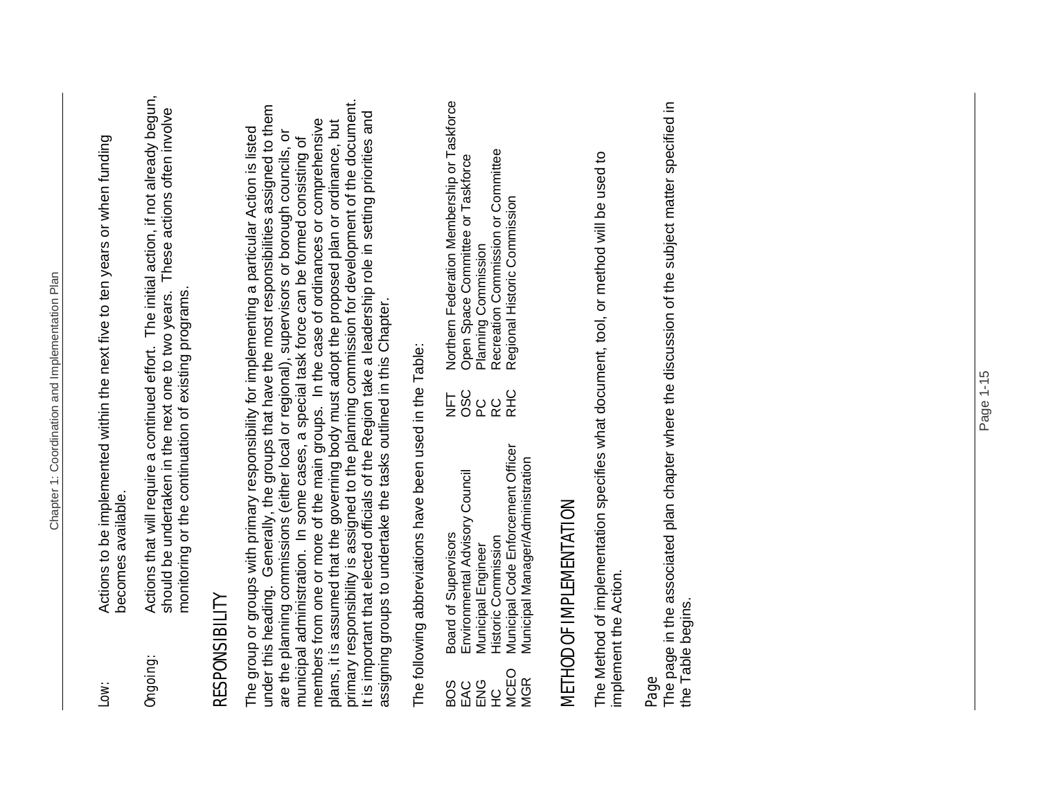Low: Actions to be implemented within the next five to ten years or when funding becomes available.

Ongoing: Actions that will require a continued effort. The initial action, if not already begun, should be undertaken in the next one to two years. These actions often involve monitoring or the continuation of existing programs.

## RESPONSIBILITY

The group or groups with primary responsibility for implementing a particular Action is listed under this heading. Generally, the groups that have the most responsibilities assigned to them are the planning commissions (either local or regional), supervisors or borough councils, or municipal administration. In some cases, a special task force can be formed consisting of members from one or more of the main groups. In the case of ordinances or comprehensive plans, it is assumed that the governing body must adopt the proposed plan or ordinance, but primary responsibility is assigned to the planning commission for development of the document. It is important that elected officials of the Region take a leadership role in setting priorities and assigning groups to undertake the tasks outlined in this Chapter.

The following abbreviations have been used in the Table:

| | | | |
|---|---|---|---|
| BOS | Board of Supervisors | NFT | Northern Federation Membership or Taskforce |
| EAC | Environmental Advisory Council | OSC | Open Space Committee or Taskforce |
| ENG | Municipal Engineer | PC | Planning Commission |
| HC | Historic Commission | RC | Recreation Commission or Committee |
| MCEO | Municipal Code Enforcement Officer | RHC | Regional Historic Commission |
| MGR | Municipal Manager/Administration | | |

## METHOD OF IMPLEMENTATION

The Method of implementation specifies what document, tool, or method will be used to implement the Action.

Page

The page in the associated plan chapter where the discussion of the subject matter specified in the Table begins.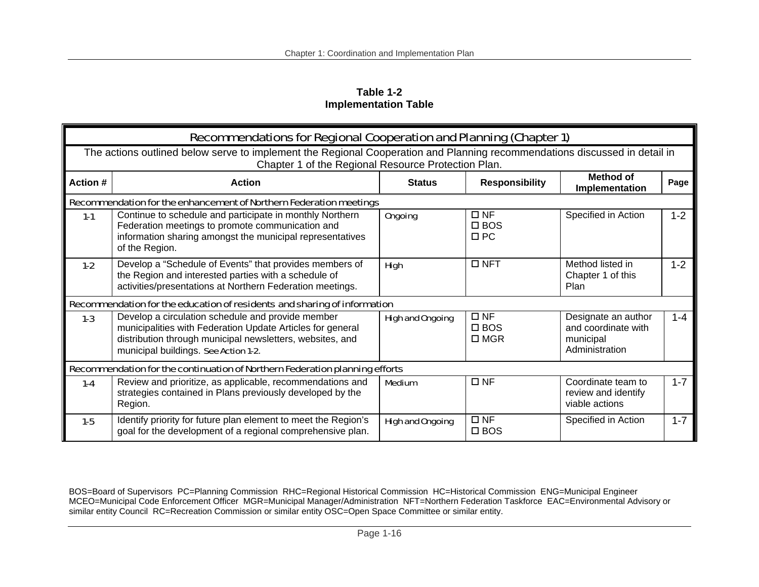**Table 1-2**
**Implementation Table**

| Recommendations for Regional Cooperation and Planning (Chapter 1) | | | | | |
|---|---|---|---|---|---|
| The actions outlined below serve to implement the Regional Cooperation and Planning recommendations discussed in detail in Chapter 1 of the Regional Resource Protection Plan. | | | | | |
| **Action #** | **Action** | **Status** | **Responsibility** | **Method of Implementation** | **Page** |
| Recommendation for the enhancement of Northern Federation meetings | | | | | |
| 1-1 | Continue to schedule and participate in monthly Northern Federation meetings to promote communication and information sharing amongst the municipal representatives of the Region. | Ongoing | ☐ NF<br>☐ BOS<br>☐ PC | Specified in Action | 1-2 |
| 1-2 | Develop a "Schedule of Events" that provides members of the Region and interested parties with a schedule of activities/presentations at Northern Federation meetings. | High | ☐ NFT | Method listed in Chapter 1 of this Plan | 1-2 |
| Recommendation for the education of residents and sharing of information | | | | | |
| 1-3 | Develop a circulation schedule and provide member municipalities with Federation Update Articles for general distribution through municipal newsletters, websites, and municipal buildings. See Action 1-2. | High and Ongoing | ☐ NF<br>☐ BOS<br>☐ MGR | Designate an author and coordinate with municipal Administration | 1-4 |
| Recommendation for the continuation of Northern Federation planning efforts | | | | | |
| 1-4 | Review and prioritize, as applicable, recommendations and strategies contained in Plans previously developed by the Region. | Medium | ☐ NF | Coordinate team to review and identify viable actions | 1-7 |
| 1-5 | Identify priority for future plan element to meet the Region's goal for the development of a regional comprehensive plan. | High and Ongoing | ☐ NF<br>☐ BOS | Specified in Action | 1-7 |

BOS=Board of Supervisors PC=Planning Commission RHC=Regional Historical Commission HC=Historical Commission ENG=Municipal Engineer MCEO=Municipal Code Enforcement Officer MGR=Municipal Manager/Administration NFT=Northern Federation Taskforce EAC=Environmental Advisory or similar entity Council RC=Recreation Commission or similar entity OSC=Open Space Committee or similar entity.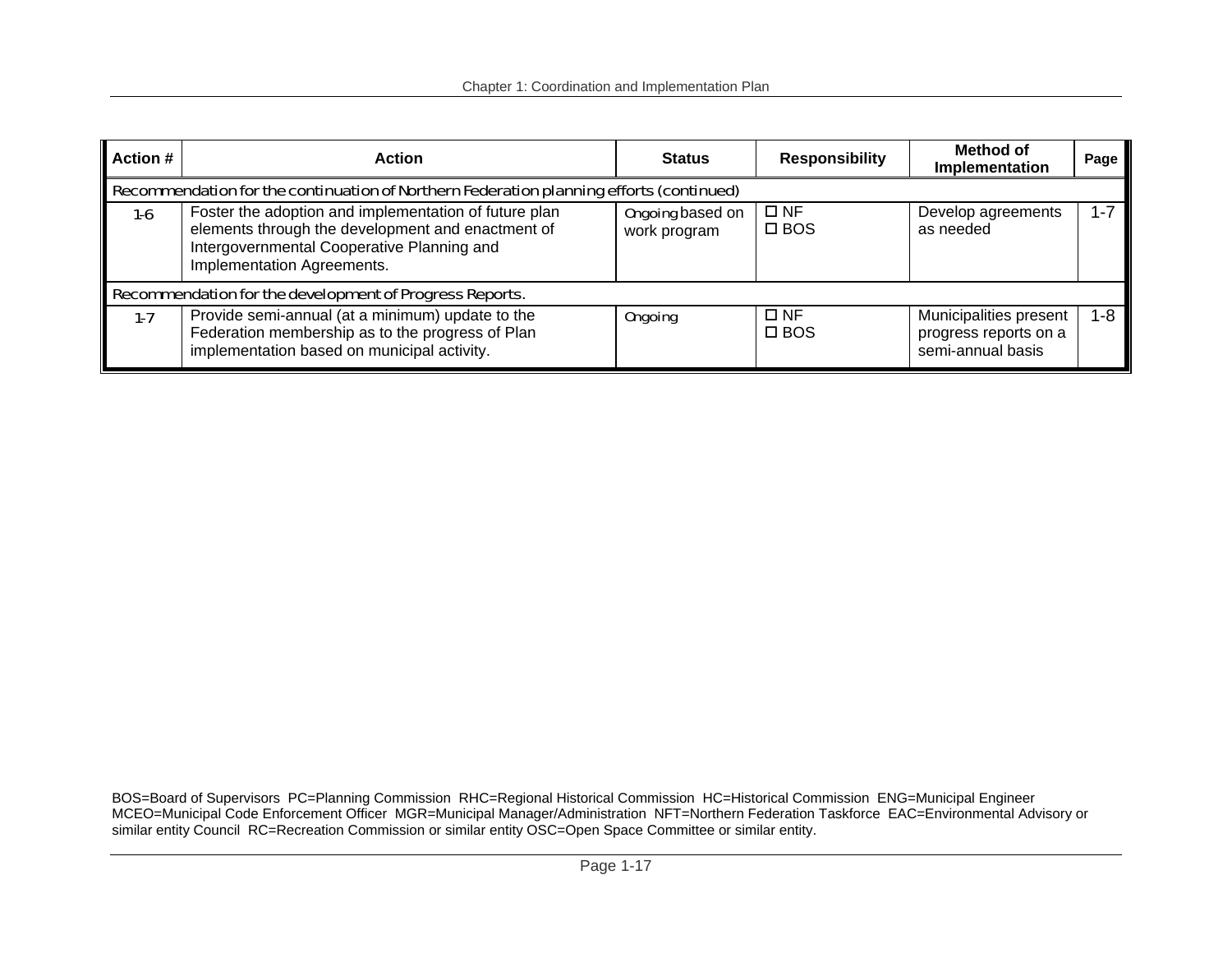| Action # | Action | Status | Responsibility | Method of Implementation | Page |
|---|---|---|---|---|---|
| Recommendation for the continuation of Northern Federation planning efforts (continued) | | | | | |
| 1-6 | Foster the adoption and implementation of future plan elements through the development and enactment of Intergovernmental Cooperative Planning and Implementation Agreements. | Ongoing based on work program | ☐ NF<br>☐ BOS | Develop agreements as needed | 1-7 |
| Recommendation for the development of Progress Reports. | | | | | |
| 1-7 | Provide semi-annual (at a minimum) update to the Federation membership as to the progress of Plan implementation based on municipal activity. | Ongoing | ☐ NF<br>☐ BOS | Municipalities present progress reports on a semi-annual basis | 1-8 |

BOS=Board of Supervisors PC=Planning Commission RHC=Regional Historical Commission HC=Historical Commission ENG=Municipal Engineer MCEO=Municipal Code Enforcement Officer MGR=Municipal Manager/Administration NFT=Northern Federation Taskforce EAC=Environmental Advisory or similar entity Council RC=Recreation Commission or similar entity OSC=Open Space Committee or similar entity.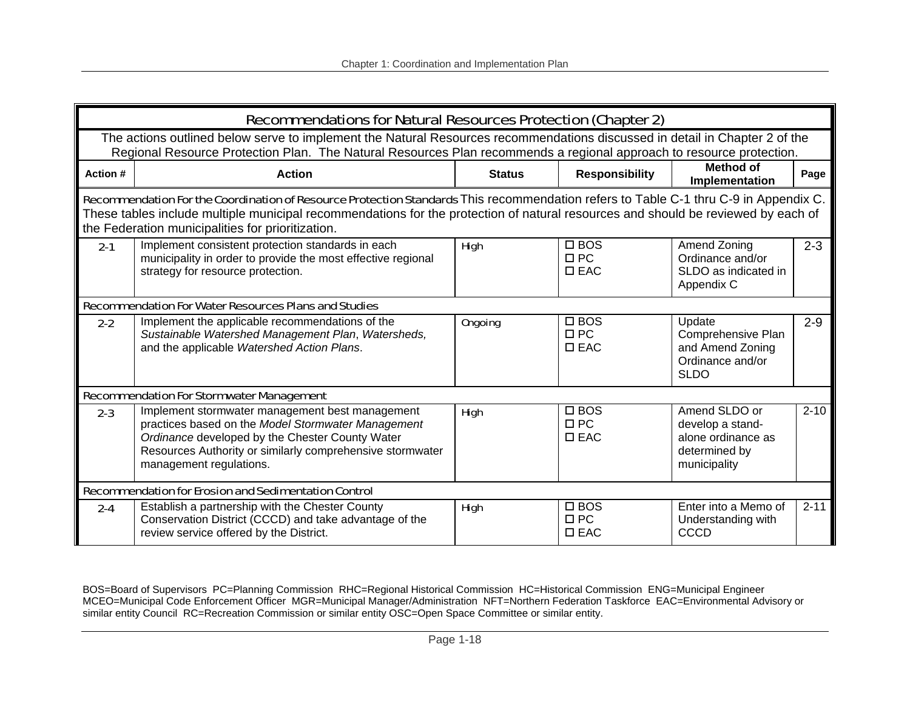## Recommendations for Natural Resources Protection (Chapter 2)

The actions outlined below serve to implement the Natural Resources recommendations discussed in detail in Chapter 2 of the Regional Resource Protection Plan. The Natural Resources Plan recommends a regional approach to resource protection.

| Action # | Action | Status | Responsibility | Method of Implementation | Page |
|---|---|---|---|---|---|
| **Recommendation For the Coordination of Resource Protection Standards** This recommendation refers to Table C-1 thru C-9 in Appendix C. These tables include multiple municipal recommendations for the protection of natural resources and should be reviewed by each of the Federation municipalities for prioritization. | | | | | |
| 2-1 | Implement consistent protection standards in each municipality in order to provide the most effective regional strategy for resource protection. | High | ☐ BOS<br>☐ PC<br>☐ EAC | Amend Zoning Ordinance and/or SLDO as indicated in Appendix C | 2-3 |
| **Recommendation For Water Resources Plans and Studies** | | | | | |
| 2-2 | Implement the applicable recommendations of the *Sustainable Watershed Management Plan*, *Watersheds,* and the applicable *Watershed Action Plans*. | Ongoing | ☐ BOS<br>☐ PC<br>☐ EAC | Update Comprehensive Plan and Amend Zoning Ordinance and/or SLDO | 2-9 |
| **Recommendation For Stormwater Management** | | | | | |
| 2-3 | Implement stormwater management best management practices based on the *Model Stormwater Management Ordinance* developed by the Chester County Water Resources Authority or similarly comprehensive stormwater management regulations. | High | ☐ BOS<br>☐ PC<br>☐ EAC | Amend SLDO or develop a stand-alone ordinance as determined by municipality | 2-10 |
| **Recommendation for Erosion and Sedimentation Control** | | | | | |
| 2-4 | Establish a partnership with the Chester County Conservation District (CCCD) and take advantage of the review service offered by the District. | High | ☐ BOS<br>☐ PC<br>☐ EAC | Enter into a Memo of Understanding with CCCD | 2-11 |

BOS=Board of Supervisors PC=Planning Commission RHC=Regional Historical Commission HC=Historical Commission ENG=Municipal Engineer MCEO=Municipal Code Enforcement Officer MGR=Municipal Manager/Administration NFT=Northern Federation Taskforce EAC=Environmental Advisory or similar entity Council RC=Recreation Commission or similar entity OSC=Open Space Committee or similar entity.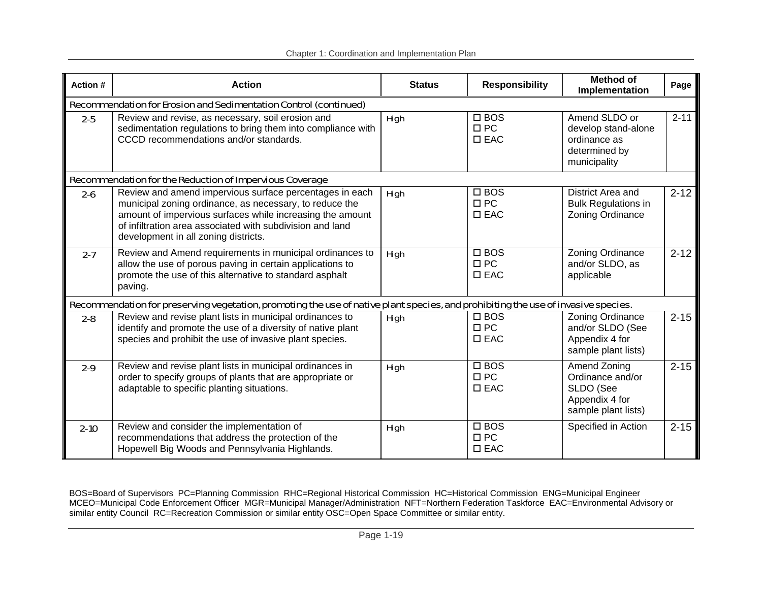| Action # | Action | Status | Responsibility | Method of Implementation | Page |
|---|---|---|---|---|---|
| Recommendation for Erosion and Sedimentation Control (continued) | | | | | |
| 2-5 | Review and revise, as necessary, soil erosion and sedimentation regulations to bring them into compliance with CCCD recommendations and/or standards. | High | ☐ BOS<br>☐ PC<br>☐ EAC | Amend SLDO or develop stand-alone ordinance as determined by municipality | 2-11 |
| Recommendation for the Reduction of Impervious Coverage | | | | | |
| 2-6 | Review and amend impervious surface percentages in each municipal zoning ordinance, as necessary, to reduce the amount of impervious surfaces while increasing the amount of infiltration area associated with subdivision and land development in all zoning districts. | High | ☐ BOS<br>☐ PC<br>☐ EAC | District Area and Bulk Regulations in Zoning Ordinance | 2-12 |
| 2-7 | Review and Amend requirements in municipal ordinances to allow the use of porous paving in certain applications to promote the use of this alternative to standard asphalt paving. | High | ☐ BOS<br>☐ PC<br>☐ EAC | Zoning Ordinance and/or SLDO, as applicable | 2-12 |
| Recommendation for preserving vegetation, promoting the use of native plant species, and prohibiting the use of invasive species. | | | | | |
| 2-8 | Review and revise plant lists in municipal ordinances to identify and promote the use of a diversity of native plant species and prohibit the use of invasive plant species. | High | ☐ BOS<br>☐ PC<br>☐ EAC | Zoning Ordinance and/or SLDO (See Appendix 4 for sample plant lists) | 2-15 |
| 2-9 | Review and revise plant lists in municipal ordinances in order to specify groups of plants that are appropriate or adaptable to specific planting situations. | High | ☐ BOS<br>☐ PC<br>☐ EAC | Amend Zoning Ordinance and/or SLDO (See Appendix 4 for sample plant lists) | 2-15 |
| 2-10 | Review and consider the implementation of recommendations that address the protection of the Hopewell Big Woods and Pennsylvania Highlands. | High | ☐ BOS<br>☐ PC<br>☐ EAC | Specified in Action | 2-15 |

BOS=Board of Supervisors PC=Planning Commission RHC=Regional Historical Commission HC=Historical Commission ENG=Municipal Engineer MCEO=Municipal Code Enforcement Officer MGR=Municipal Manager/Administration NFT=Northern Federation Taskforce EAC=Environmental Advisory or similar entity Council RC=Recreation Commission or similar entity OSC=Open Space Committee or similar entity.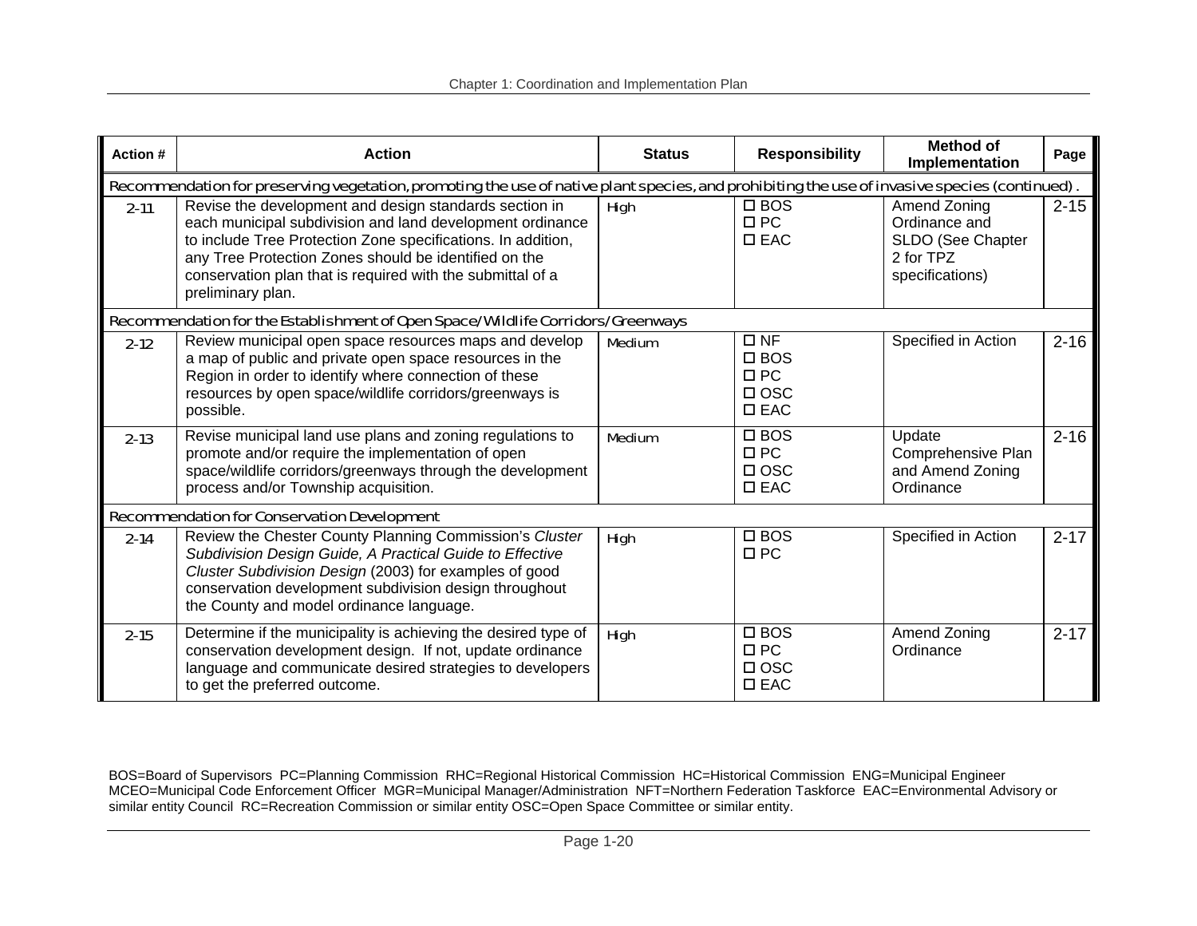| Action # | Action | Status | Responsibility | Method of Implementation | Page |
|---|---|---|---|---|---|
| Recommendation for preserving vegetation, promoting the use of native plant species, and prohibiting the use of invasive species (continued). | | | | | |
| 2-11 | Revise the development and design standards section in each municipal subdivision and land development ordinance to include Tree Protection Zone specifications. In addition, any Tree Protection Zones should be identified on the conservation plan that is required with the submittal of a preliminary plan. | High | ☐ BOS<br>☐ PC<br>☐ EAC | Amend Zoning Ordinance and SLDO (See Chapter 2 for TPZ specifications) | 2-15 |
| Recommendation for the Establishment of Open Space/Wildlife Corridors/Greenways | | | | | |
| 2-12 | Review municipal open space resources maps and develop a map of public and private open space resources in the Region in order to identify where connection of these resources by open space/wildlife corridors/greenways is possible. | Medium | ☐ NF<br>☐ BOS<br>☐ PC<br>☐ OSC<br>☐ EAC | Specified in Action | 2-16 |
| 2-13 | Revise municipal land use plans and zoning regulations to promote and/or require the implementation of open space/wildlife corridors/greenways through the development process and/or Township acquisition. | Medium | ☐ BOS<br>☐ PC<br>☐ OSC<br>☐ EAC | Update Comprehensive Plan and Amend Zoning Ordinance | 2-16 |
| Recommendation for Conservation Development | | | | | |
| 2-14 | Review the Chester County Planning Commission's *Cluster Subdivision Design Guide, A Practical Guide to Effective Cluster Subdivision Design* (2003) for examples of good conservation development subdivision design throughout the County and model ordinance language. | High | ☐ BOS<br>☐ PC | Specified in Action | 2-17 |
| 2-15 | Determine if the municipality is achieving the desired type of conservation development design. If not, update ordinance language and communicate desired strategies to developers to get the preferred outcome. | High | ☐ BOS<br>☐ PC<br>☐ OSC<br>☐ EAC | Amend Zoning Ordinance | 2-17 |

BOS=Board of Supervisors PC=Planning Commission RHC=Regional Historical Commission HC=Historical Commission ENG=Municipal Engineer MCEO=Municipal Code Enforcement Officer MGR=Municipal Manager/Administration NFT=Northern Federation Taskforce EAC=Environmental Advisory or similar entity Council RC=Recreation Commission or similar entity OSC=Open Space Committee or similar entity.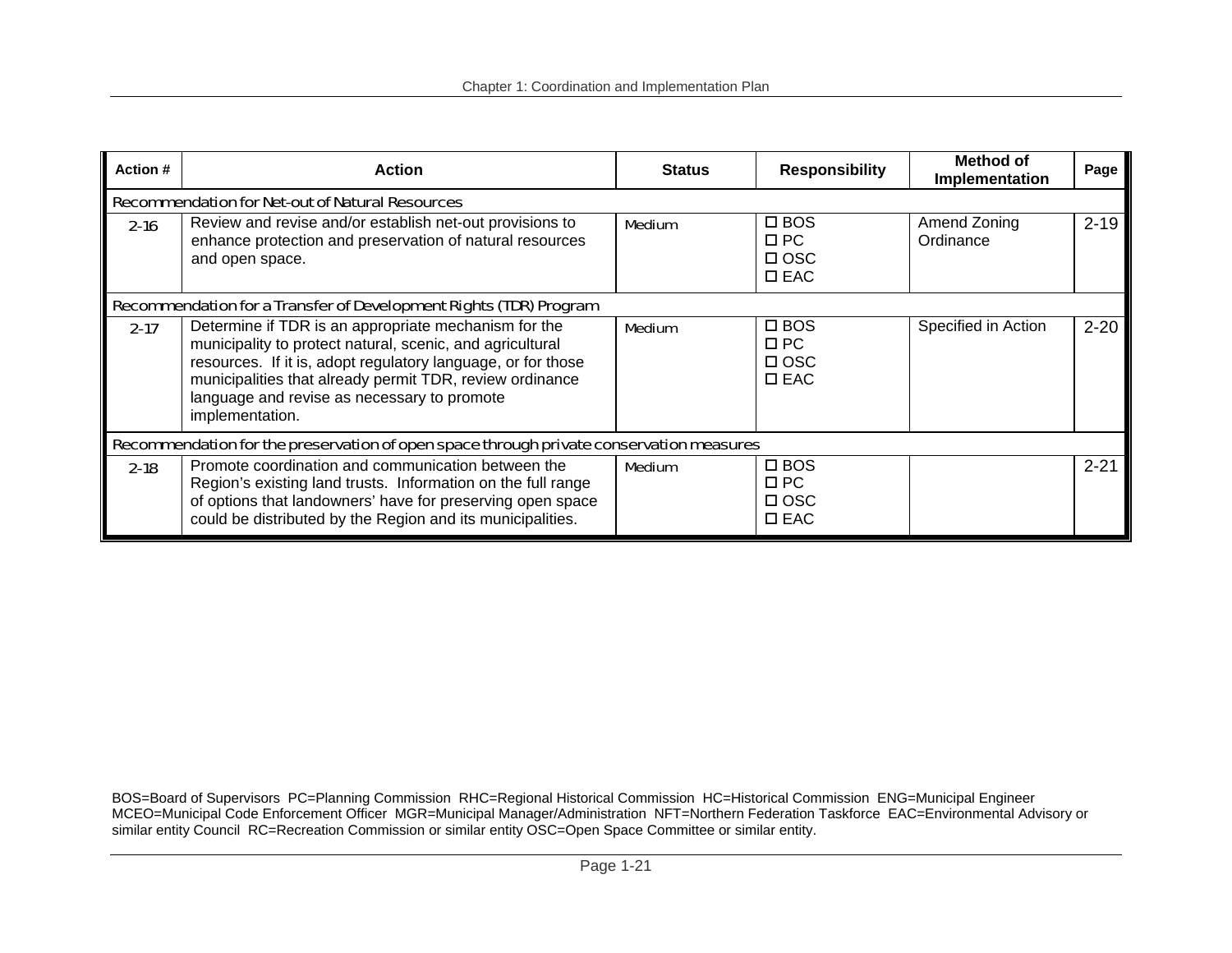| Action # | Action | Status | Responsibility | Method of Implementation | Page |
|---|---|---|---|---|---|
| Recommendation for Net-out of Natural Resources | | | | | |
| 2-16 | Review and revise and/or establish net-out provisions to enhance protection and preservation of natural resources and open space. | Medium | ☐ BOS<br>☐ PC<br>☐ OSC<br>☐ EAC | Amend Zoning Ordinance | 2-19 |
| Recommendation for a Transfer of Development Rights (TDR) Program | | | | | |
| 2-17 | Determine if TDR is an appropriate mechanism for the municipality to protect natural, scenic, and agricultural resources. If it is, adopt regulatory language, or for those municipalities that already permit TDR, review ordinance language and revise as necessary to promote implementation. | Medium | ☐ BOS<br>☐ PC<br>☐ OSC<br>☐ EAC | Specified in Action | 2-20 |
| Recommendation for the preservation of open space through private conservation measures | | | | | |
| 2-18 | Promote coordination and communication between the Region's existing land trusts. Information on the full range of options that landowners' have for preserving open space could be distributed by the Region and its municipalities. | Medium | ☐ BOS<br>☐ PC<br>☐ OSC<br>☐ EAC | | 2-21 |

BOS=Board of Supervisors PC=Planning Commission RHC=Regional Historical Commission HC=Historical Commission ENG=Municipal Engineer MCEO=Municipal Code Enforcement Officer MGR=Municipal Manager/Administration NFT=Northern Federation Taskforce EAC=Environmental Advisory or similar entity Council RC=Recreation Commission or similar entity OSC=Open Space Committee or similar entity.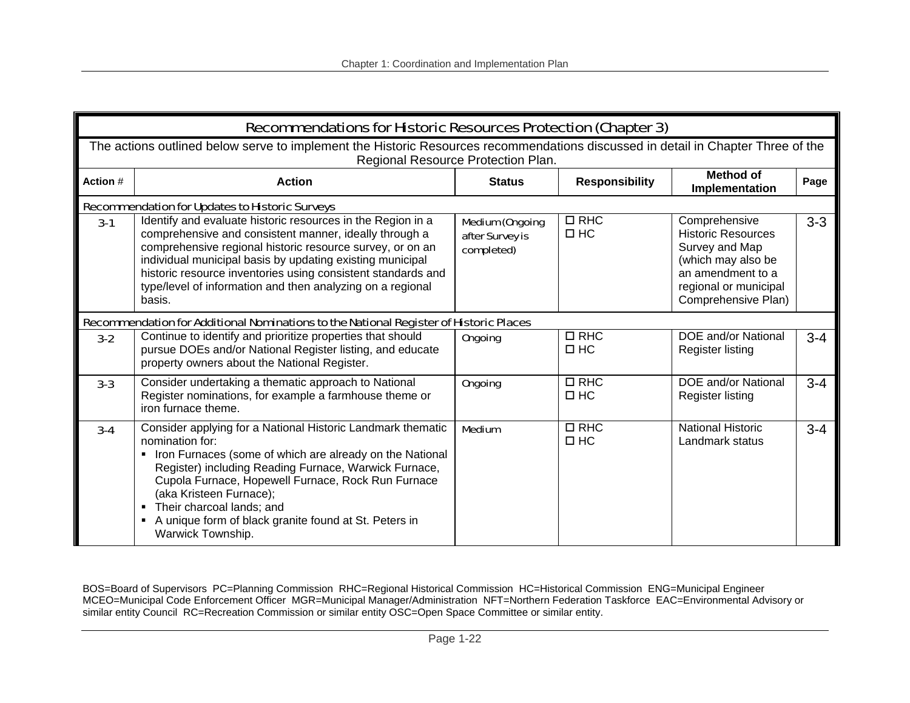| Recommendations for Historic Resources Protection (Chapter 3) | | | | | |
|---|---|---|---|---|---|
| The actions outlined below serve to implement the Historic Resources recommendations discussed in detail in Chapter Three of the Regional Resource Protection Plan. | | | | | |
| **Action #** | **Action** | **Status** | **Responsibility** | **Method of Implementation** | **Page** |
| Recommendation for Updates to Historic Surveys | | | | | |
| 3-1 | Identify and evaluate historic resources in the Region in a comprehensive and consistent manner, ideally through a comprehensive regional historic resource survey, or on an individual municipal basis by updating existing municipal historic resource inventories using consistent standards and type/level of information and then analyzing on a regional basis. | Medium (Ongoing after Survey is completed) | ☐ RHC<br>☐ HC | Comprehensive Historic Resources Survey and Map (which may also be an amendment to a regional or municipal Comprehensive Plan) | 3-3 |
| Recommendation for Additional Nominations to the National Register of Historic Places | | | | | |
| 3-2 | Continue to identify and prioritize properties that should pursue DOEs and/or National Register listing, and educate property owners about the National Register. | Ongoing | ☐ RHC<br>☐ HC | DOE and/or National Register listing | 3-4 |
| 3-3 | Consider undertaking a thematic approach to National Register nominations, for example a farmhouse theme or iron furnace theme. | Ongoing | ☐ RHC<br>☐ HC | DOE and/or National Register listing | 3-4 |
| 3-4 | Consider applying for a National Historic Landmark thematic nomination for:<br>▪ Iron Furnaces (some of which are already on the National Register) including Reading Furnace, Warwick Furnace, Cupola Furnace, Hopewell Furnace, Rock Run Furnace (aka Kristeen Furnace);<br>▪ Their charcoal lands; and<br>▪ A unique form of black granite found at St. Peters in Warwick Township. | Medium | ☐ RHC<br>☐ HC | National Historic Landmark status | 3-4 |

BOS=Board of Supervisors PC=Planning Commission RHC=Regional Historical Commission HC=Historical Commission ENG=Municipal Engineer MCEO=Municipal Code Enforcement Officer MGR=Municipal Manager/Administration NFT=Northern Federation Taskforce EAC=Environmental Advisory or similar entity Council RC=Recreation Commission or similar entity OSC=Open Space Committee or similar entity.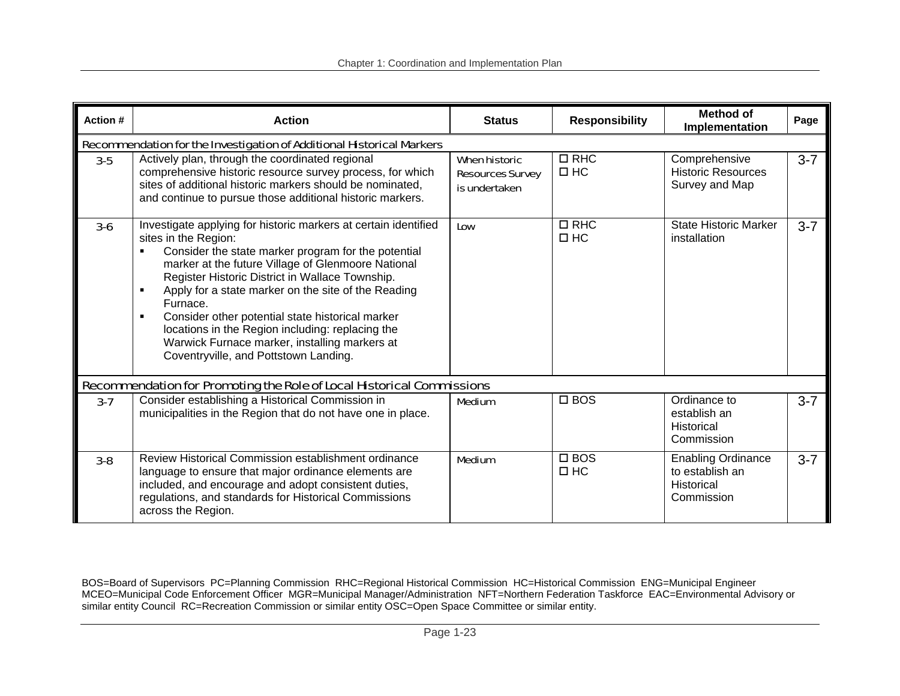| Action # | Action | Status | Responsibility | Method of Implementation | Page |
|---|---|---|---|---|---|
| *Recommendation for the Investigation of Additional Historical Markers* | | | | | |
| 3-5 | Actively plan, through the coordinated regional comprehensive historic resource survey process, for which sites of additional historic markers should be nominated, and continue to pursue those additional historic markers. | When historic Resources Survey is undertaken | ☐ RHC<br>☐ HC | Comprehensive Historic Resources Survey and Map | 3-7 |
| 3-6 | Investigate applying for historic markers at certain identified sites in the Region:<br>▪ Consider the state marker program for the potential marker at the future Village of Glenmoore National Register Historic District in Wallace Township.<br>▪ Apply for a state marker on the site of the Reading Furnace.<br>▪ Consider other potential state historical marker locations in the Region including: replacing the Warwick Furnace marker, installing markers at Coventryville, and Pottstown Landing. | Low | ☐ RHC<br>☐ HC | State Historic Marker installation | 3-7 |
| *Recommendation for Promoting the Role of Local Historical Commissions* | | | | | |
| 3-7 | Consider establishing a Historical Commission in municipalities in the Region that do not have one in place. | Medium | ☐ BOS | Ordinance to establish an Historical Commission | 3-7 |
| 3-8 | Review Historical Commission establishment ordinance language to ensure that major ordinance elements are included, and encourage and adopt consistent duties, regulations, and standards for Historical Commissions across the Region. | Medium | ☐ BOS<br>☐ HC | Enabling Ordinance to establish an Historical Commission | 3-7 |

BOS=Board of Supervisors PC=Planning Commission RHC=Regional Historical Commission HC=Historical Commission ENG=Municipal Engineer MCEO=Municipal Code Enforcement Officer MGR=Municipal Manager/Administration NFT=Northern Federation Taskforce EAC=Environmental Advisory or similar entity Council RC=Recreation Commission or similar entity OSC=Open Space Committee or similar entity.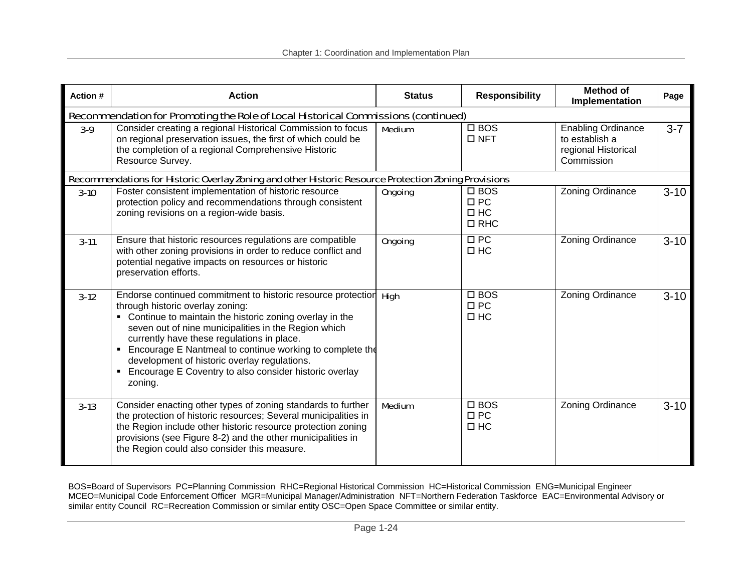| Action # | Action | Status | Responsibility | Method of Implementation | Page |
|---|---|---|---|---|---|
| Recommendation for Promoting the Role of Local Historical Commissions (continued) | | | | | |
| 3-9 | Consider creating a regional Historical Commission to focus on regional preservation issues, the first of which could be the completion of a regional Comprehensive Historic Resource Survey. | Medium | ☐ BOS<br>☐ NFT | Enabling Ordinance to establish a regional Historical Commission | 3-7 |
| Recommendations for Historic Overlay Zoning and other Historic Resource Protection Zoning Provisions | | | | | |
| 3-10 | Foster consistent implementation of historic resource protection policy and recommendations through consistent zoning revisions on a region-wide basis. | Ongoing | ☐ BOS<br>☐ PC<br>☐ HC<br>☐ RHC | Zoning Ordinance | 3-10 |
| 3-11 | Ensure that historic resources regulations are compatible with other zoning provisions in order to reduce conflict and potential negative impacts on resources or historic preservation efforts. | Ongoing | ☐ PC<br>☐ HC | Zoning Ordinance | 3-10 |
| 3-12 | Endorse continued commitment to historic resource protection through historic overlay zoning:<br>▪ Continue to maintain the historic zoning overlay in the seven out of nine municipalities in the Region which currently have these regulations in place.<br>▪ Encourage E Nantmeal to continue working to complete the development of historic overlay regulations.<br>▪ Encourage E Coventry to also consider historic overlay zoning. | High | ☐ BOS<br>☐ PC<br>☐ HC | Zoning Ordinance | 3-10 |
| 3-13 | Consider enacting other types of zoning standards to further the protection of historic resources; Several municipalities in the Region include other historic resource protection zoning provisions (see Figure 8-2) and the other municipalities in the Region could also consider this measure. | Medium | ☐ BOS<br>☐ PC<br>☐ HC | Zoning Ordinance | 3-10 |

BOS=Board of Supervisors PC=Planning Commission RHC=Regional Historical Commission HC=Historical Commission ENG=Municipal Engineer MCEO=Municipal Code Enforcement Officer MGR=Municipal Manager/Administration NFT=Northern Federation Taskforce EAC=Environmental Advisory or similar entity Council RC=Recreation Commission or similar entity OSC=Open Space Committee or similar entity.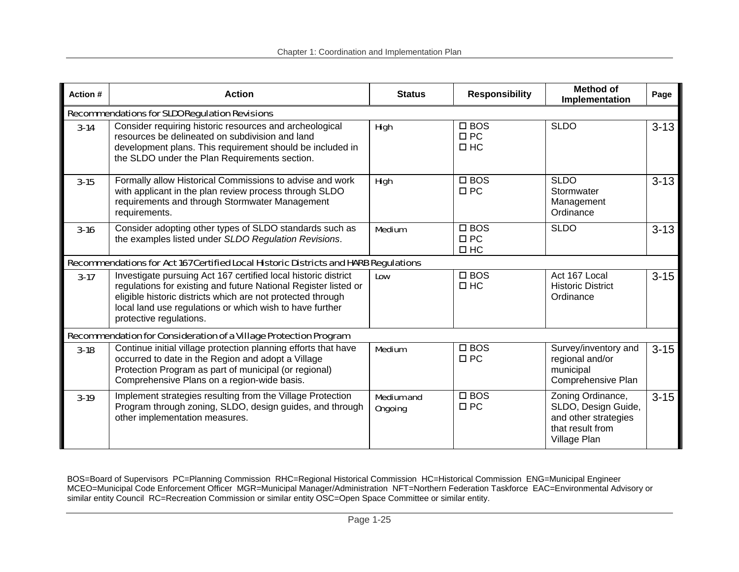| Action # | Action | Status | Responsibility | Method of Implementation | Page |
|---|---|---|---|---|---|
| *Recommendations for SLDO Regulation Revisions* | | | | | |
| 3-14 | Consider requiring historic resources and archeological resources be delineated on subdivision and land development plans. This requirement should be included in the SLDO under the Plan Requirements section. | High | ☐ BOS ☐ PC ☐ HC | SLDO | 3-13 |
| 3-15 | Formally allow Historical Commissions to advise and work with applicant in the plan review process through SLDO requirements and through Stormwater Management requirements. | High | ☐ BOS ☐ PC | SLDO Stormwater Management Ordinance | 3-13 |
| 3-16 | Consider adopting other types of SLDO standards such as the examples listed under *SLDO Regulation Revisions*. | Medium | ☐ BOS ☐ PC ☐ HC | SLDO | 3-13 |
| *Recommendations for Act 167 Certified Local Historic Districts and HARB Regulations* | | | | | |
| 3-17 | Investigate pursuing Act 167 certified local historic district regulations for existing and future National Register listed or eligible historic districts which are not protected through local land use regulations or which wish to have further protective regulations. | Low | ☐ BOS ☐ HC | Act 167 Local Historic District Ordinance | 3-15 |
| *Recommendation for Consideration of a Village Protection Program* | | | | | |
| 3-18 | Continue initial village protection planning efforts that have occurred to date in the Region and adopt a Village Protection Program as part of municipal (or regional) Comprehensive Plans on a region-wide basis. | Medium | ☐ BOS ☐ PC | Survey/inventory and regional and/or municipal Comprehensive Plan | 3-15 |
| 3-19 | Implement strategies resulting from the Village Protection Program through zoning, SLDO, design guides, and through other implementation measures. | Medium and Ongoing | ☐ BOS ☐ PC | Zoning Ordinance, SLDO, Design Guide, and other strategies that result from Village Plan | 3-15 |

BOS=Board of Supervisors PC=Planning Commission RHC=Regional Historical Commission HC=Historical Commission ENG=Municipal Engineer MCEO=Municipal Code Enforcement Officer MGR=Municipal Manager/Administration NFT=Northern Federation Taskforce EAC=Environmental Advisory or similar entity Council RC=Recreation Commission or similar entity OSC=Open Space Committee or similar entity.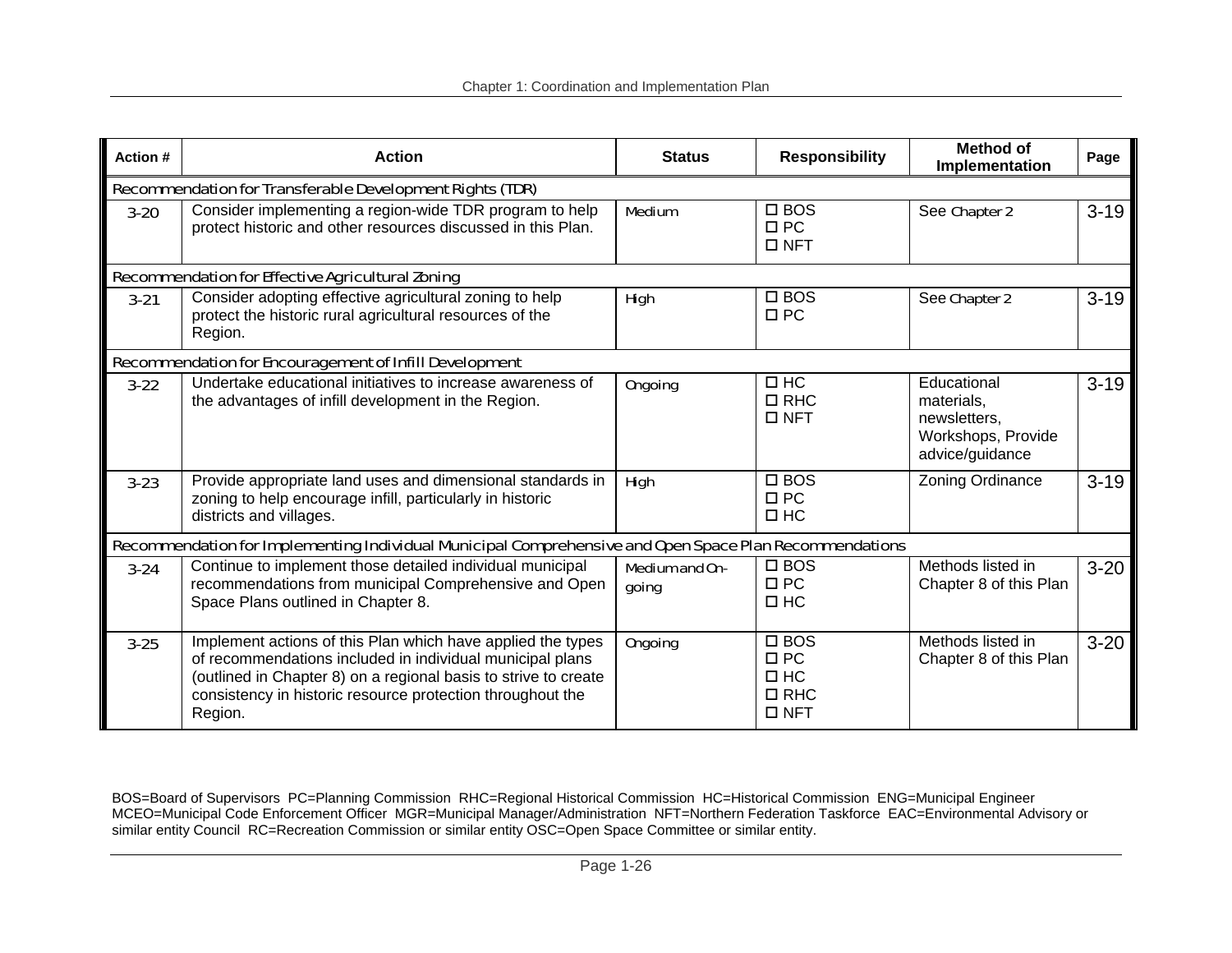| Action # | Action | Status | Responsibility | Method of Implementation | Page |
|---|---|---|---|---|---|
| Recommendation for Transferable Development Rights (TDR) | | | | | |
| 3-20 | Consider implementing a region-wide TDR program to help protect historic and other resources discussed in this Plan. | Medium | ☐ BOS<br>☐ PC<br>☐ NFT | See Chapter 2 | 3-19 |
| Recommendation for Effective Agricultural Zoning | | | | | |
| 3-21 | Consider adopting effective agricultural zoning to help protect the historic rural agricultural resources of the Region. | High | ☐ BOS<br>☐ PC | See Chapter 2 | 3-19 |
| Recommendation for Encouragement of Infill Development | | | | | |
| 3-22 | Undertake educational initiatives to increase awareness of the advantages of infill development in the Region. | Ongoing | ☐ HC<br>☐ RHC<br>☐ NFT | Educational materials, newsletters, Workshops, Provide advice/guidance | 3-19 |
| 3-23 | Provide appropriate land uses and dimensional standards in zoning to help encourage infill, particularly in historic districts and villages. | High | ☐ BOS<br>☐ PC<br>☐ HC | Zoning Ordinance | 3-19 |
| Recommendation for Implementing Individual Municipal Comprehensive and Open Space Plan Recommendations | | | | | |
| 3-24 | Continue to implement those detailed individual municipal recommendations from municipal Comprehensive and Open Space Plans outlined in Chapter 8. | Medium and On-going | ☐ BOS<br>☐ PC<br>☐ HC | Methods listed in Chapter 8 of this Plan | 3-20 |
| 3-25 | Implement actions of this Plan which have applied the types of recommendations included in individual municipal plans (outlined in Chapter 8) on a regional basis to strive to create consistency in historic resource protection throughout the Region. | Ongoing | ☐ BOS<br>☐ PC<br>☐ HC<br>☐ RHC<br>☐ NFT | Methods listed in Chapter 8 of this Plan | 3-20 |

BOS=Board of Supervisors PC=Planning Commission RHC=Regional Historical Commission HC=Historical Commission ENG=Municipal Engineer MCEO=Municipal Code Enforcement Officer MGR=Municipal Manager/Administration NFT=Northern Federation Taskforce EAC=Environmental Advisory or similar entity Council RC=Recreation Commission or similar entity OSC=Open Space Committee or similar entity.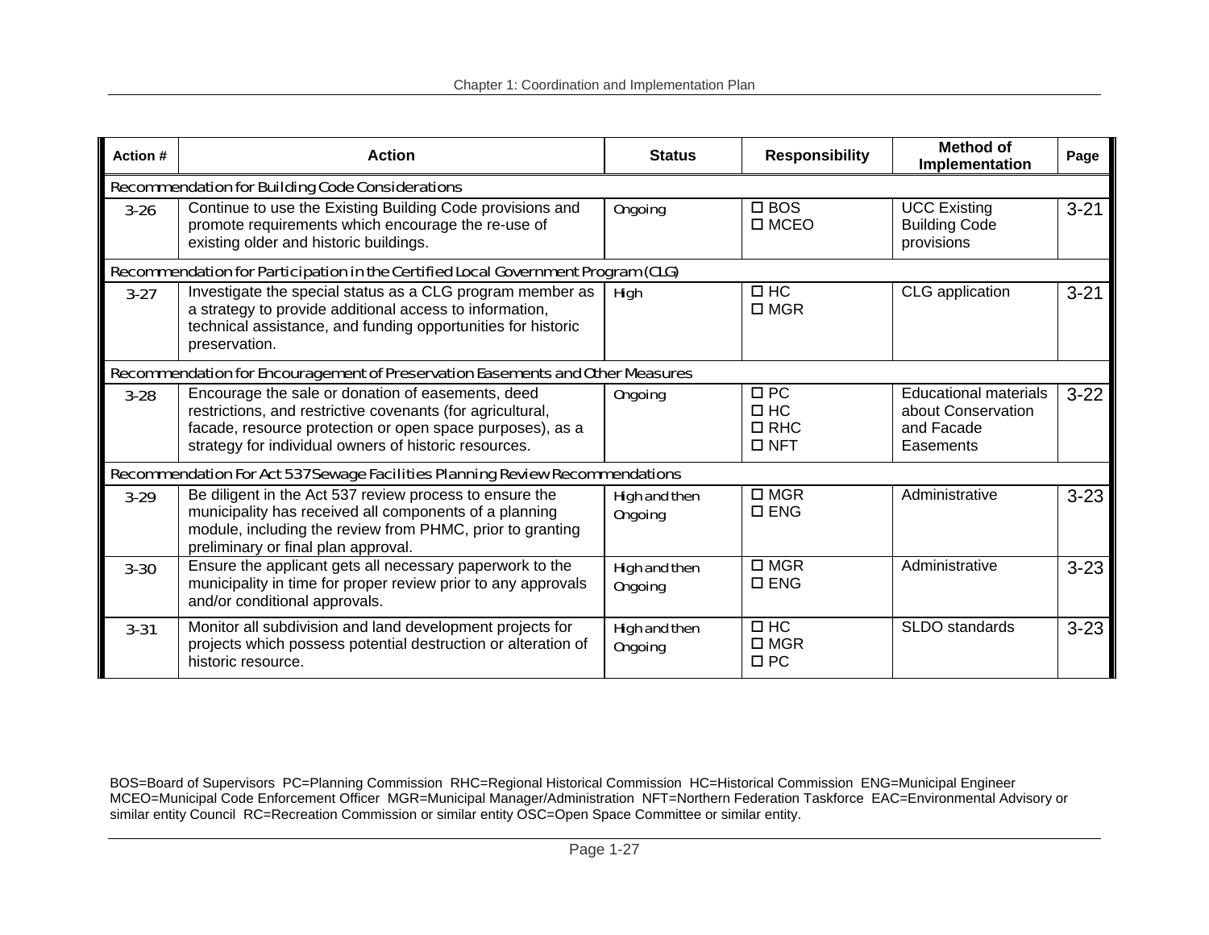| Action # | Action | Status | Responsibility | Method of Implementation | Page |
|---|---|---|---|---|---|
| Recommendation for Building Code Considerations | | | | | |
| 3-26 | Continue to use the Existing Building Code provisions and promote requirements which encourage the re-use of existing older and historic buildings. | Ongoing | ☐ BOS<br>☐ MCEO | UCC Existing Building Code provisions | 3-21 |
| Recommendation for Participation in the Certified Local Government Program (CLG) | | | | | |
| 3-27 | Investigate the special status as a CLG program member as a strategy to provide additional access to information, technical assistance, and funding opportunities for historic preservation. | High | ☐ HC<br>☐ MGR | CLG application | 3-21 |
| Recommendation for Encouragement of Preservation Easements and Other Measures | | | | | |
| 3-28 | Encourage the sale or donation of easements, deed restrictions, and restrictive covenants (for agricultural, facade, resource protection or open space purposes), as a strategy for individual owners of historic resources. | Ongoing | ☐ PC<br>☐ HC<br>☐ RHC<br>☐ NFT | Educational materials about Conservation and Facade Easements | 3-22 |
| Recommendation For Act 537 Sewage Facilities Planning Review Recommendations | | | | | |
| 3-29 | Be diligent in the Act 537 review process to ensure the municipality has received all components of a planning module, including the review from PHMC, prior to granting preliminary or final plan approval. | High and then Ongoing | ☐ MGR<br>☐ ENG | Administrative | 3-23 |
| 3-30 | Ensure the applicant gets all necessary paperwork to the municipality in time for proper review prior to any approvals and/or conditional approvals. | High and then Ongoing | ☐ MGR<br>☐ ENG | Administrative | 3-23 |
| 3-31 | Monitor all subdivision and land development projects for projects which possess potential destruction or alteration of historic resource. | High and then Ongoing | ☐ HC<br>☐ MGR<br>☐ PC | SLDO standards | 3-23 |

BOS=Board of Supervisors PC=Planning Commission RHC=Regional Historical Commission HC=Historical Commission ENG=Municipal Engineer MCEO=Municipal Code Enforcement Officer MGR=Municipal Manager/Administration NFT=Northern Federation Taskforce EAC=Environmental Advisory or similar entity Council RC=Recreation Commission or similar entity OSC=Open Space Committee or similar entity.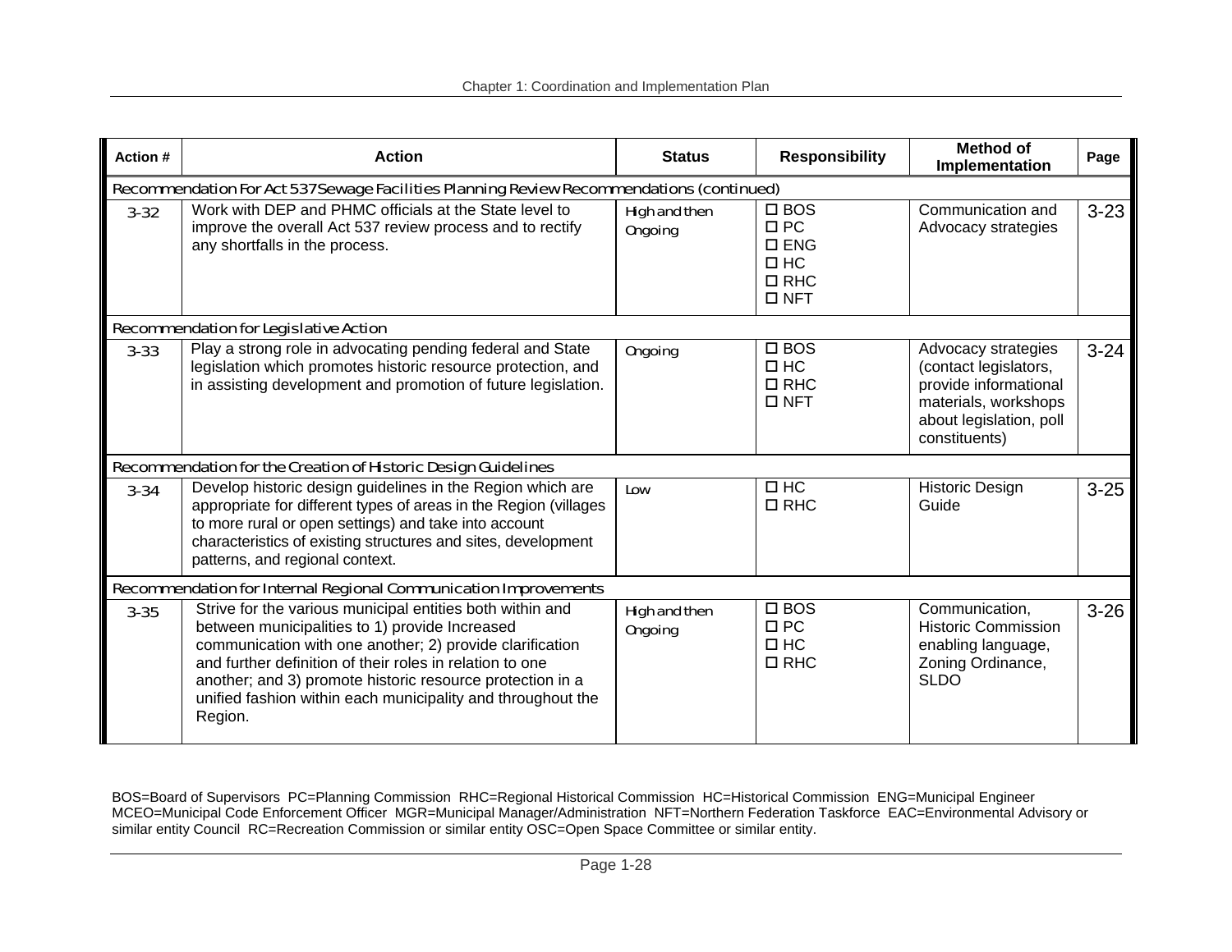| Action # | Action | Status | Responsibility | Method of Implementation | Page |
|---|---|---|---|---|---|
| Recommendation For Act 537 Sewage Facilities Planning Review Recommendations (continued) | | | | | |
| 3-32 | Work with DEP and PHMC officials at the State level to improve the overall Act 537 review process and to rectify any shortfalls in the process. | High and then Ongoing | ☐ BOS<br>☐ PC<br>☐ ENG<br>☐ HC<br>☐ RHC<br>☐ NFT | Communication and Advocacy strategies | 3-23 |
| Recommendation for Legislative Action | | | | | |
| 3-33 | Play a strong role in advocating pending federal and State legislation which promotes historic resource protection, and in assisting development and promotion of future legislation. | Ongoing | ☐ BOS<br>☐ HC<br>☐ RHC<br>☐ NFT | Advocacy strategies (contact legislators, provide informational materials, workshops about legislation, poll constituents) | 3-24 |
| Recommendation for the Creation of Historic Design Guidelines | | | | | |
| 3-34 | Develop historic design guidelines in the Region which are appropriate for different types of areas in the Region (villages to more rural or open settings) and take into account characteristics of existing structures and sites, development patterns, and regional context. | Low | ☐ HC<br>☐ RHC | Historic Design Guide | 3-25 |
| Recommendation for Internal Regional Communication Improvements | | | | | |
| 3-35 | Strive for the various municipal entities both within and between municipalities to 1) provide Increased communication with one another; 2) provide clarification and further definition of their roles in relation to one another; and 3) promote historic resource protection in a unified fashion within each municipality and throughout the Region. | High and then Ongoing | ☐ BOS<br>☐ PC<br>☐ HC<br>☐ RHC | Communication, Historic Commission enabling language, Zoning Ordinance, SLDO | 3-26 |

BOS=Board of Supervisors PC=Planning Commission RHC=Regional Historical Commission HC=Historical Commission ENG=Municipal Engineer MCEO=Municipal Code Enforcement Officer MGR=Municipal Manager/Administration NFT=Northern Federation Taskforce EAC=Environmental Advisory or similar entity Council RC=Recreation Commission or similar entity OSC=Open Space Committee or similar entity.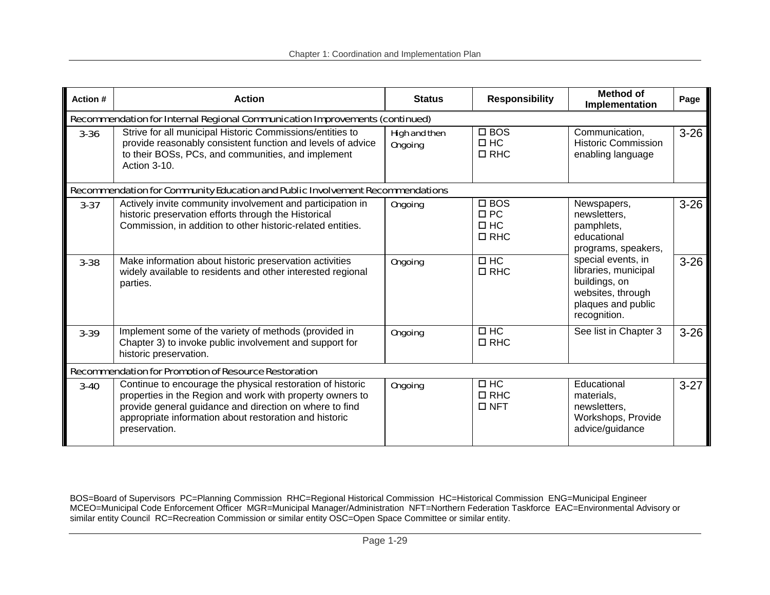| Action # | Action | Status | Responsibility | Method of Implementation | Page |
|---|---|---|---|---|---|
| Recommendation for Internal Regional Communication Improvements (continued) | | | | | |
| 3-36 | Strive for all municipal Historic Commissions/entities to provide reasonably consistent function and levels of advice to their BOSs, PCs, and communities, and implement Action 3-10. | High and then Ongoing | ☐ BOS<br>☐ HC<br>☐ RHC | Communication, Historic Commission enabling language | 3-26 |
| Recommendation for Community Education and Public Involvement Recommendations | | | | | |
| 3-37 | Actively invite community involvement and participation in historic preservation efforts through the Historical Commission, in addition to other historic-related entities. | Ongoing | ☐ BOS<br>☐ PC<br>☐ HC<br>☐ RHC | Newspapers, newsletters, pamphlets, educational programs, speakers, special events, in libraries, municipal buildings, on websites, through plaques and public recognition. | 3-26 |
| 3-38 | Make information about historic preservation activities widely available to residents and other interested regional parties. | Ongoing | ☐ HC<br>☐ RHC | | 3-26 |
| 3-39 | Implement some of the variety of methods (provided in Chapter 3) to invoke public involvement and support for historic preservation. | Ongoing | ☐ HC<br>☐ RHC | See list in Chapter 3 | 3-26 |
| Recommendation for Promotion of Resource Restoration | | | | | |
| 3-40 | Continue to encourage the physical restoration of historic properties in the Region and work with property owners to provide general guidance and direction on where to find appropriate information about restoration and historic preservation. | Ongoing | ☐ HC<br>☐ RHC<br>☐ NFT | Educational materials, newsletters, Workshops, Provide advice/guidance | 3-27 |

BOS=Board of Supervisors PC=Planning Commission RHC=Regional Historical Commission HC=Historical Commission ENG=Municipal Engineer MCEO=Municipal Code Enforcement Officer MGR=Municipal Manager/Administration NFT=Northern Federation Taskforce EAC=Environmental Advisory or similar entity Council RC=Recreation Commission or similar entity OSC=Open Space Committee or similar entity.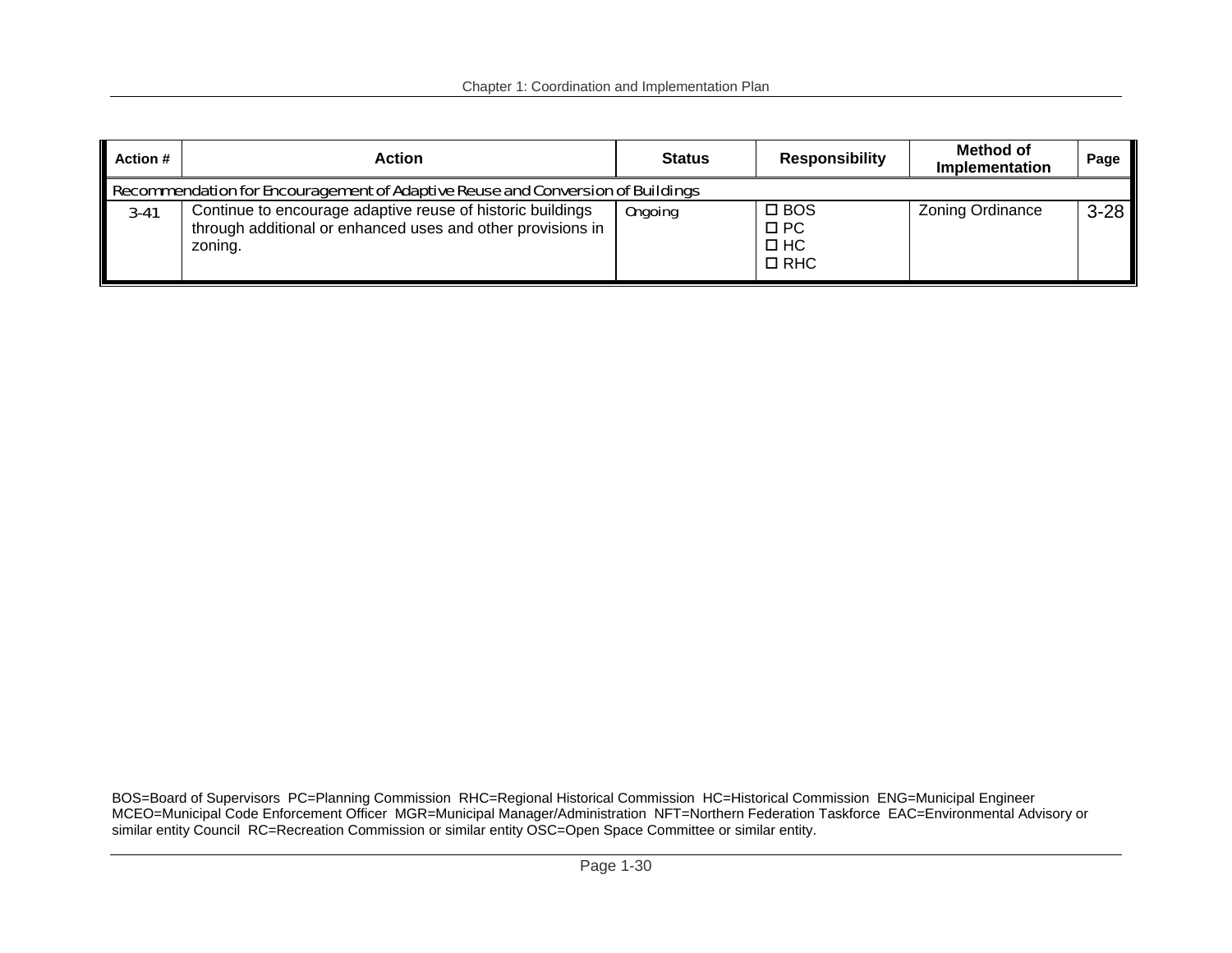| Action # | Action | Status | Responsibility | Method of Implementation | Page |
|---|---|---|---|---|---|
| Recommendation for Encouragement of Adaptive Reuse and Conversion of Buildings | | | | | |
| 3-41 | Continue to encourage adaptive reuse of historic buildings through additional or enhanced uses and other provisions in zoning. | Ongoing | ☐ BOS<br>☐ PC<br>☐ HC<br>☐ RHC | Zoning Ordinance | 3-28 |

BOS=Board of Supervisors PC=Planning Commission RHC=Regional Historical Commission HC=Historical Commission ENG=Municipal Engineer MCEO=Municipal Code Enforcement Officer MGR=Municipal Manager/Administration NFT=Northern Federation Taskforce EAC=Environmental Advisory or similar entity Council RC=Recreation Commission or similar entity OSC=Open Space Committee or similar entity.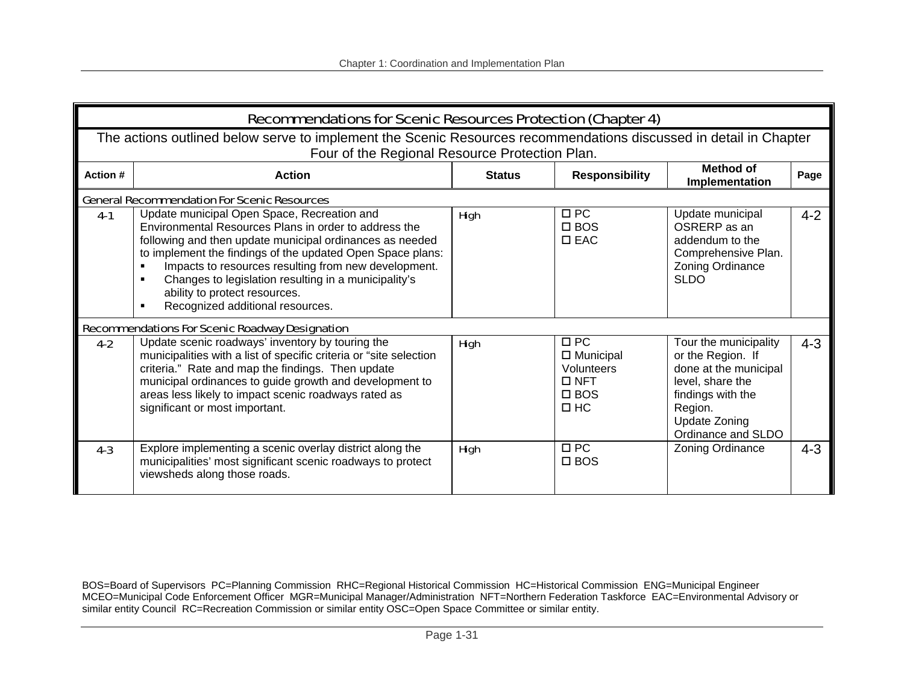## Recommendations for Scenic Resources Protection (Chapter 4)

The actions outlined below serve to implement the Scenic Resources recommendations discussed in detail in Chapter Four of the Regional Resource Protection Plan.

| Action # | Action | Status | Responsibility | Method of Implementation | Page |
|---|---|---|---|---|---|
| *General Recommendation For Scenic Resources* | | | | | |
| 4-1 | Update municipal Open Space, Recreation and Environmental Resources Plans in order to address the following and then update municipal ordinances as needed to implement the findings of the updated Open Space plans:<br>▪ Impacts to resources resulting from new development.<br>▪ Changes to legislation resulting in a municipality's ability to protect resources.<br>▪ Recognized additional resources. | High | ☐ PC<br>☐ BOS<br>☐ EAC | Update municipal OSRERP as an addendum to the Comprehensive Plan.<br>Zoning Ordinance<br>SLDO | 4-2 |
| *Recommendations For Scenic Roadway Designation* | | | | | |
| 4-2 | Update scenic roadways' inventory by touring the municipalities with a list of specific criteria or "site selection criteria." Rate and map the findings. Then update municipal ordinances to guide growth and development to areas less likely to impact scenic roadways rated as significant or most important. | High | ☐ PC<br>☐ Municipal Volunteers<br>☐ NFT<br>☐ BOS<br>☐ HC | Tour the municipality or the Region. If done at the municipal level, share the findings with the Region.<br>Update Zoning Ordinance and SLDO | 4-3 |
| 4-3 | Explore implementing a scenic overlay district along the municipalities' most significant scenic roadways to protect viewsheds along those roads. | High | ☐ PC<br>☐ BOS | Zoning Ordinance | 4-3 |

BOS=Board of Supervisors PC=Planning Commission RHC=Regional Historical Commission HC=Historical Commission ENG=Municipal Engineer MCEO=Municipal Code Enforcement Officer MGR=Municipal Manager/Administration NFT=Northern Federation Taskforce EAC=Environmental Advisory or similar entity Council RC=Recreation Commission or similar entity OSC=Open Space Committee or similar entity.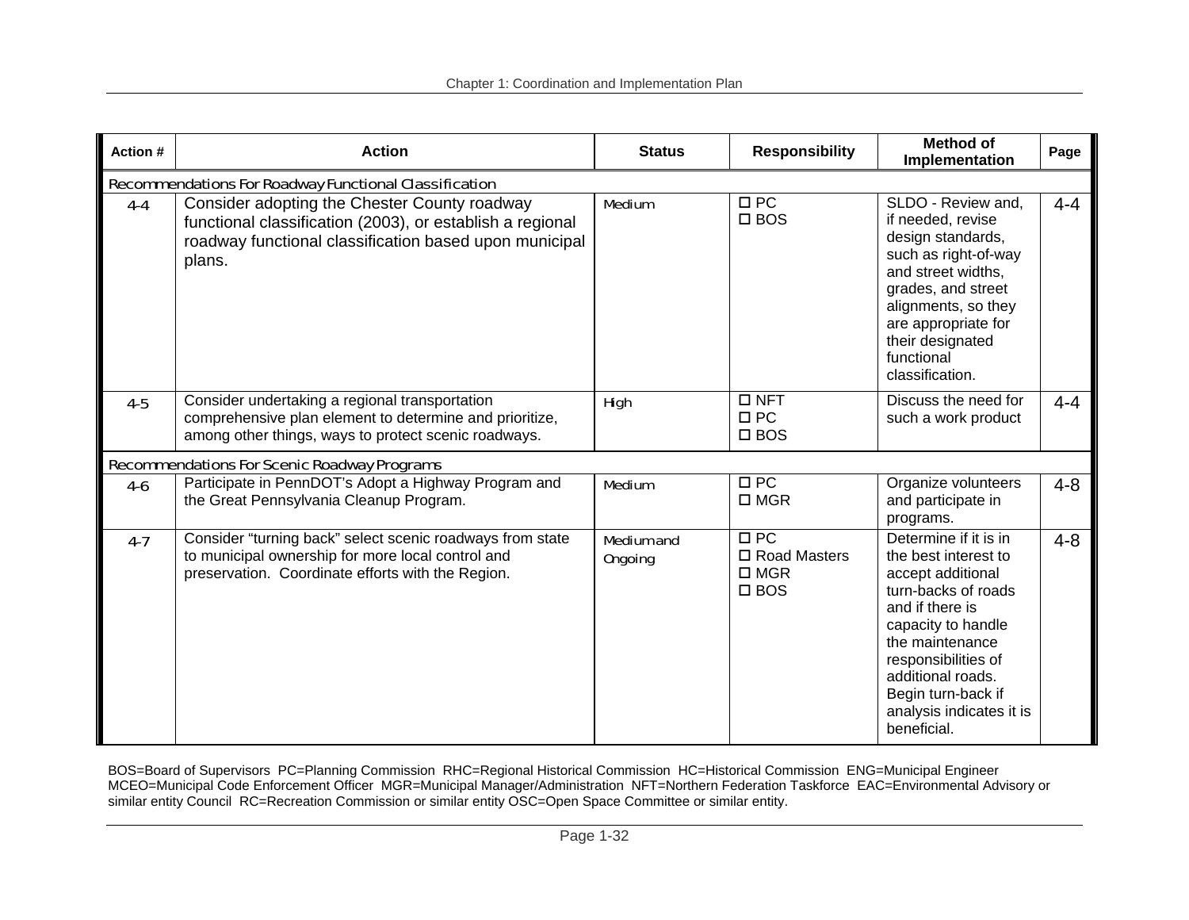| Action # | Action | Status | Responsibility | Method of Implementation | Page |
|---|---|---|---|---|---|
| *Recommendations For Roadway Functional Classification* | | | | | |
| 4-4 | Consider adopting the Chester County roadway functional classification (2003), or establish a regional roadway functional classification based upon municipal plans. | Medium | ☐ PC<br>☐ BOS | SLDO - Review and, if needed, revise design standards, such as right-of-way and street widths, grades, and street alignments, so they are appropriate for their designated functional classification. | 4-4 |
| 4-5 | Consider undertaking a regional transportation comprehensive plan element to determine and prioritize, among other things, ways to protect scenic roadways. | High | ☐ NFT<br>☐ PC<br>☐ BOS | Discuss the need for such a work product | 4-4 |
| *Recommendations For Scenic Roadway Programs* | | | | | |
| 4-6 | Participate in PennDOT's Adopt a Highway Program and the Great Pennsylvania Cleanup Program. | Medium | ☐ PC<br>☐ MGR | Organize volunteers and participate in programs. | 4-8 |
| 4-7 | Consider "turning back" select scenic roadways from state to municipal ownership for more local control and preservation. Coordinate efforts with the Region. | Medium and Ongoing | ☐ PC<br>☐ Road Masters<br>☐ MGR<br>☐ BOS | Determine if it is in the best interest to accept additional turn-backs of roads and if there is capacity to handle the maintenance responsibilities of additional roads. Begin turn-back if analysis indicates it is beneficial. | 4-8 |

BOS=Board of Supervisors PC=Planning Commission RHC=Regional Historical Commission HC=Historical Commission ENG=Municipal Engineer MCEO=Municipal Code Enforcement Officer MGR=Municipal Manager/Administration NFT=Northern Federation Taskforce EAC=Environmental Advisory or similar entity Council RC=Recreation Commission or similar entity OSC=Open Space Committee or similar entity.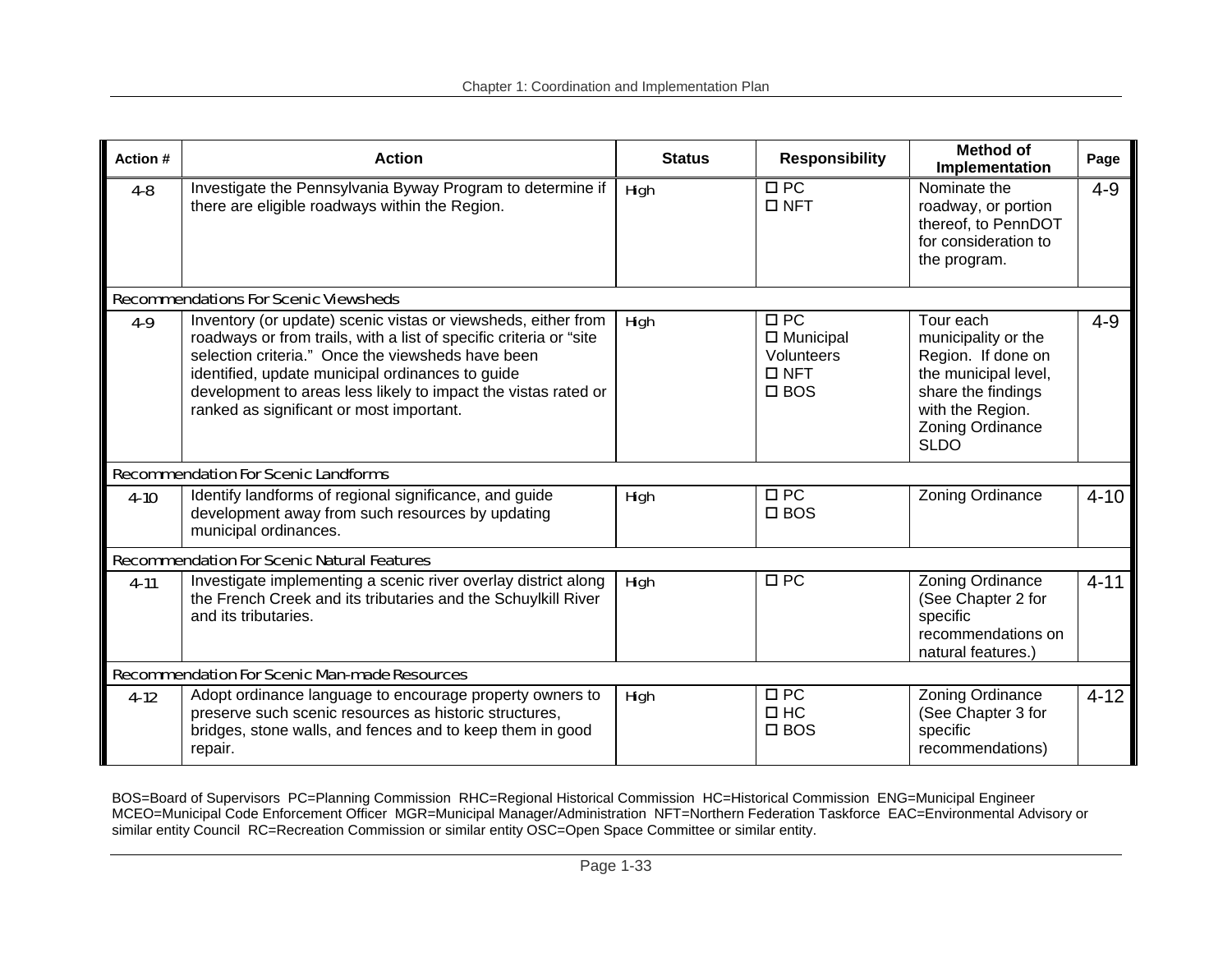| Action # | Action | Status | Responsibility | Method of Implementation | Page |
|---|---|---|---|---|---|
| 4-8 | Investigate the Pennsylvania Byway Program to determine if there are eligible roadways within the Region. | High | ☐ PC<br>☐ NFT | Nominate the roadway, or portion thereof, to PennDOT for consideration to the program. | 4-9 |
| Recommendations For Scenic Viewsheds | | | | | |
| 4-9 | Inventory (or update) scenic vistas or viewsheds, either from roadways or from trails, with a list of specific criteria or "site selection criteria." Once the viewsheds have been identified, update municipal ordinances to guide development to areas less likely to impact the vistas rated or ranked as significant or most important. | High | ☐ PC<br>☐ Municipal Volunteers<br>☐ NFT<br>☐ BOS | Tour each municipality or the Region. If done on the municipal level, share the findings with the Region.<br>Zoning Ordinance<br>SLDO | 4-9 |
| Recommendation For Scenic Landforms | | | | | |
| 4-10 | Identify landforms of regional significance, and guide development away from such resources by updating municipal ordinances. | High | ☐ PC<br>☐ BOS | Zoning Ordinance | 4-10 |
| Recommendation For Scenic Natural Features | | | | | |
| 4-11 | Investigate implementing a scenic river overlay district along the French Creek and its tributaries and the Schuylkill River and its tributaries. | High | ☐ PC | Zoning Ordinance (See Chapter 2 for specific recommendations on natural features.) | 4-11 |
| Recommendation For Scenic Man-made Resources | | | | | |
| 4-12 | Adopt ordinance language to encourage property owners to preserve such scenic resources as historic structures, bridges, stone walls, and fences and to keep them in good repair. | High | ☐ PC<br>☐ HC<br>☐ BOS | Zoning Ordinance (See Chapter 3 for specific recommendations) | 4-12 |

BOS=Board of Supervisors PC=Planning Commission RHC=Regional Historical Commission HC=Historical Commission ENG=Municipal Engineer MCEO=Municipal Code Enforcement Officer MGR=Municipal Manager/Administration NFT=Northern Federation Taskforce EAC=Environmental Advisory or similar entity Council RC=Recreation Commission or similar entity OSC=Open Space Committee or similar entity.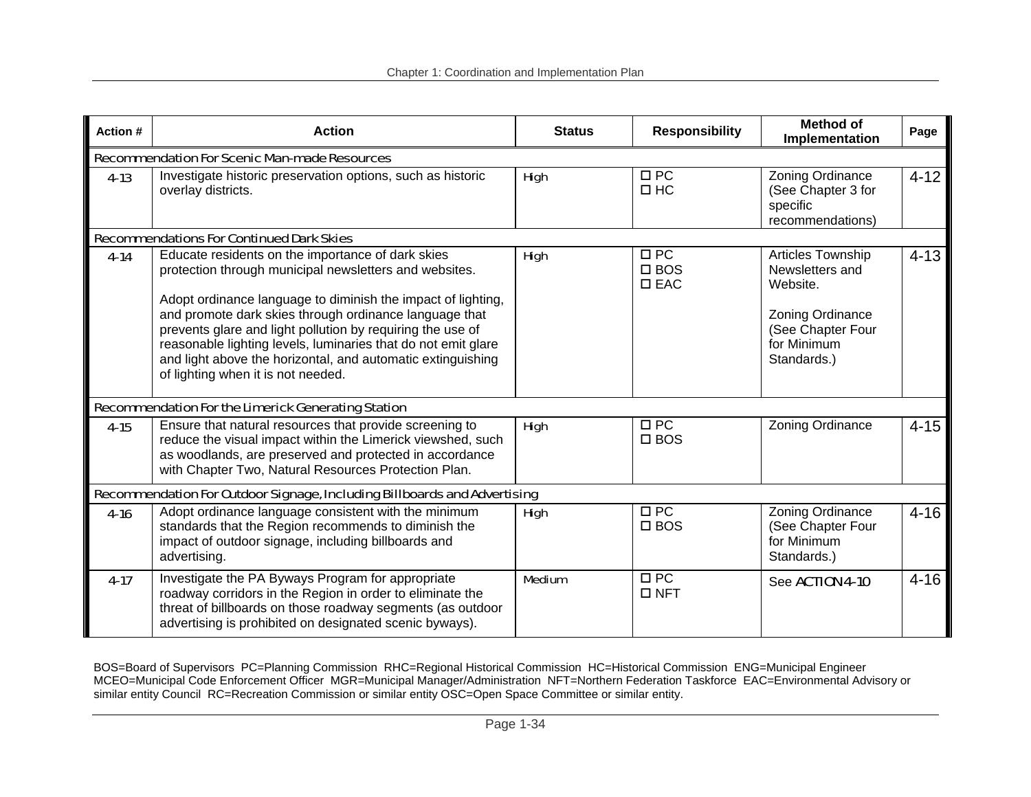| Action # | Action | Status | Responsibility | Method of Implementation | Page |
|---|---|---|---|---|---|
| *Recommendation For Scenic Man-made Resources* | | | | | |
| 4-13 | Investigate historic preservation options, such as historic overlay districts. | High | ☐ PC<br>☐ HC | Zoning Ordinance (See Chapter 3 for specific recommendations) | 4-12 |
| *Recommendations For Continued Dark Skies* | | | | | |
| 4-14 | Educate residents on the importance of dark skies protection through municipal newsletters and websites.<br><br>Adopt ordinance language to diminish the impact of lighting, and promote dark skies through ordinance language that prevents glare and light pollution by requiring the use of reasonable lighting levels, luminaries that do not emit glare and light above the horizontal, and automatic extinguishing of lighting when it is not needed. | High | ☐ PC<br>☐ BOS<br>☐ EAC | Articles Township Newsletters and Website.<br><br>Zoning Ordinance (See Chapter Four for Minimum Standards.) | 4-13 |
| *Recommendation For the Limerick Generating Station* | | | | | |
| 4-15 | Ensure that natural resources that provide screening to reduce the visual impact within the Limerick viewshed, such as woodlands, are preserved and protected in accordance with Chapter Two, Natural Resources Protection Plan. | High | ☐ PC<br>☐ BOS | Zoning Ordinance | 4-15 |
| *Recommendation For Outdoor Signage, Including Billboards and Advertising* | | | | | |
| 4-16 | Adopt ordinance language consistent with the minimum standards that the Region recommends to diminish the impact of outdoor signage, including billboards and advertising. | High | ☐ PC<br>☐ BOS | Zoning Ordinance (See Chapter Four for Minimum Standards.) | 4-16 |
| 4-17 | Investigate the PA Byways Program for appropriate roadway corridors in the Region in order to eliminate the threat of billboards on those roadway segments (as outdoor advertising is prohibited on designated scenic byways). | Medium | ☐ PC<br>☐ NFT | See ACTION 4-10 | 4-16 |

BOS=Board of Supervisors PC=Planning Commission RHC=Regional Historical Commission HC=Historical Commission ENG=Municipal Engineer MCEO=Municipal Code Enforcement Officer MGR=Municipal Manager/Administration NFT=Northern Federation Taskforce EAC=Environmental Advisory or similar entity Council RC=Recreation Commission or similar entity OSC=Open Space Committee or similar entity.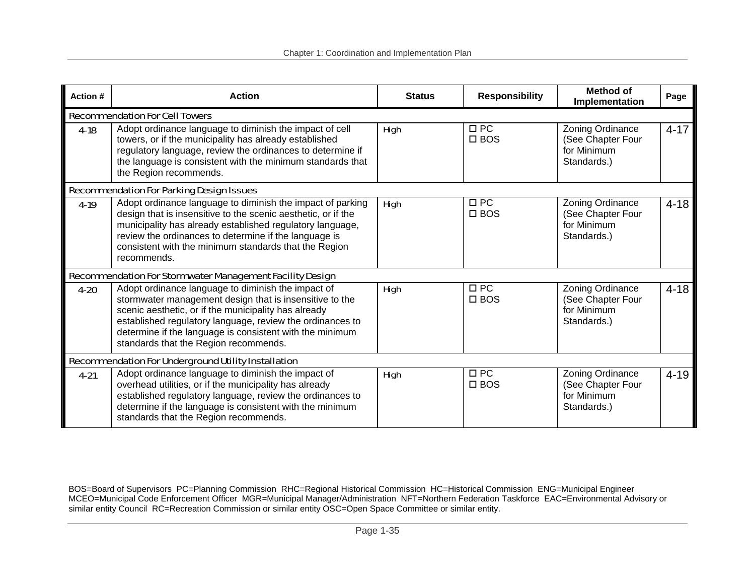| Action # | Action | Status | Responsibility | Method of Implementation | Page |
|---|---|---|---|---|---|
| Recommendation For Cell Towers | | | | | |
| 4-18 | Adopt ordinance language to diminish the impact of cell towers, or if the municipality has already established regulatory language, review the ordinances to determine if the language is consistent with the minimum standards that the Region recommends. | High | ☐ PC<br>☐ BOS | Zoning Ordinance (See Chapter Four for Minimum Standards.) | 4-17 |
| Recommendation For Parking Design Issues | | | | | |
| 4-19 | Adopt ordinance language to diminish the impact of parking design that is insensitive to the scenic aesthetic, or if the municipality has already established regulatory language, review the ordinances to determine if the language is consistent with the minimum standards that the Region recommends. | High | ☐ PC<br>☐ BOS | Zoning Ordinance (See Chapter Four for Minimum Standards.) | 4-18 |
| Recommendation For Stormwater Management Facility Design | | | | | |
| 4-20 | Adopt ordinance language to diminish the impact of stormwater management design that is insensitive to the scenic aesthetic, or if the municipality has already established regulatory language, review the ordinances to determine if the language is consistent with the minimum standards that the Region recommends. | High | ☐ PC<br>☐ BOS | Zoning Ordinance (See Chapter Four for Minimum Standards.) | 4-18 |
| Recommendation For Underground Utility Installation | | | | | |
| 4-21 | Adopt ordinance language to diminish the impact of overhead utilities, or if the municipality has already established regulatory language, review the ordinances to determine if the language is consistent with the minimum standards that the Region recommends. | High | ☐ PC<br>☐ BOS | Zoning Ordinance (See Chapter Four for Minimum Standards.) | 4-19 |

BOS=Board of Supervisors PC=Planning Commission RHC=Regional Historical Commission HC=Historical Commission ENG=Municipal Engineer MCEO=Municipal Code Enforcement Officer MGR=Municipal Manager/Administration NFT=Northern Federation Taskforce EAC=Environmental Advisory or similar entity Council RC=Recreation Commission or similar entity OSC=Open Space Committee or similar entity.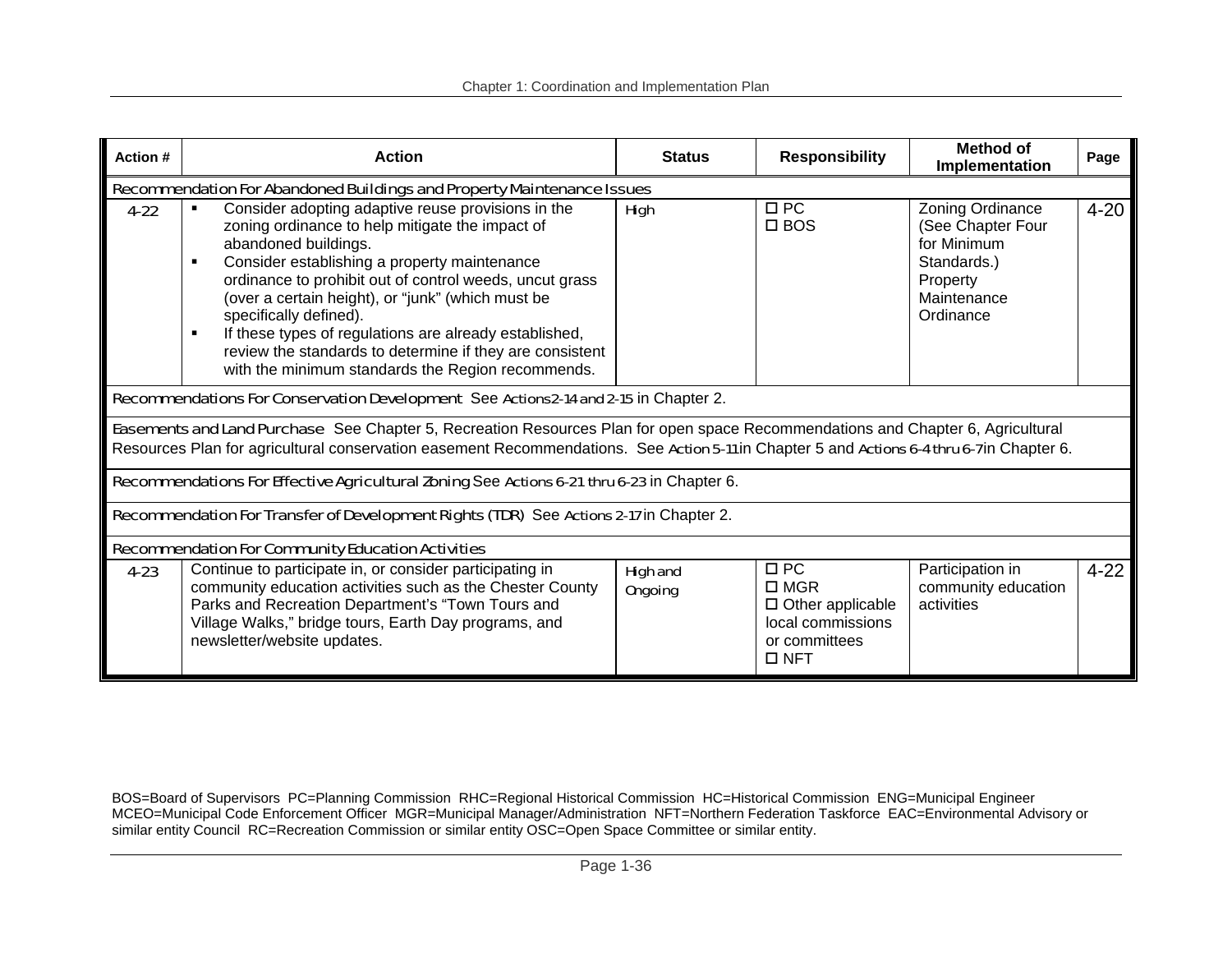| Action # | Action | Status | Responsibility | Method of Implementation | Page |
|---|---|---|---|---|---|
| *Recommendation For Abandoned Buildings and Property Maintenance Issues* | | | | | |
| 4-22 | ▪ Consider adopting adaptive reuse provisions in the zoning ordinance to help mitigate the impact of abandoned buildings.<br>▪ Consider establishing a property maintenance ordinance to prohibit out of control weeds, uncut grass (over a certain height), or "junk" (which must be specifically defined).<br>▪ If these types of regulations are already established, review the standards to determine if they are consistent with the minimum standards the Region recommends. | High | ☐ PC<br>☐ BOS | Zoning Ordinance (See Chapter Four for Minimum Standards.) Property Maintenance Ordinance | 4-20 |
| *Recommendations For Conservation Development* See Actions 2-14 and 2-15 in Chapter 2. | | | | | |
| *Easements and Land Purchase* See Chapter 5, Recreation Resources Plan for open space Recommendations and Chapter 6, Agricultural Resources Plan for agricultural conservation easement Recommendations. See Action 5-11in Chapter 5 and Actions 6-4 thru 6-7in Chapter 6. | | | | | |
| *Recommendations For Effective Agricultural Zoning* See Actions 6-21 thru 6-23 in Chapter 6. | | | | | |
| *Recommendation For Transfer of Development Rights (TDR)* See Actions 2-17 in Chapter 2. | | | | | |
| *Recommendation For Community Education Activities* | | | | | |
| 4-23 | Continue to participate in, or consider participating in community education activities such as the Chester County Parks and Recreation Department's "Town Tours and Village Walks," bridge tours, Earth Day programs, and newsletter/website updates. | High and Ongoing | ☐ PC<br>☐ MGR<br>☐ Other applicable local commissions or committees<br>☐ NFT | Participation in community education activities | 4-22 |

BOS=Board of Supervisors PC=Planning Commission RHC=Regional Historical Commission HC=Historical Commission ENG=Municipal Engineer MCEO=Municipal Code Enforcement Officer MGR=Municipal Manager/Administration NFT=Northern Federation Taskforce EAC=Environmental Advisory or similar entity Council RC=Recreation Commission or similar entity OSC=Open Space Committee or similar entity.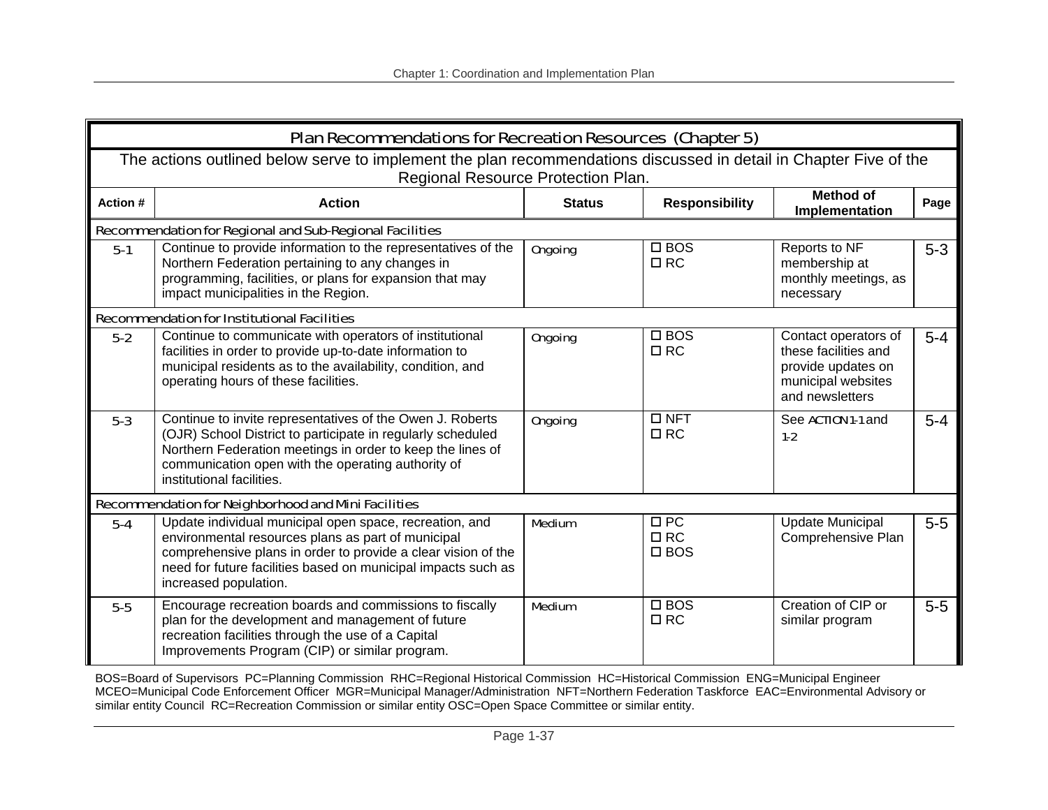| Plan Recommendations for Recreation Resources (Chapter 5) | | | | | |
|---|---|---|---|---|---|
| The actions outlined below serve to implement the plan recommendations discussed in detail in Chapter Five of the Regional Resource Protection Plan. | | | | | |
| **Action #** | **Action** | **Status** | **Responsibility** | **Method of Implementation** | **Page** |
| Recommendation for Regional and Sub-Regional Facilities | | | | | |
| 5-1 | Continue to provide information to the representatives of the Northern Federation pertaining to any changes in programming, facilities, or plans for expansion that may impact municipalities in the Region. | Ongoing | ☐ BOS ☐ RC | Reports to NF membership at monthly meetings, as necessary | 5-3 |
| Recommendation for Institutional Facilities | | | | | |
| 5-2 | Continue to communicate with operators of institutional facilities in order to provide up-to-date information to municipal residents as to the availability, condition, and operating hours of these facilities. | Ongoing | ☐ BOS ☐ RC | Contact operators of these facilities and provide updates on municipal websites and newsletters | 5-4 |
| 5-3 | Continue to invite representatives of the Owen J. Roberts (OJR) School District to participate in regularly scheduled Northern Federation meetings in order to keep the lines of communication open with the operating authority of institutional facilities. | Ongoing | ☐ NFT ☐ RC | See ACTION 1-1 and 1-2 | 5-4 |
| Recommendation for Neighborhood and Mini Facilities | | | | | |
| 5-4 | Update individual municipal open space, recreation, and environmental resources plans as part of municipal comprehensive plans in order to provide a clear vision of the need for future facilities based on municipal impacts such as increased population. | Medium | ☐ PC ☐ RC ☐ BOS | Update Municipal Comprehensive Plan | 5-5 |
| 5-5 | Encourage recreation boards and commissions to fiscally plan for the development and management of future recreation facilities through the use of a Capital Improvements Program (CIP) or similar program. | Medium | ☐ BOS ☐ RC | Creation of CIP or similar program | 5-5 |

BOS=Board of Supervisors PC=Planning Commission RHC=Regional Historical Commission HC=Historical Commission ENG=Municipal Engineer MCEO=Municipal Code Enforcement Officer MGR=Municipal Manager/Administration NFT=Northern Federation Taskforce EAC=Environmental Advisory or similar entity Council RC=Recreation Commission or similar entity OSC=Open Space Committee or similar entity.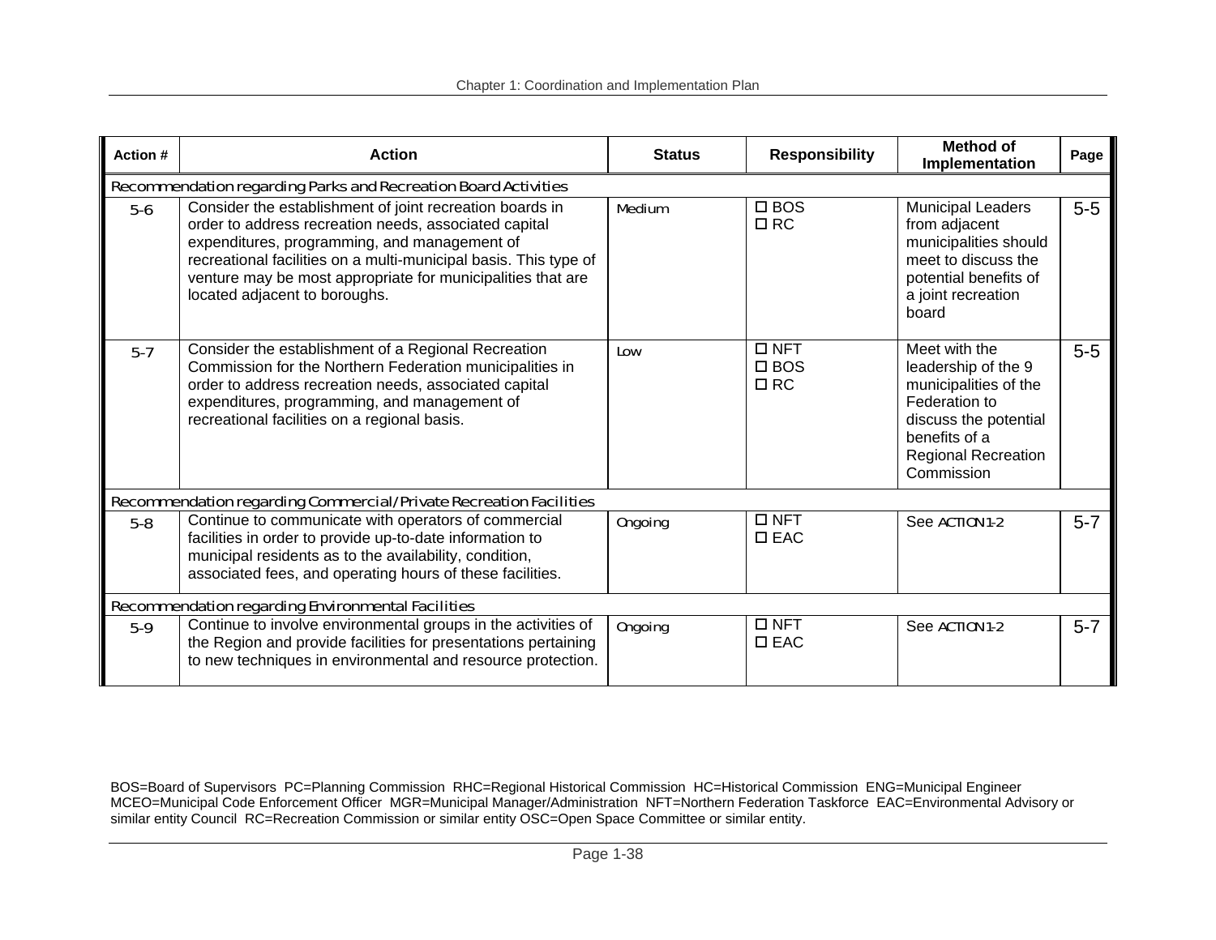| Action # | Action | Status | Responsibility | Method of Implementation | Page |
|---|---|---|---|---|---|
| *Recommendation regarding Parks and Recreation Board Activities* | | | | | |
| 5-6 | Consider the establishment of joint recreation boards in order to address recreation needs, associated capital expenditures, programming, and management of recreational facilities on a multi-municipal basis. This type of venture may be most appropriate for municipalities that are located adjacent to boroughs. | Medium | ☐ BOS<br>☐ RC | Municipal Leaders from adjacent municipalities should meet to discuss the potential benefits of a joint recreation board | 5-5 |
| 5-7 | Consider the establishment of a Regional Recreation Commission for the Northern Federation municipalities in order to address recreation needs, associated capital expenditures, programming, and management of recreational facilities on a regional basis. | Low | ☐ NFT<br>☐ BOS<br>☐ RC | Meet with the leadership of the 9 municipalities of the Federation to discuss the potential benefits of a Regional Recreation Commission | 5-5 |
| *Recommendation regarding Commercial/Private Recreation Facilities* | | | | | |
| 5-8 | Continue to communicate with operators of commercial facilities in order to provide up-to-date information to municipal residents as to the availability, condition, associated fees, and operating hours of these facilities. | Ongoing | ☐ NFT<br>☐ EAC | See ACTION 1-2 | 5-7 |
| *Recommendation regarding Environmental Facilities* | | | | | |
| 5-9 | Continue to involve environmental groups in the activities of the Region and provide facilities for presentations pertaining to new techniques in environmental and resource protection. | Ongoing | ☐ NFT<br>☐ EAC | See ACTION 1-2 | 5-7 |

BOS=Board of Supervisors PC=Planning Commission RHC=Regional Historical Commission HC=Historical Commission ENG=Municipal Engineer MCEO=Municipal Code Enforcement Officer MGR=Municipal Manager/Administration NFT=Northern Federation Taskforce EAC=Environmental Advisory or similar entity Council RC=Recreation Commission or similar entity OSC=Open Space Committee or similar entity.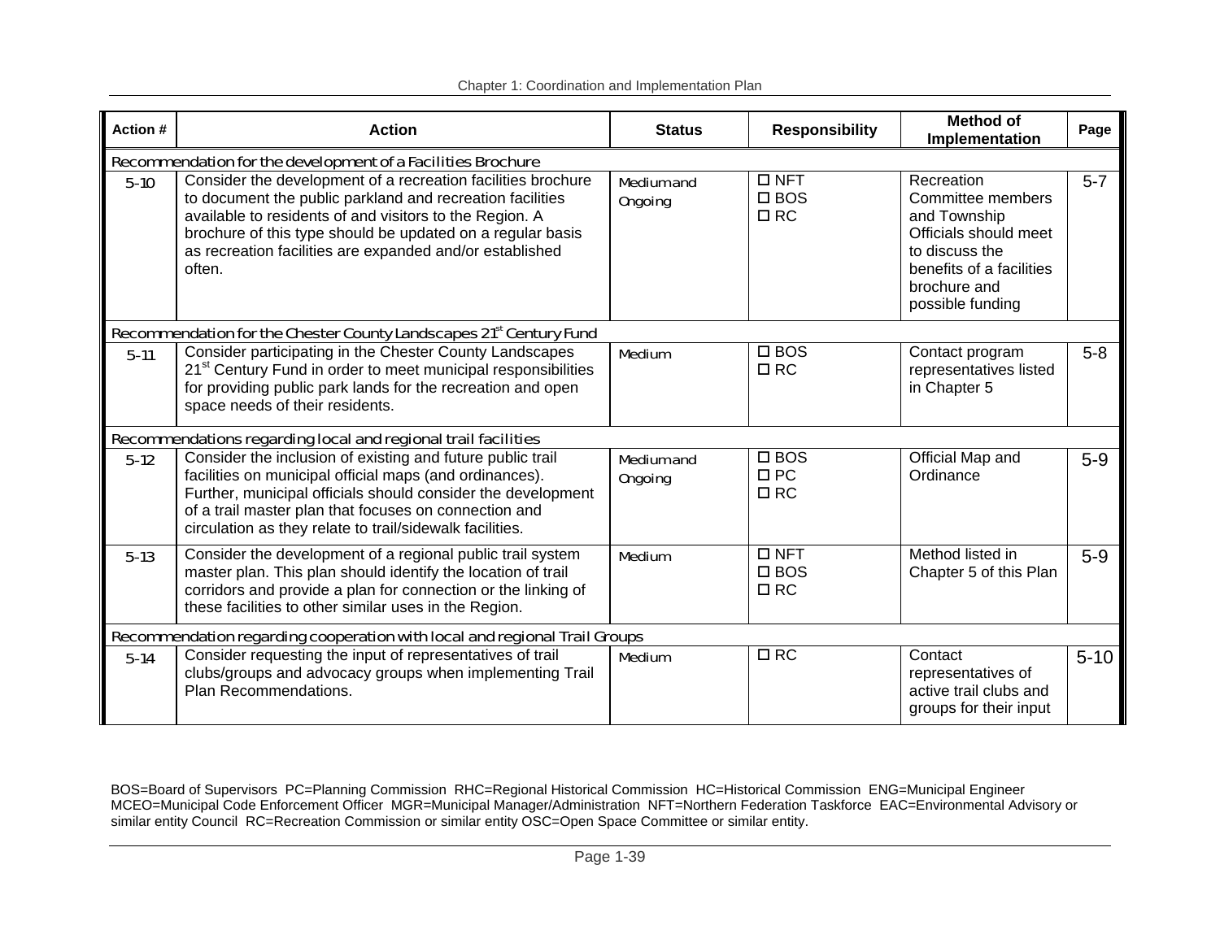| Action # | Action | Status | Responsibility | Method of Implementation | Page |
|---|---|---|---|---|---|
| Recommendation for the development of a Facilities Brochure | | | | | |
| 5-10 | Consider the development of a recreation facilities brochure to document the public parkland and recreation facilities available to residents of and visitors to the Region. A brochure of this type should be updated on a regular basis as recreation facilities are expanded and/or established often. | Medium and Ongoing | ☐ NFT ☐ BOS ☐ RC | Recreation Committee members and Township Officials should meet to discuss the benefits of a facilities brochure and possible funding | 5-7 |
| Recommendation for the Chester County Landscapes 21st Century Fund | | | | | |
| 5-11 | Consider participating in the Chester County Landscapes 21st Century Fund in order to meet municipal responsibilities for providing public park lands for the recreation and open space needs of their residents. | Medium | ☐ BOS ☐ RC | Contact program representatives listed in Chapter 5 | 5-8 |
| Recommendations regarding local and regional trail facilities | | | | | |
| 5-12 | Consider the inclusion of existing and future public trail facilities on municipal official maps (and ordinances). Further, municipal officials should consider the development of a trail master plan that focuses on connection and circulation as they relate to trail/sidewalk facilities. | Medium and Ongoing | ☐ BOS ☐ PC ☐ RC | Official Map and Ordinance | 5-9 |
| 5-13 | Consider the development of a regional public trail system master plan. This plan should identify the location of trail corridors and provide a plan for connection or the linking of these facilities to other similar uses in the Region. | Medium | ☐ NFT ☐ BOS ☐ RC | Method listed in Chapter 5 of this Plan | 5-9 |
| Recommendation regarding cooperation with local and regional Trail Groups | | | | | |
| 5-14 | Consider requesting the input of representatives of trail clubs/groups and advocacy groups when implementing Trail Plan Recommendations. | Medium | ☐ RC | Contact representatives of active trail clubs and groups for their input | 5-10 |

BOS=Board of Supervisors PC=Planning Commission RHC=Regional Historical Commission HC=Historical Commission ENG=Municipal Engineer MCEO=Municipal Code Enforcement Officer MGR=Municipal Manager/Administration NFT=Northern Federation Taskforce EAC=Environmental Advisory or similar entity Council RC=Recreation Commission or similar entity OSC=Open Space Committee or similar entity.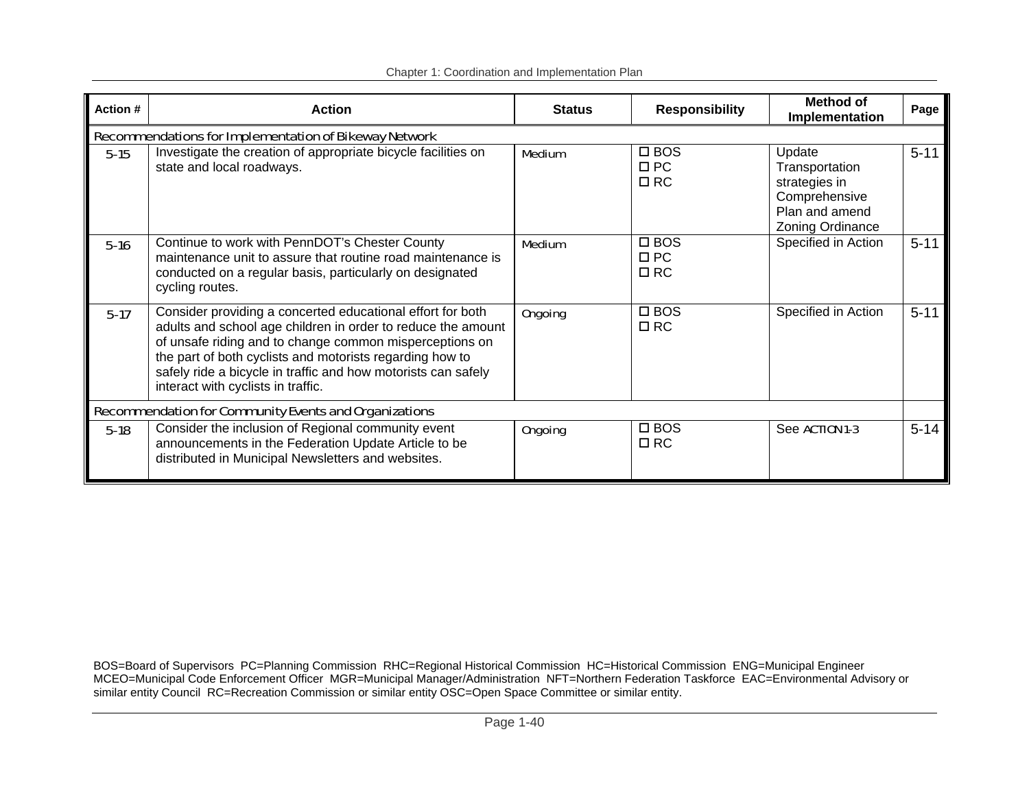| Action # | Action | Status | Responsibility | Method of Implementation | Page |
|---|---|---|---|---|---|
| *Recommendations for Implementation of Bikeway Network* | | | | | |
| 5-15 | Investigate the creation of appropriate bicycle facilities on state and local roadways. | Medium | ☐ BOS<br>☐ PC<br>☐ RC | Update Transportation strategies in Comprehensive Plan and amend Zoning Ordinance | 5-11 |
| 5-16 | Continue to work with PennDOT's Chester County maintenance unit to assure that routine road maintenance is conducted on a regular basis, particularly on designated cycling routes. | Medium | ☐ BOS<br>☐ PC<br>☐ RC | Specified in Action | 5-11 |
| 5-17 | Consider providing a concerted educational effort for both adults and school age children in order to reduce the amount of unsafe riding and to change common misperceptions on the part of both cyclists and motorists regarding how to safely ride a bicycle in traffic and how motorists can safely interact with cyclists in traffic. | Ongoing | ☐ BOS<br>☐ RC | Specified in Action | 5-11 |
| *Recommendation for Community Events and Organizations* | | | | | |
| 5-18 | Consider the inclusion of Regional community event announcements in the Federation Update Article to be distributed in Municipal Newsletters and websites. | Ongoing | ☐ BOS<br>☐ RC | See ACTION 1-3 | 5-14 |

BOS=Board of Supervisors PC=Planning Commission RHC=Regional Historical Commission HC=Historical Commission ENG=Municipal Engineer MCEO=Municipal Code Enforcement Officer MGR=Municipal Manager/Administration NFT=Northern Federation Taskforce EAC=Environmental Advisory or similar entity Council RC=Recreation Commission or similar entity OSC=Open Space Committee or similar entity.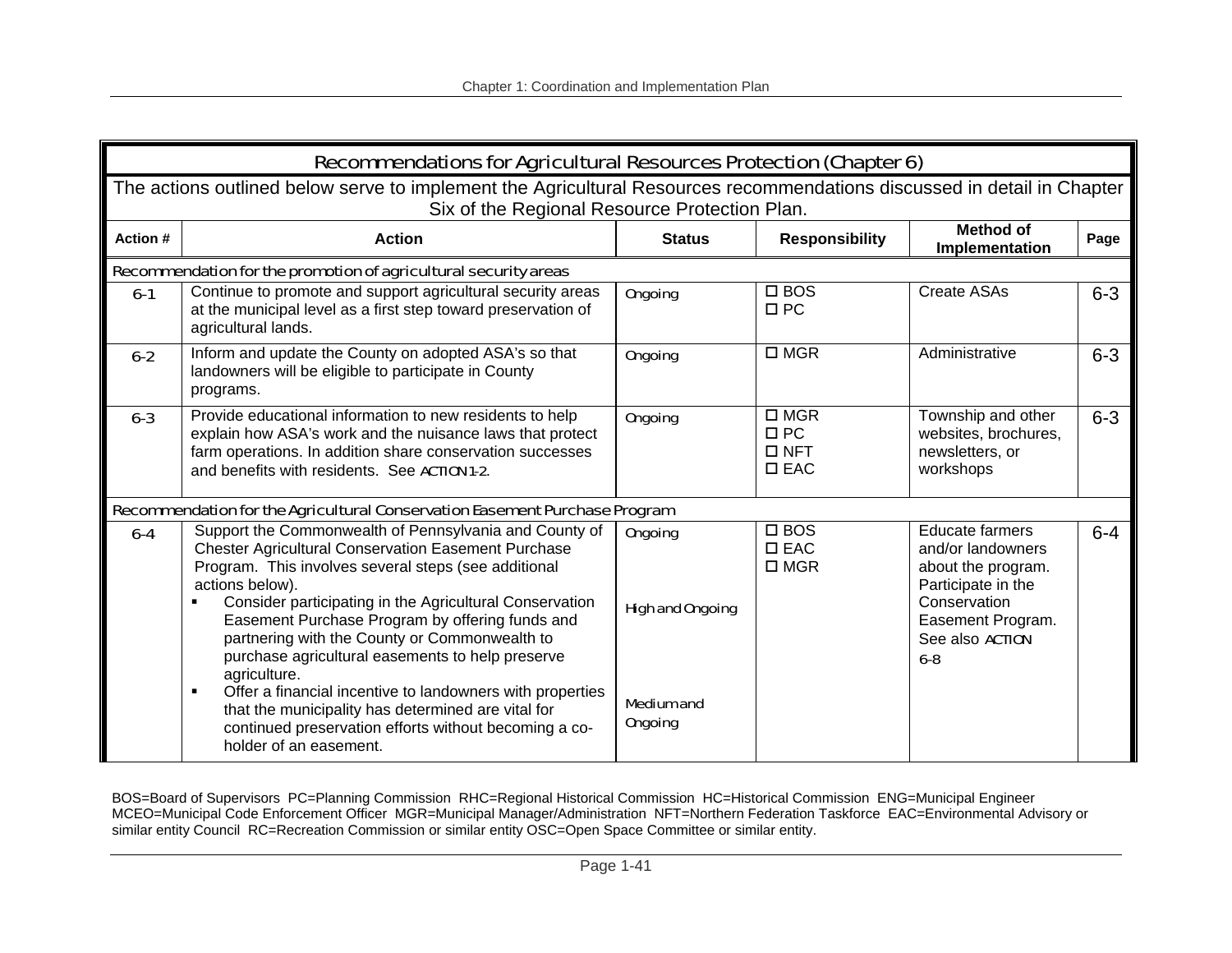| Recommendations for Agricultural Resources Protection (Chapter 6) | | | | | |
|---|---|---|---|---|---|
| The actions outlined below serve to implement the Agricultural Resources recommendations discussed in detail in Chapter Six of the Regional Resource Protection Plan. | | | | | |
| **Action #** | **Action** | **Status** | **Responsibility** | **Method of Implementation** | **Page** |
| Recommendation for the promotion of agricultural security areas | | | | | |
| 6-1 | Continue to promote and support agricultural security areas at the municipal level as a first step toward preservation of agricultural lands. | Ongoing | ☐ BOS<br>☐ PC | Create ASAs | 6-3 |
| 6-2 | Inform and update the County on adopted ASA's so that landowners will be eligible to participate in County programs. | Ongoing | ☐ MGR | Administrative | 6-3 |
| 6-3 | Provide educational information to new residents to help explain how ASA's work and the nuisance laws that protect farm operations. In addition share conservation successes and benefits with residents. See ACTION 1-2. | Ongoing | ☐ MGR<br>☐ PC<br>☐ NFT<br>☐ EAC | Township and other websites, brochures, newsletters, or workshops | 6-3 |
| Recommendation for the Agricultural Conservation Easement Purchase Program | | | | | |
| 6-4 | Support the Commonwealth of Pennsylvania and County of Chester Agricultural Conservation Easement Purchase Program. This involves several steps (see additional actions below).<br>▪ Consider participating in the Agricultural Conservation Easement Purchase Program by offering funds and partnering with the County or Commonwealth to purchase agricultural easements to help preserve agriculture.<br>▪ Offer a financial incentive to landowners with properties that the municipality has determined are vital for continued preservation efforts without becoming a co-holder of an easement. | Ongoing<br><br>High and Ongoing<br><br>Medium and Ongoing | ☐ BOS<br>☐ EAC<br>☐ MGR | Educate farmers and/or landowners about the program. Participate in the Conservation Easement Program. See also ACTION 6-8 | 6-4 |

BOS=Board of Supervisors PC=Planning Commission RHC=Regional Historical Commission HC=Historical Commission ENG=Municipal Engineer MCEO=Municipal Code Enforcement Officer MGR=Municipal Manager/Administration NFT=Northern Federation Taskforce EAC=Environmental Advisory or similar entity Council RC=Recreation Commission or similar entity OSC=Open Space Committee or similar entity.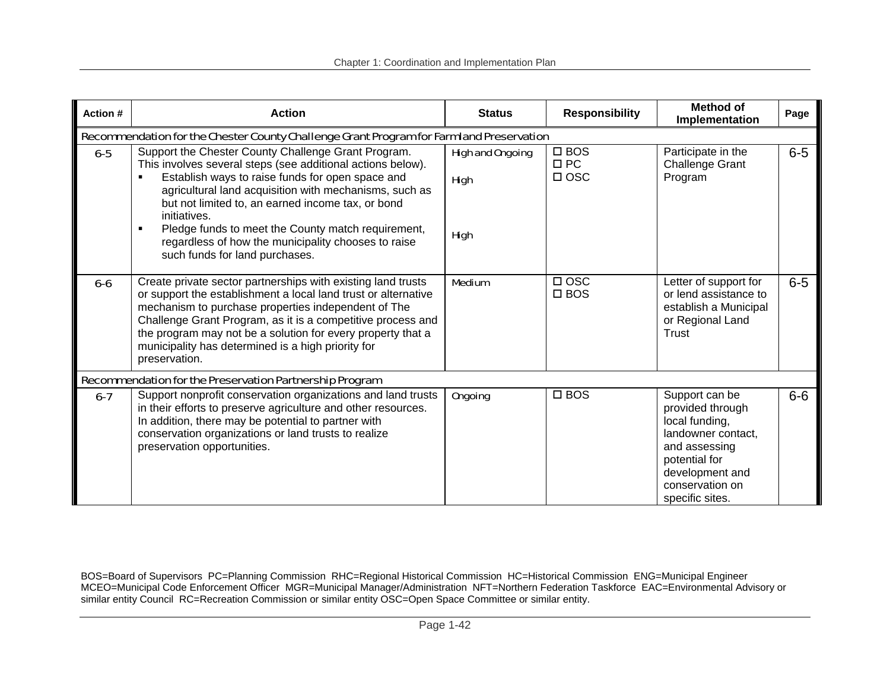| Action # | Action | Status | Responsibility | Method of Implementation | Page |
|---|---|---|---|---|---|
| *Recommendation for the Chester County Challenge Grant Program for Farmland Preservation* | | | | | |
| 6-5 | Support the Chester County Challenge Grant Program. This involves several steps (see additional actions below).<br>▪ Establish ways to raise funds for open space and agricultural land acquisition with mechanisms, such as but not limited to, an earned income tax, or bond initiatives.<br>▪ Pledge funds to meet the County match requirement, regardless of how the municipality chooses to raise such funds for land purchases. | High and Ongoing<br><br>High<br><br>High | ☐ BOS<br>☐ PC<br>☐ OSC | Participate in the Challenge Grant Program | 6-5 |
| 6-6 | Create private sector partnerships with existing land trusts or support the establishment a local land trust or alternative mechanism to purchase properties independent of The Challenge Grant Program, as it is a competitive process and the program may not be a solution for every property that a municipality has determined is a high priority for preservation. | Medium | ☐ OSC<br>☐ BOS | Letter of support for or lend assistance to establish a Municipal or Regional Land Trust | 6-5 |
| *Recommendation for the Preservation Partnership Program* | | | | | |
| 6-7 | Support nonprofit conservation organizations and land trusts in their efforts to preserve agriculture and other resources. In addition, there may be potential to partner with conservation organizations or land trusts to realize preservation opportunities. | Ongoing | ☐ BOS | Support can be provided through local funding, landowner contact, and assessing potential for development and conservation on specific sites. | 6-6 |

BOS=Board of Supervisors PC=Planning Commission RHC=Regional Historical Commission HC=Historical Commission ENG=Municipal Engineer MCEO=Municipal Code Enforcement Officer MGR=Municipal Manager/Administration NFT=Northern Federation Taskforce EAC=Environmental Advisory or similar entity Council RC=Recreation Commission or similar entity OSC=Open Space Committee or similar entity.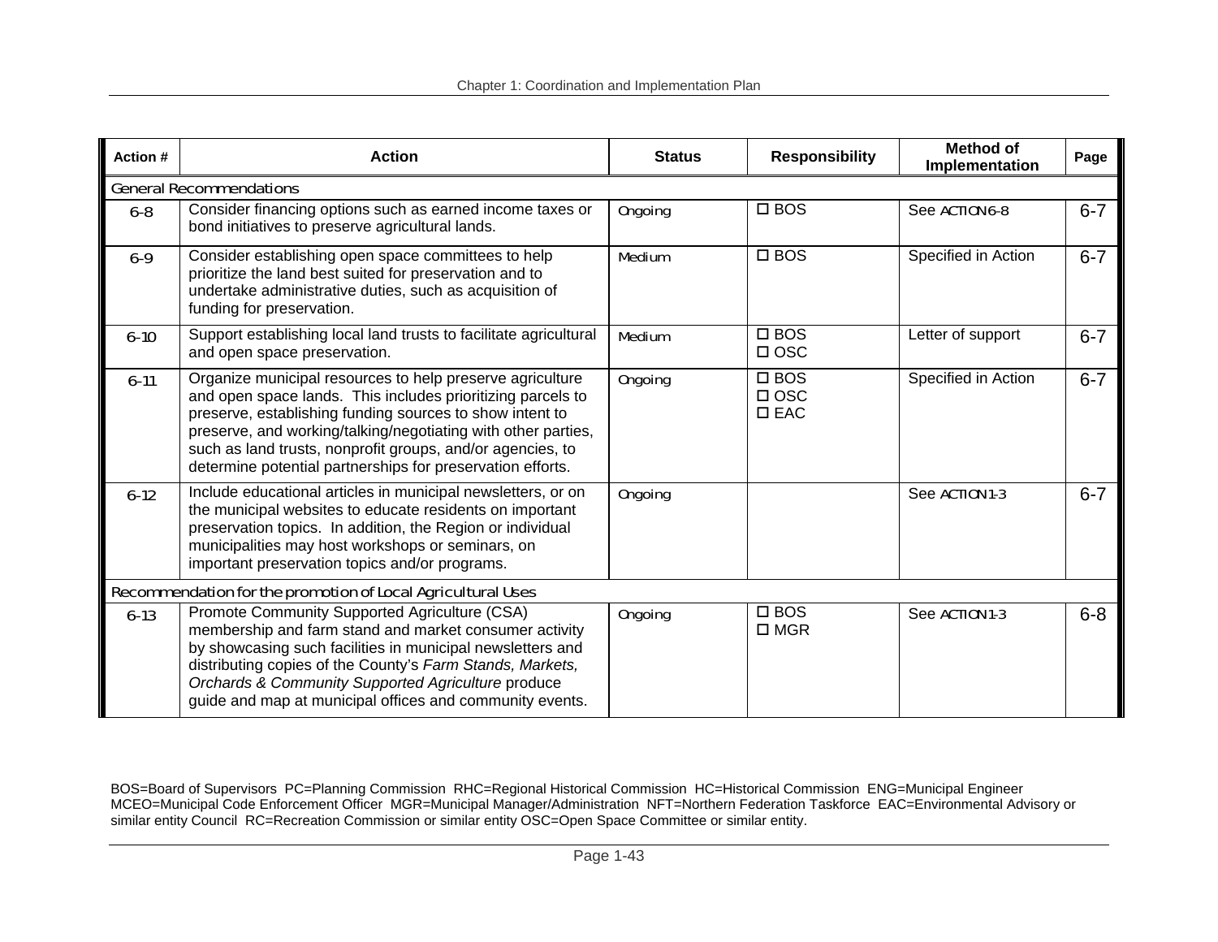| Action # | Action | Status | Responsibility | Method of Implementation | Page |
|---|---|---|---|---|---|
| *General Recommendations* | | | | | |
| 6-8 | Consider financing options such as earned income taxes or bond initiatives to preserve agricultural lands. | Ongoing | ☐ BOS | See ACTION 6-8 | 6-7 |
| 6-9 | Consider establishing open space committees to help prioritize the land best suited for preservation and to undertake administrative duties, such as acquisition of funding for preservation. | Medium | ☐ BOS | Specified in Action | 6-7 |
| 6-10 | Support establishing local land trusts to facilitate agricultural and open space preservation. | Medium | ☐ BOS<br>☐ OSC | Letter of support | 6-7 |
| 6-11 | Organize municipal resources to help preserve agriculture and open space lands. This includes prioritizing parcels to preserve, establishing funding sources to show intent to preserve, and working/talking/negotiating with other parties, such as land trusts, nonprofit groups, and/or agencies, to determine potential partnerships for preservation efforts. | Ongoing | ☐ BOS<br>☐ OSC<br>☐ EAC | Specified in Action | 6-7 |
| 6-12 | Include educational articles in municipal newsletters, or on the municipal websites to educate residents on important preservation topics. In addition, the Region or individual municipalities may host workshops or seminars, on important preservation topics and/or programs. | Ongoing | | See ACTION 1-3 | 6-7 |
| *Recommendation for the promotion of Local Agricultural Uses* | | | | | |
| 6-13 | Promote Community Supported Agriculture (CSA) membership and farm stand and market consumer activity by showcasing such facilities in municipal newsletters and distributing copies of the County's *Farm Stands, Markets, Orchards & Community Supported Agriculture* produce guide and map at municipal offices and community events. | Ongoing | ☐ BOS<br>☐ MGR | See ACTION 1-3 | 6-8 |

BOS=Board of Supervisors PC=Planning Commission RHC=Regional Historical Commission HC=Historical Commission ENG=Municipal Engineer MCEO=Municipal Code Enforcement Officer MGR=Municipal Manager/Administration NFT=Northern Federation Taskforce EAC=Environmental Advisory or similar entity Council RC=Recreation Commission or similar entity OSC=Open Space Committee or similar entity.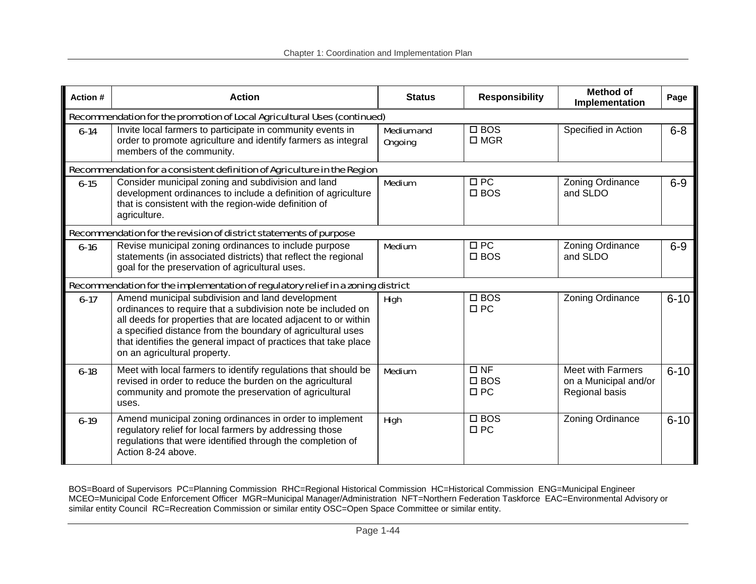| Action # | Action | Status | Responsibility | Method of Implementation | Page |
|---|---|---|---|---|---|
| Recommendation for the promotion of Local Agricultural Uses (continued) | | | | | |
| 6-14 | Invite local farmers to participate in community events in order to promote agriculture and identify farmers as integral members of the community. | Medium and Ongoing | ☐ BOS<br>☐ MGR | Specified in Action | 6-8 |
| Recommendation for a consistent definition of Agriculture in the Region | | | | | |
| 6-15 | Consider municipal zoning and subdivision and land development ordinances to include a definition of agriculture that is consistent with the region-wide definition of agriculture. | Medium | ☐ PC<br>☐ BOS | Zoning Ordinance and SLDO | 6-9 |
| Recommendation for the revision of district statements of purpose | | | | | |
| 6-16 | Revise municipal zoning ordinances to include purpose statements (in associated districts) that reflect the regional goal for the preservation of agricultural uses. | Medium | ☐ PC<br>☐ BOS | Zoning Ordinance and SLDO | 6-9 |
| Recommendation for the implementation of regulatory relief in a zoning district | | | | | |
| 6-17 | Amend municipal subdivision and land development ordinances to require that a subdivision note be included on all deeds for properties that are located adjacent to or within a specified distance from the boundary of agricultural uses that identifies the general impact of practices that take place on an agricultural property. | High | ☐ BOS<br>☐ PC | Zoning Ordinance | 6-10 |
| 6-18 | Meet with local farmers to identify regulations that should be revised in order to reduce the burden on the agricultural community and promote the preservation of agricultural uses. | Medium | ☐ NF<br>☐ BOS<br>☐ PC | Meet with Farmers on a Municipal and/or Regional basis | 6-10 |
| 6-19 | Amend municipal zoning ordinances in order to implement regulatory relief for local farmers by addressing those regulations that were identified through the completion of Action 8-24 above. | High | ☐ BOS<br>☐ PC | Zoning Ordinance | 6-10 |

BOS=Board of Supervisors PC=Planning Commission RHC=Regional Historical Commission HC=Historical Commission ENG=Municipal Engineer MCEO=Municipal Code Enforcement Officer MGR=Municipal Manager/Administration NFT=Northern Federation Taskforce EAC=Environmental Advisory or similar entity Council RC=Recreation Commission or similar entity OSC=Open Space Committee or similar entity.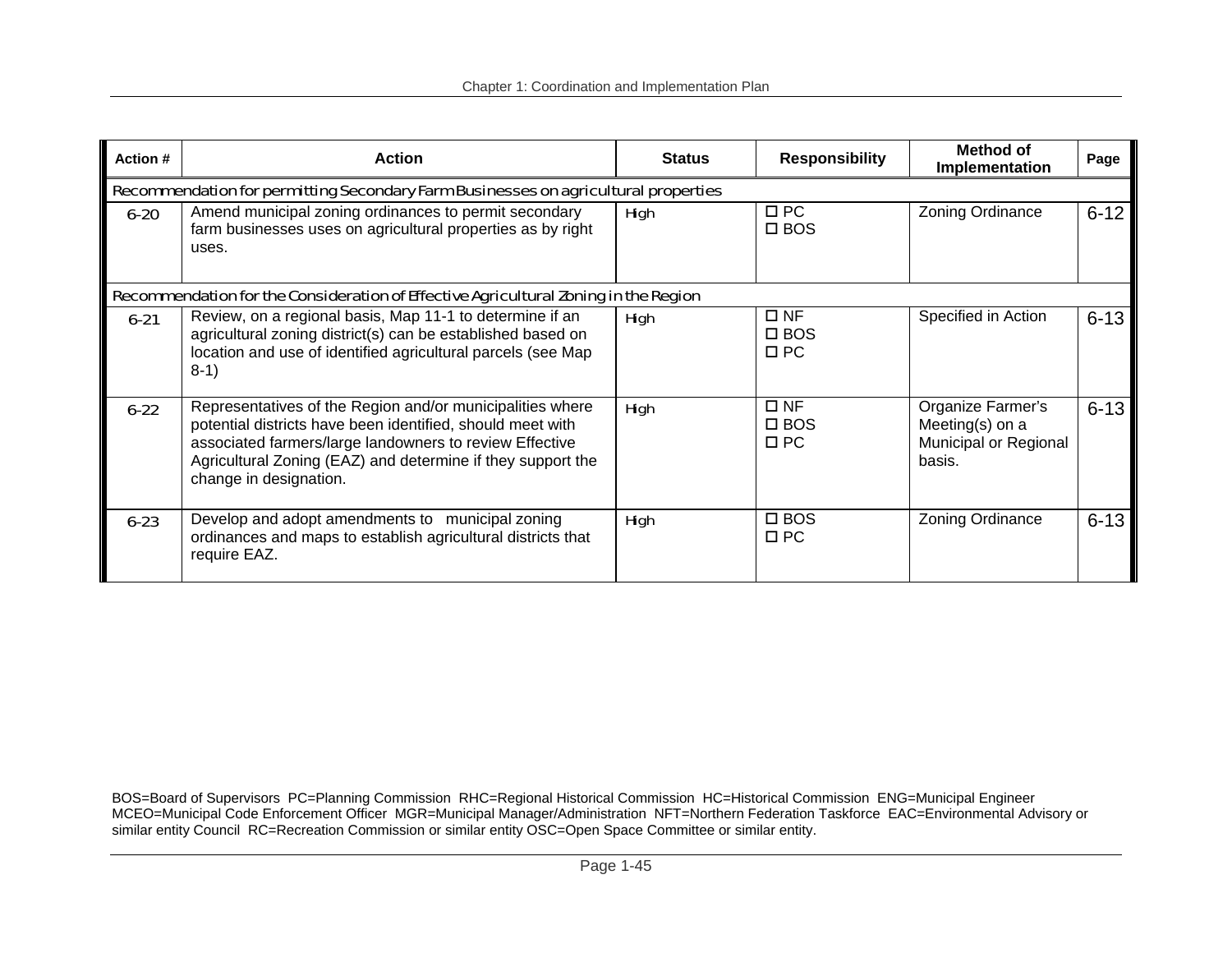| Action # | Action | Status | Responsibility | Method of Implementation | Page |
|---|---|---|---|---|---|
| Recommendation for permitting Secondary Farm Businesses on agricultural properties | | | | | |
| 6-20 | Amend municipal zoning ordinances to permit secondary farm businesses uses on agricultural properties as by right uses. | High | ☐ PC<br>☐ BOS | Zoning Ordinance | 6-12 |
| Recommendation for the Consideration of Effective Agricultural Zoning in the Region | | | | | |
| 6-21 | Review, on a regional basis, Map 11-1 to determine if an agricultural zoning district(s) can be established based on location and use of identified agricultural parcels (see Map 8-1) | High | ☐ NF<br>☐ BOS<br>☐ PC | Specified in Action | 6-13 |
| 6-22 | Representatives of the Region and/or municipalities where potential districts have been identified, should meet with associated farmers/large landowners to review Effective Agricultural Zoning (EAZ) and determine if they support the change in designation. | High | ☐ NF<br>☐ BOS<br>☐ PC | Organize Farmer's Meeting(s) on a Municipal or Regional basis. | 6-13 |
| 6-23 | Develop and adopt amendments to municipal zoning ordinances and maps to establish agricultural districts that require EAZ. | High | ☐ BOS<br>☐ PC | Zoning Ordinance | 6-13 |

BOS=Board of Supervisors PC=Planning Commission RHC=Regional Historical Commission HC=Historical Commission ENG=Municipal Engineer MCEO=Municipal Code Enforcement Officer MGR=Municipal Manager/Administration NFT=Northern Federation Taskforce EAC=Environmental Advisory or similar entity Council RC=Recreation Commission or similar entity OSC=Open Space Committee or similar entity.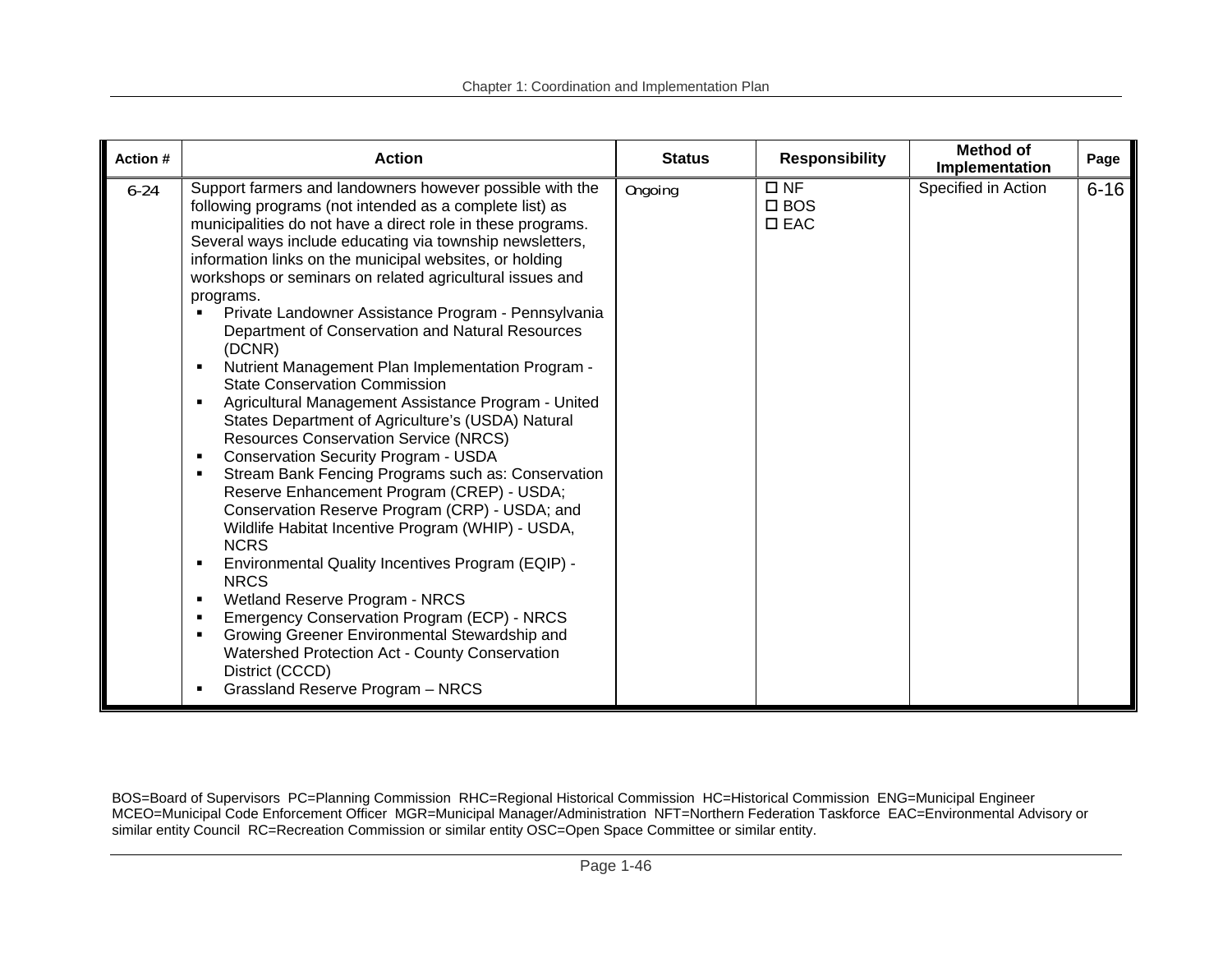| Action # | Action | Status | Responsibility | Method of Implementation | Page |
|---|---|---|---|---|---|
| 6-24 | Support farmers and landowners however possible with the following programs (not intended as a complete list) as municipalities do not have a direct role in these programs. Several ways include educating via township newsletters, information links on the municipal websites, or holding workshops or seminars on related agricultural issues and programs.<br>▪ Private Landowner Assistance Program - Pennsylvania Department of Conservation and Natural Resources (DCNR)<br>▪ Nutrient Management Plan Implementation Program - State Conservation Commission<br>▪ Agricultural Management Assistance Program - United States Department of Agriculture's (USDA) Natural Resources Conservation Service (NRCS)<br>▪ Conservation Security Program - USDA<br>▪ Stream Bank Fencing Programs such as: Conservation Reserve Enhancement Program (CREP) - USDA; Conservation Reserve Program (CRP) - USDA; and Wildlife Habitat Incentive Program (WHIP) - USDA, NCRS<br>▪ Environmental Quality Incentives Program (EQIP) - NRCS<br>▪ Wetland Reserve Program - NRCS<br>▪ Emergency Conservation Program (ECP) - NRCS<br>▪ Growing Greener Environmental Stewardship and Watershed Protection Act - County Conservation District (CCCD)<br>▪ Grassland Reserve Program – NRCS | Ongoing | ☐ NF<br>☐ BOS<br>☐ EAC | Specified in Action | 6-16 |

BOS=Board of Supervisors PC=Planning Commission RHC=Regional Historical Commission HC=Historical Commission ENG=Municipal Engineer MCEO=Municipal Code Enforcement Officer MGR=Municipal Manager/Administration NFT=Northern Federation Taskforce EAC=Environmental Advisory or similar entity Council RC=Recreation Commission or similar entity OSC=Open Space Committee or similar entity.